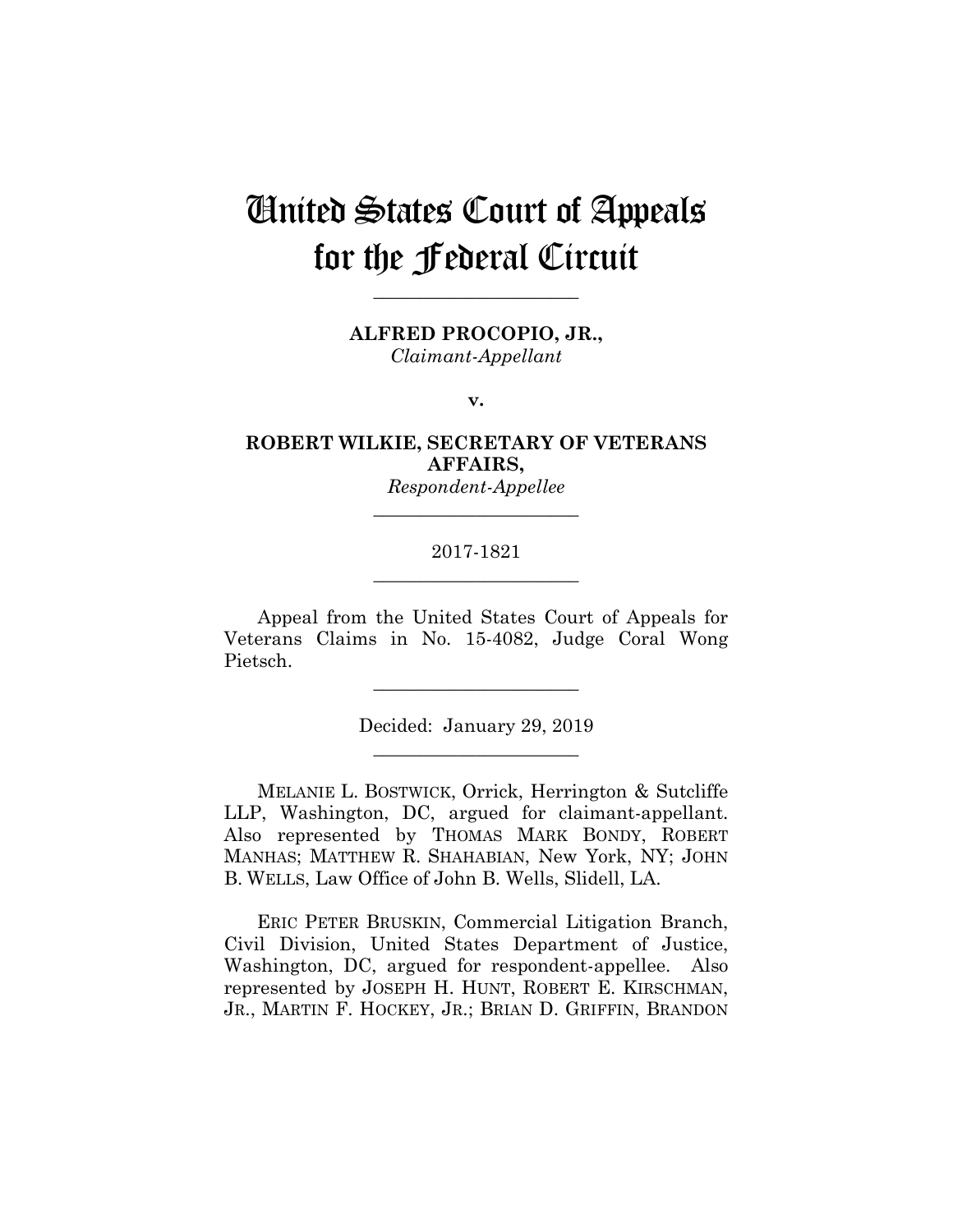# United States Court of Appeals for the Federal Circuit

______________________

**ALFRED PROCOPIO, JR.,**
*Claimant-Appellant*

**v.**

**ROBERT WILKIE, SECRETARY OF VETERANS AFFAIRS,**
*Respondent-Appellee*

______________________

2017-1821

______________________

Appeal from the United States Court of Appeals for Veterans Claims in No. 15-4082, Judge Coral Wong Pietsch.

______________________

Decided: January 29, 2019

______________________

MELANIE L. BOSTWICK, Orrick, Herrington & Sutcliffe LLP, Washington, DC, argued for claimant-appellant. Also represented by THOMAS MARK BONDY, ROBERT MANHAS; MATTHEW R. SHAHABIAN, New York, NY; JOHN B. WELLS, Law Office of John B. Wells, Slidell, LA.

ERIC PETER BRUSKIN, Commercial Litigation Branch, Civil Division, United States Department of Justice, Washington, DC, argued for respondent-appellee. Also represented by JOSEPH H. HUNT, ROBERT E. KIRSCHMAN, JR., MARTIN F. HOCKEY, JR.; BRIAN D. GRIFFIN, BRANDON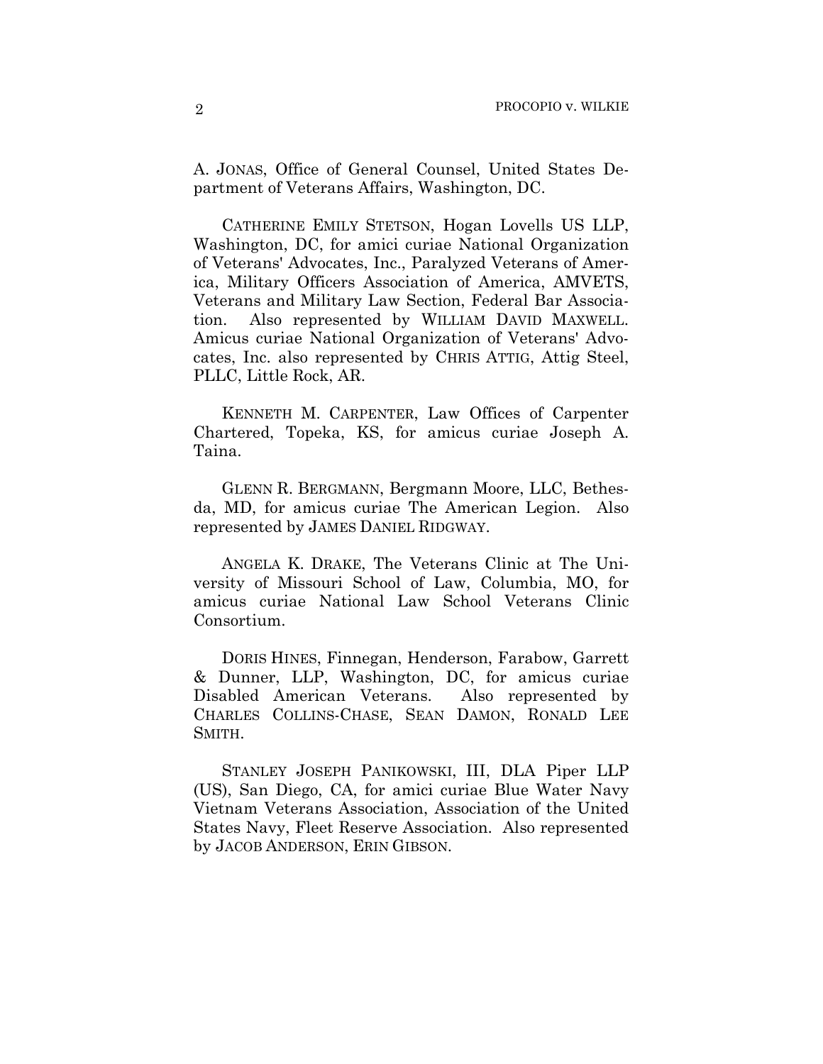A. JONAS, Office of General Counsel, United States Department of Veterans Affairs, Washington, DC.

CATHERINE EMILY STETSON, Hogan Lovells US LLP, Washington, DC, for amici curiae National Organization of Veterans' Advocates, Inc., Paralyzed Veterans of America, Military Officers Association of America, AMVETS, Veterans and Military Law Section, Federal Bar Association. Also represented by WILLIAM DAVID MAXWELL. Amicus curiae National Organization of Veterans' Advocates, Inc. also represented by CHRIS ATTIG, Attig Steel, PLLC, Little Rock, AR.

KENNETH M. CARPENTER, Law Offices of Carpenter Chartered, Topeka, KS, for amicus curiae Joseph A. Taina.

GLENN R. BERGMANN, Bergmann Moore, LLC, Bethesda, MD, for amicus curiae The American Legion. Also represented by JAMES DANIEL RIDGWAY.

ANGELA K. DRAKE, The Veterans Clinic at The University of Missouri School of Law, Columbia, MO, for amicus curiae National Law School Veterans Clinic Consortium.

DORIS HINES, Finnegan, Henderson, Farabow, Garrett & Dunner, LLP, Washington, DC, for amicus curiae Disabled American Veterans. Also represented by CHARLES COLLINS-CHASE, SEAN DAMON, RONALD LEE SMITH.

STANLEY JOSEPH PANIKOWSKI, III, DLA Piper LLP (US), San Diego, CA, for amici curiae Blue Water Navy Vietnam Veterans Association, Association of the United States Navy, Fleet Reserve Association. Also represented by JACOB ANDERSON, ERIN GIBSON.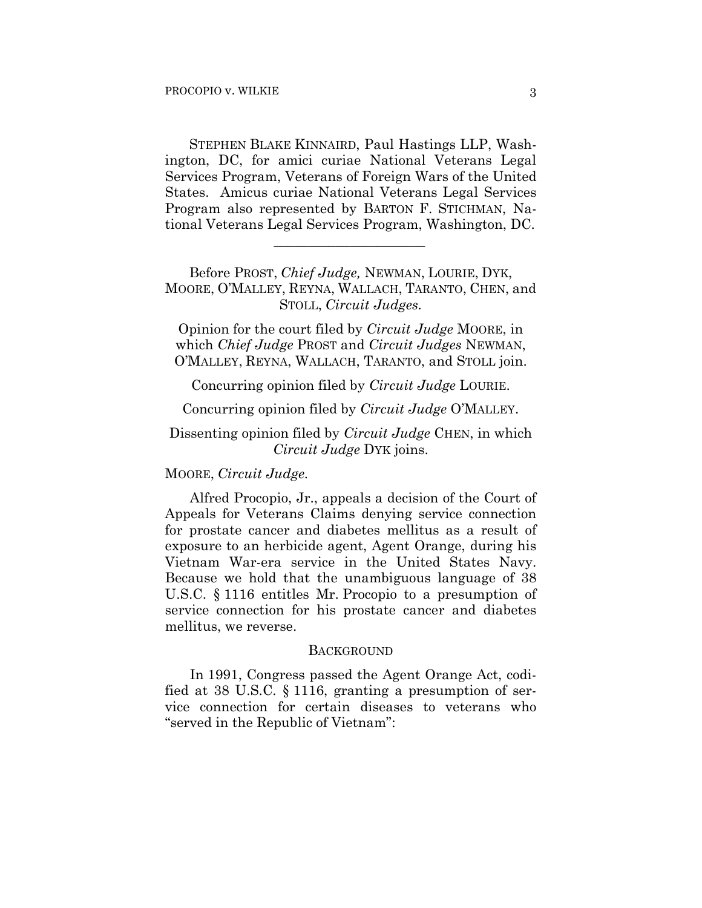STEPHEN BLAKE KINNAIRD, Paul Hastings LLP, Washington, DC, for amici curiae National Veterans Legal Services Program, Veterans of Foreign Wars of the United States. Amicus curiae National Veterans Legal Services Program also represented by BARTON F. STICHMAN, National Veterans Legal Services Program, Washington, DC.

---

Before PROST, *Chief Judge,* NEWMAN, LOURIE, DYK, MOORE, O'MALLEY, REYNA, WALLACH, TARANTO, CHEN, and STOLL, *Circuit Judges*.

Opinion for the court filed by *Circuit Judge* MOORE, in which *Chief Judge* PROST and *Circuit Judges* NEWMAN, O'MALLEY, REYNA, WALLACH, TARANTO, and STOLL join.

Concurring opinion filed by *Circuit Judge* LOURIE.

Concurring opinion filed by *Circuit Judge* O'MALLEY.

Dissenting opinion filed by *Circuit Judge* CHEN, in which *Circuit Judge* DYK joins.

MOORE, *Circuit Judge*.

Alfred Procopio, Jr., appeals a decision of the Court of Appeals for Veterans Claims denying service connection for prostate cancer and diabetes mellitus as a result of exposure to an herbicide agent, Agent Orange, during his Vietnam War-era service in the United States Navy. Because we hold that the unambiguous language of 38 U.S.C. § 1116 entitles Mr. Procopio to a presumption of service connection for his prostate cancer and diabetes mellitus, we reverse.

## BACKGROUND

In 1991, Congress passed the Agent Orange Act, codified at 38 U.S.C. § 1116, granting a presumption of service connection for certain diseases to veterans who "served in the Republic of Vietnam":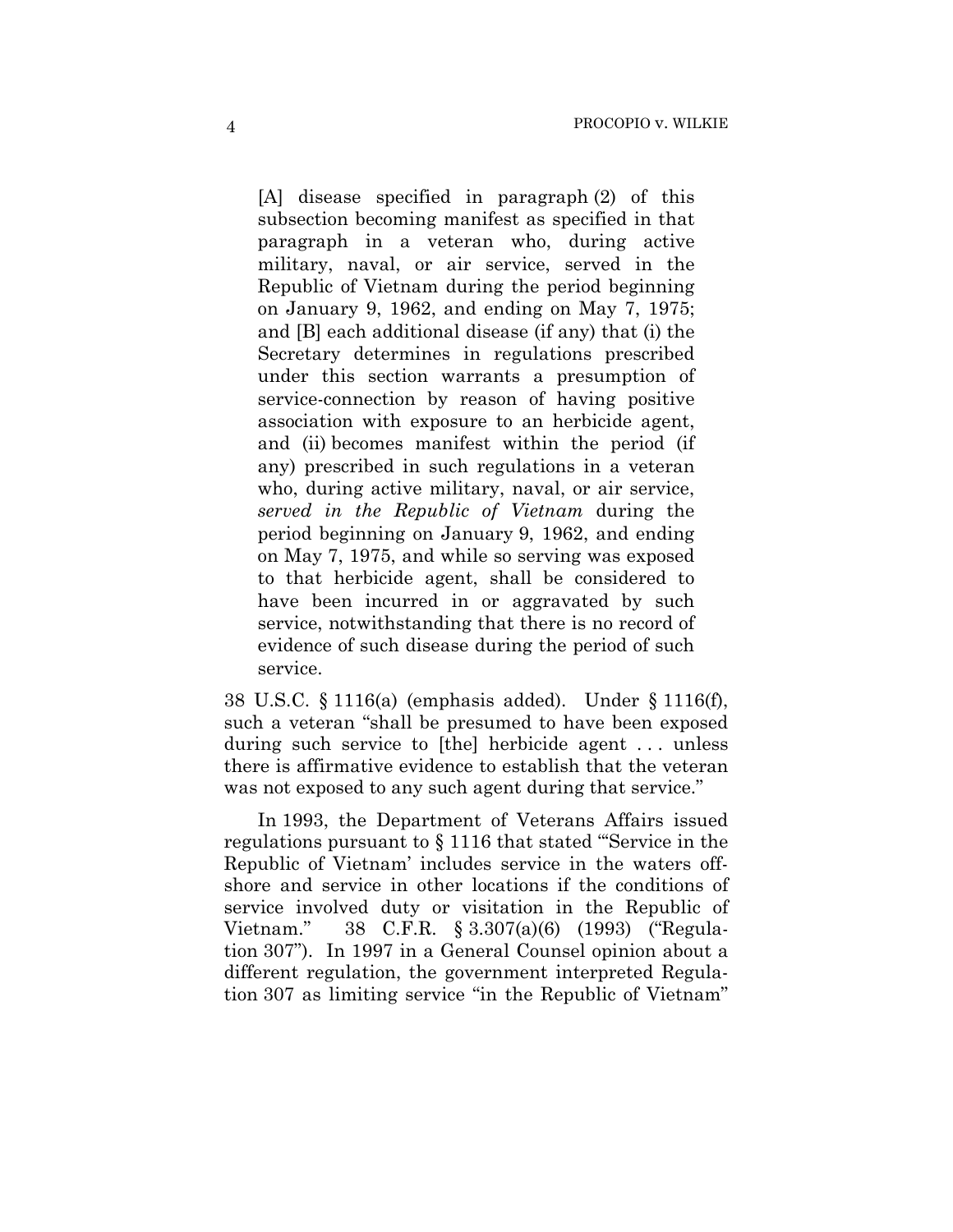> [A] disease specified in paragraph (2) of this subsection becoming manifest as specified in that paragraph in a veteran who, during active military, naval, or air service, served in the Republic of Vietnam during the period beginning on January 9, 1962, and ending on May 7, 1975; and [B] each additional disease (if any) that (i) the Secretary determines in regulations prescribed under this section warrants a presumption of service-connection by reason of having positive association with exposure to an herbicide agent, and (ii) becomes manifest within the period (if any) prescribed in such regulations in a veteran who, during active military, naval, or air service, *served in the Republic of Vietnam* during the period beginning on January 9, 1962, and ending on May 7, 1975, and while so serving was exposed to that herbicide agent, shall be considered to have been incurred in or aggravated by such service, notwithstanding that there is no record of evidence of such disease during the period of such service.

38 U.S.C. § 1116(a) (emphasis added). Under § 1116(f), such a veteran "shall be presumed to have been exposed during such service to [the] herbicide agent . . . unless there is affirmative evidence to establish that the veteran was not exposed to any such agent during that service."

In 1993, the Department of Veterans Affairs issued regulations pursuant to § 1116 that stated "'Service in the Republic of Vietnam' includes service in the waters offshore and service in other locations if the conditions of service involved duty or visitation in the Republic of Vietnam." 38 C.F.R. § 3.307(a)(6) (1993) ("Regulation 307"). In 1997 in a General Counsel opinion about a different regulation, the government interpreted Regulation 307 as limiting service "in the Republic of Vietnam"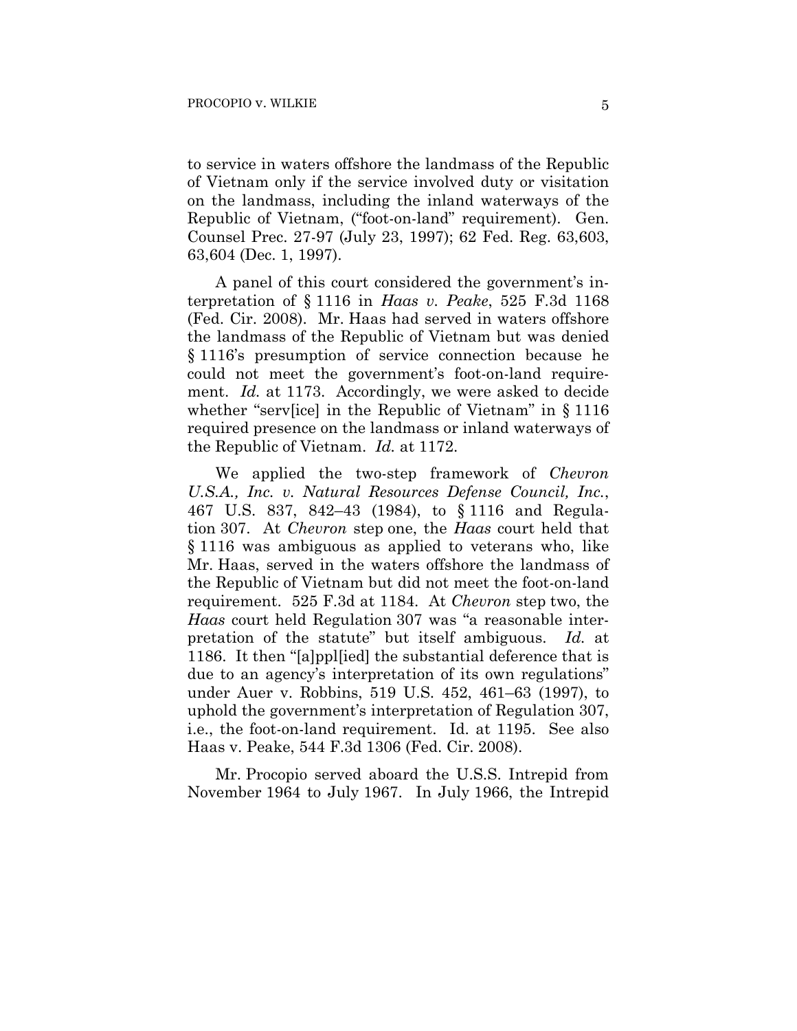to service in waters offshore the landmass of the Republic of Vietnam only if the service involved duty or visitation on the landmass, including the inland waterways of the Republic of Vietnam, ("foot-on-land" requirement). Gen. Counsel Prec. 27-97 (July 23, 1997); 62 Fed. Reg. 63,603, 63,604 (Dec. 1, 1997).

A panel of this court considered the government's interpretation of § 1116 in *Haas v. Peake*, 525 F.3d 1168 (Fed. Cir. 2008). Mr. Haas had served in waters offshore the landmass of the Republic of Vietnam but was denied § 1116's presumption of service connection because he could not meet the government's foot-on-land requirement. *Id.* at 1173. Accordingly, we were asked to decide whether "serv[ice] in the Republic of Vietnam" in § 1116 required presence on the landmass or inland waterways of the Republic of Vietnam. *Id.* at 1172.

We applied the two-step framework of *Chevron U.S.A., Inc. v. Natural Resources Defense Council, Inc.*, 467 U.S. 837, 842–43 (1984), to § 1116 and Regulation 307. At *Chevron* step one, the *Haas* court held that § 1116 was ambiguous as applied to veterans who, like Mr. Haas, served in the waters offshore the landmass of the Republic of Vietnam but did not meet the foot-on-land requirement. 525 F.3d at 1184. At *Chevron* step two, the *Haas* court held Regulation 307 was "a reasonable interpretation of the statute" but itself ambiguous. *Id.* at 1186. It then "[a]ppl[ied] the substantial deference that is due to an agency's interpretation of its own regulations" under Auer v. Robbins, 519 U.S. 452, 461–63 (1997), to uphold the government's interpretation of Regulation 307, i.e., the foot-on-land requirement. Id. at 1195. See also Haas v. Peake, 544 F.3d 1306 (Fed. Cir. 2008).

Mr. Procopio served aboard the U.S.S. Intrepid from November 1964 to July 1967. In July 1966, the Intrepid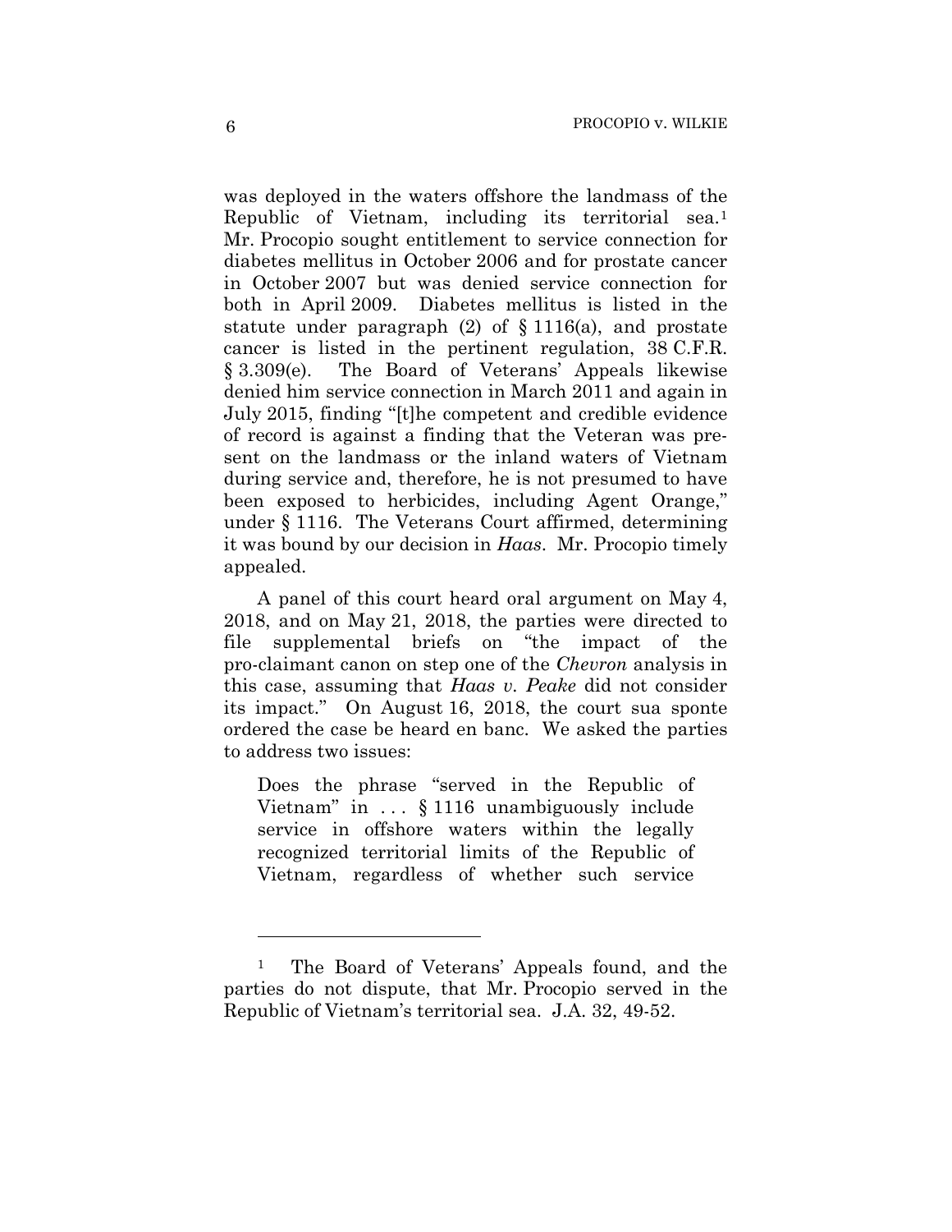was deployed in the waters offshore the landmass of the Republic of Vietnam, including its territorial sea.[1] Mr. Procopio sought entitlement to service connection for diabetes mellitus in October 2006 and for prostate cancer in October 2007 but was denied service connection for both in April 2009. Diabetes mellitus is listed in the statute under paragraph (2) of § 1116(a), and prostate cancer is listed in the pertinent regulation, 38 C.F.R. § 3.309(e). The Board of Veterans' Appeals likewise denied him service connection in March 2011 and again in July 2015, finding "[t]he competent and credible evidence of record is against a finding that the Veteran was present on the landmass or the inland waters of Vietnam during service and, therefore, he is not presumed to have been exposed to herbicides, including Agent Orange," under § 1116. The Veterans Court affirmed, determining it was bound by our decision in *Haas*. Mr. Procopio timely appealed.

A panel of this court heard oral argument on May 4, 2018, and on May 21, 2018, the parties were directed to file supplemental briefs on "the impact of the pro-claimant canon on step one of the *Chevron* analysis in this case, assuming that *Haas v. Peake* did not consider its impact." On August 16, 2018, the court sua sponte ordered the case be heard en banc. We asked the parties to address two issues:

> Does the phrase "served in the Republic of Vietnam" in . . . § 1116 unambiguously include service in offshore waters within the legally recognized territorial limits of the Republic of Vietnam, regardless of whether such service

---

[1] The Board of Veterans' Appeals found, and the parties do not dispute, that Mr. Procopio served in the Republic of Vietnam's territorial sea. J.A. 32, 49-52.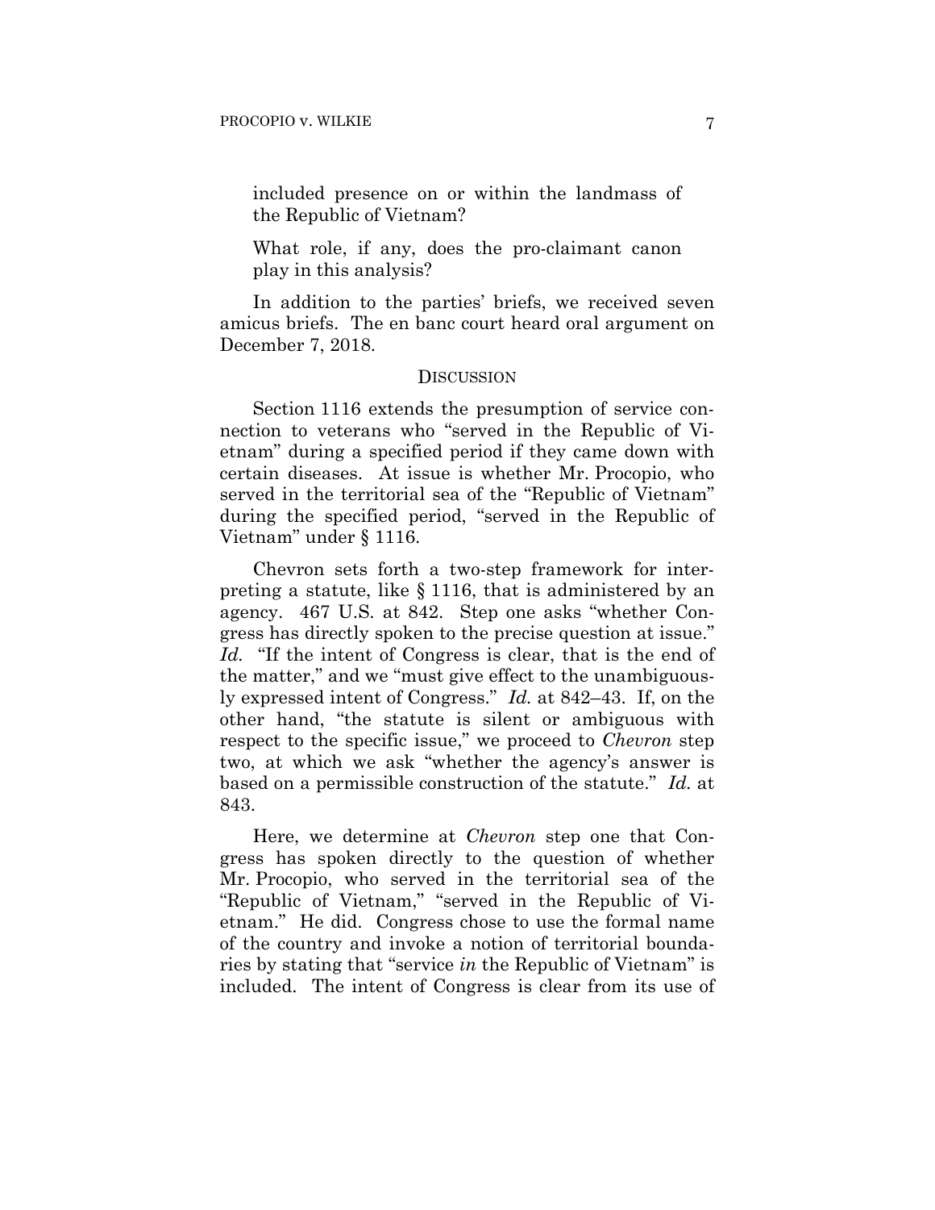> included presence on or within the landmass of the Republic of Vietnam?
>
> What role, if any, does the pro-claimant canon play in this analysis?

In addition to the parties' briefs, we received seven amicus briefs. The en banc court heard oral argument on December 7, 2018.

## DISCUSSION

Section 1116 extends the presumption of service connection to veterans who "served in the Republic of Vietnam" during a specified period if they came down with certain diseases. At issue is whether Mr. Procopio, who served in the territorial sea of the "Republic of Vietnam" during the specified period, "served in the Republic of Vietnam" under § 1116.

Chevron sets forth a two-step framework for interpreting a statute, like § 1116, that is administered by an agency. 467 U.S. at 842. Step one asks "whether Congress has directly spoken to the precise question at issue." *Id.* "If the intent of Congress is clear, that is the end of the matter," and we "must give effect to the unambiguously expressed intent of Congress." *Id.* at 842–43. If, on the other hand, "the statute is silent or ambiguous with respect to the specific issue," we proceed to *Chevron* step two, at which we ask "whether the agency's answer is based on a permissible construction of the statute." *Id.* at 843.

Here, we determine at *Chevron* step one that Congress has spoken directly to the question of whether Mr. Procopio, who served in the territorial sea of the "Republic of Vietnam," "served in the Republic of Vietnam." He did. Congress chose to use the formal name of the country and invoke a notion of territorial boundaries by stating that "service *in* the Republic of Vietnam" is included. The intent of Congress is clear from its use of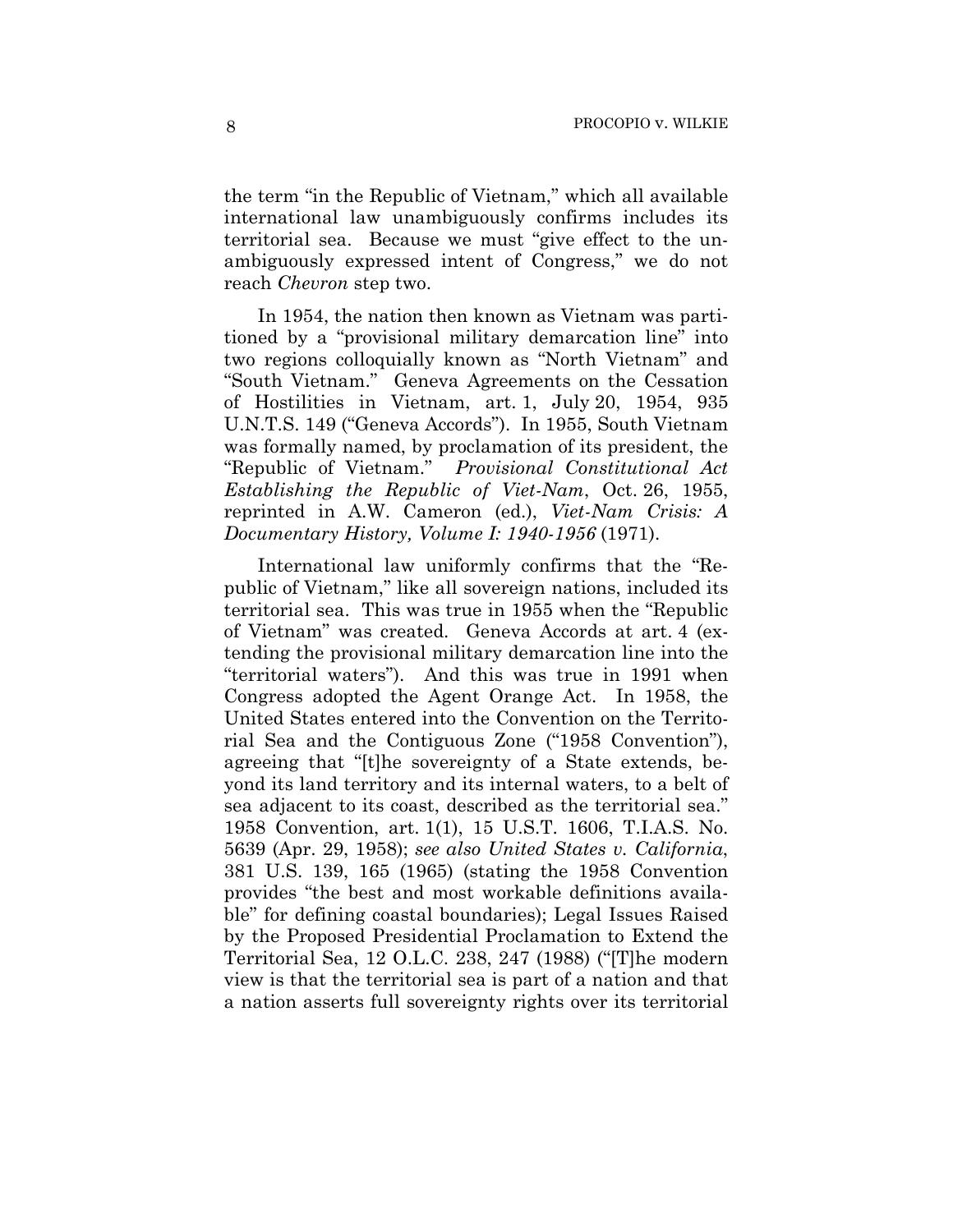the term "in the Republic of Vietnam," which all available international law unambiguously confirms includes its territorial sea. Because we must "give effect to the unambiguously expressed intent of Congress," we do not reach *Chevron* step two.

In 1954, the nation then known as Vietnam was partitioned by a "provisional military demarcation line" into two regions colloquially known as "North Vietnam" and "South Vietnam." Geneva Agreements on the Cessation of Hostilities in Vietnam, art. 1, July 20, 1954, 935 U.N.T.S. 149 ("Geneva Accords"). In 1955, South Vietnam was formally named, by proclamation of its president, the "Republic of Vietnam." *Provisional Constitutional Act Establishing the Republic of Viet-Nam*, Oct. 26, 1955, reprinted in A.W. Cameron (ed.), *Viet-Nam Crisis: A Documentary History, Volume I: 1940-1956* (1971).

International law uniformly confirms that the "Republic of Vietnam," like all sovereign nations, included its territorial sea. This was true in 1955 when the "Republic of Vietnam" was created. Geneva Accords at art. 4 (extending the provisional military demarcation line into the "territorial waters"). And this was true in 1991 when Congress adopted the Agent Orange Act. In 1958, the United States entered into the Convention on the Territorial Sea and the Contiguous Zone ("1958 Convention"), agreeing that "[t]he sovereignty of a State extends, beyond its land territory and its internal waters, to a belt of sea adjacent to its coast, described as the territorial sea." 1958 Convention, art. 1(1), 15 U.S.T. 1606, T.I.A.S. No. 5639 (Apr. 29, 1958); *see also United States v. California*, 381 U.S. 139, 165 (1965) (stating the 1958 Convention provides "the best and most workable definitions available" for defining coastal boundaries); Legal Issues Raised by the Proposed Presidential Proclamation to Extend the Territorial Sea, 12 O.L.C. 238, 247 (1988) ("[T]he modern view is that the territorial sea is part of a nation and that a nation asserts full sovereignty rights over its territorial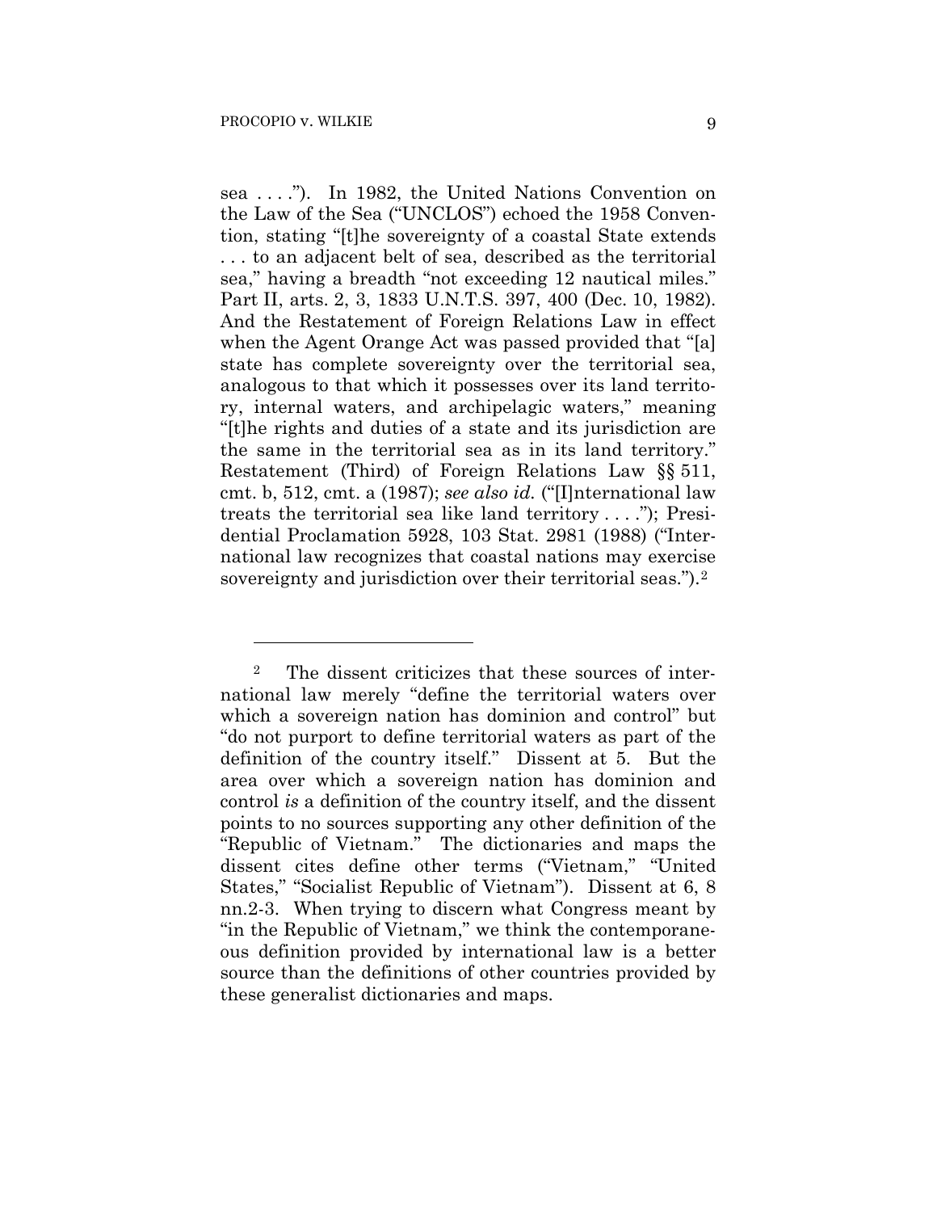sea . . . ."). In 1982, the United Nations Convention on the Law of the Sea ("UNCLOS") echoed the 1958 Convention, stating "[t]he sovereignty of a coastal State extends . . . to an adjacent belt of sea, described as the territorial sea," having a breadth "not exceeding 12 nautical miles." Part II, arts. 2, 3, 1833 U.N.T.S. 397, 400 (Dec. 10, 1982). And the Restatement of Foreign Relations Law in effect when the Agent Orange Act was passed provided that "[a] state has complete sovereignty over the territorial sea, analogous to that which it possesses over its land territory, internal waters, and archipelagic waters," meaning "[t]he rights and duties of a state and its jurisdiction are the same in the territorial sea as in its land territory." Restatement (Third) of Foreign Relations Law §§ 511, cmt. b, 512, cmt. a (1987); *see also id.* ("[I]nternational law treats the territorial sea like land territory . . . ."); Presidential Proclamation 5928, 103 Stat. 2981 (1988) ("International law recognizes that coastal nations may exercise sovereignty and jurisdiction over their territorial seas.").[2]

---

[2] The dissent criticizes that these sources of international law merely "define the territorial waters over which a sovereign nation has dominion and control" but "do not purport to define territorial waters as part of the definition of the country itself." Dissent at 5. But the area over which a sovereign nation has dominion and control *is* a definition of the country itself, and the dissent points to no sources supporting any other definition of the "Republic of Vietnam." The dictionaries and maps the dissent cites define other terms ("Vietnam," "United States," "Socialist Republic of Vietnam"). Dissent at 6, 8 nn.2-3. When trying to discern what Congress meant by "in the Republic of Vietnam," we think the contemporaneous definition provided by international law is a better source than the definitions of other countries provided by these generalist dictionaries and maps.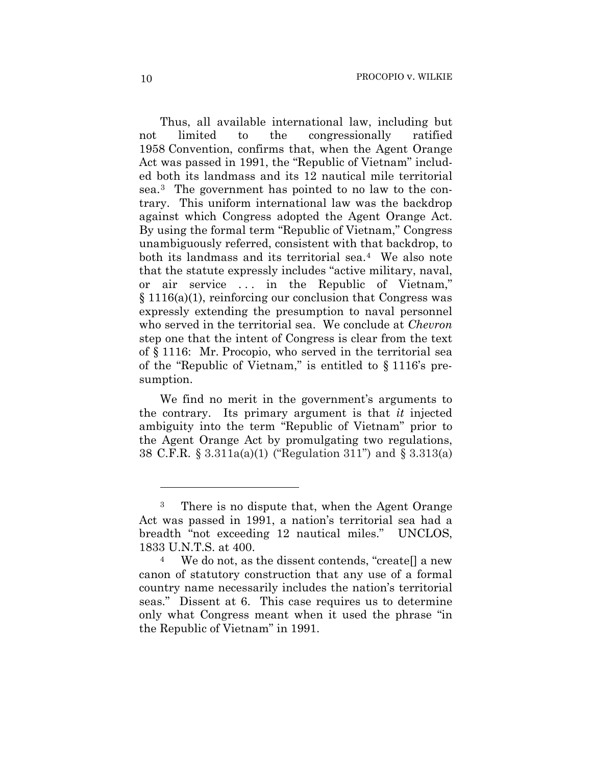Thus, all available international law, including but not limited to the congressionally ratified 1958 Convention, confirms that, when the Agent Orange Act was passed in 1991, the "Republic of Vietnam" included both its landmass and its 12 nautical mile territorial sea.[3] The government has pointed to no law to the contrary. This uniform international law was the backdrop against which Congress adopted the Agent Orange Act. By using the formal term "Republic of Vietnam," Congress unambiguously referred, consistent with that backdrop, to both its landmass and its territorial sea.[4] We also note that the statute expressly includes "active military, naval, or air service . . . in the Republic of Vietnam," § 1116(a)(1), reinforcing our conclusion that Congress was expressly extending the presumption to naval personnel who served in the territorial sea. We conclude at *Chevron* step one that the intent of Congress is clear from the text of § 1116: Mr. Procopio, who served in the territorial sea of the "Republic of Vietnam," is entitled to § 1116's presumption.

We find no merit in the government's arguments to the contrary. Its primary argument is that *it* injected ambiguity into the term "Republic of Vietnam" prior to the Agent Orange Act by promulgating two regulations, 38 C.F.R. § 3.311a(a)(1) ("Regulation 311") and § 3.313(a)

---

[3] There is no dispute that, when the Agent Orange Act was passed in 1991, a nation's territorial sea had a breadth "not exceeding 12 nautical miles." UNCLOS, 1833 U.N.T.S. at 400.

[4] We do not, as the dissent contends, "create[] a new canon of statutory construction that any use of a formal country name necessarily includes the nation's territorial seas." Dissent at 6. This case requires us to determine only what Congress meant when it used the phrase "in the Republic of Vietnam" in 1991.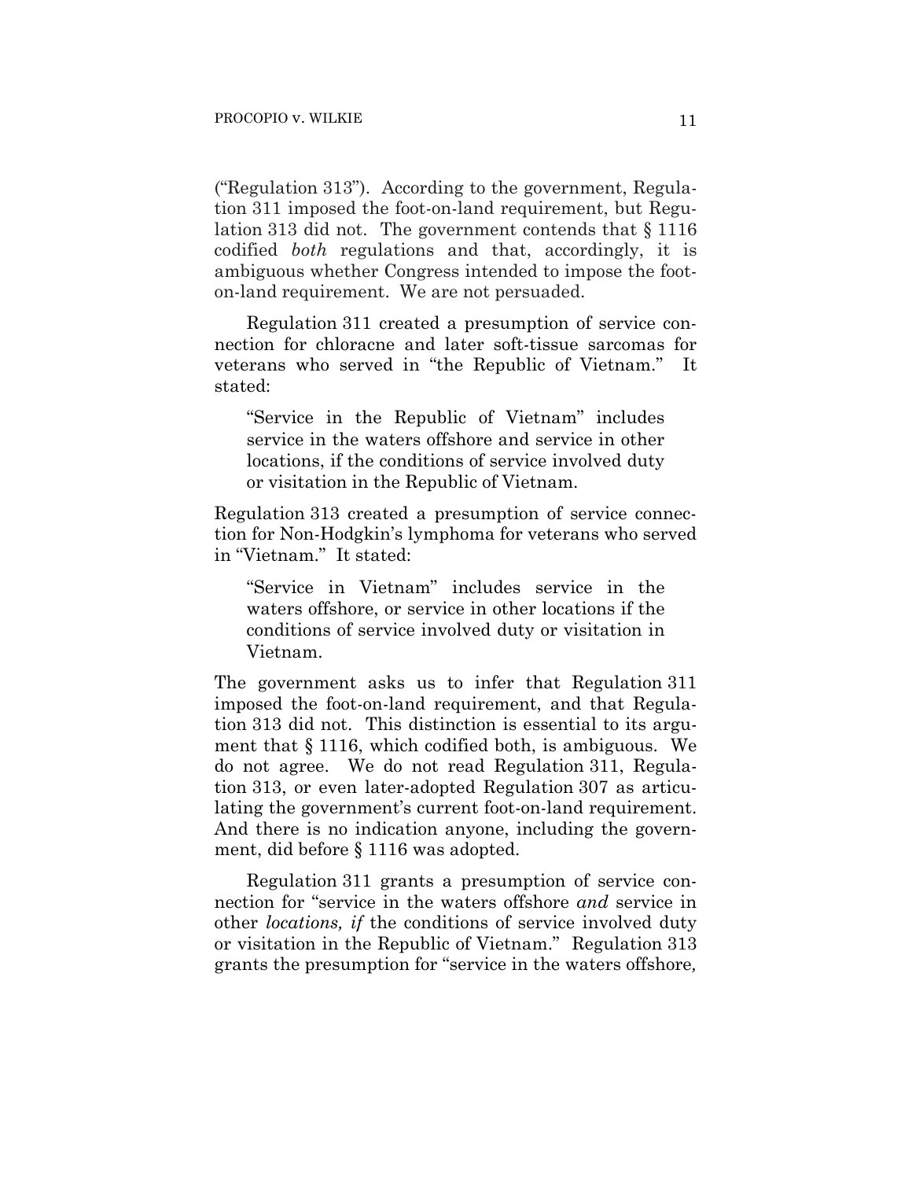("Regulation 313"). According to the government, Regulation 311 imposed the foot-on-land requirement, but Regulation 313 did not. The government contends that § 1116 codified *both* regulations and that, accordingly, it is ambiguous whether Congress intended to impose the foot-on-land requirement. We are not persuaded.

Regulation 311 created a presumption of service connection for chloracne and later soft-tissue sarcomas for veterans who served in "the Republic of Vietnam." It stated:

> "Service in the Republic of Vietnam" includes service in the waters offshore and service in other locations, if the conditions of service involved duty or visitation in the Republic of Vietnam.

Regulation 313 created a presumption of service connection for Non-Hodgkin's lymphoma for veterans who served in "Vietnam." It stated:

> "Service in Vietnam" includes service in the waters offshore, or service in other locations if the conditions of service involved duty or visitation in Vietnam.

The government asks us to infer that Regulation 311 imposed the foot-on-land requirement, and that Regulation 313 did not. This distinction is essential to its argument that § 1116, which codified both, is ambiguous. We do not agree. We do not read Regulation 311, Regulation 313, or even later-adopted Regulation 307 as articulating the government's current foot-on-land requirement. And there is no indication anyone, including the government, did before § 1116 was adopted.

Regulation 311 grants a presumption of service connection for "service in the waters offshore *and* service in other *locations, if* the conditions of service involved duty or visitation in the Republic of Vietnam." Regulation 313 grants the presumption for "service in the waters offshore*,*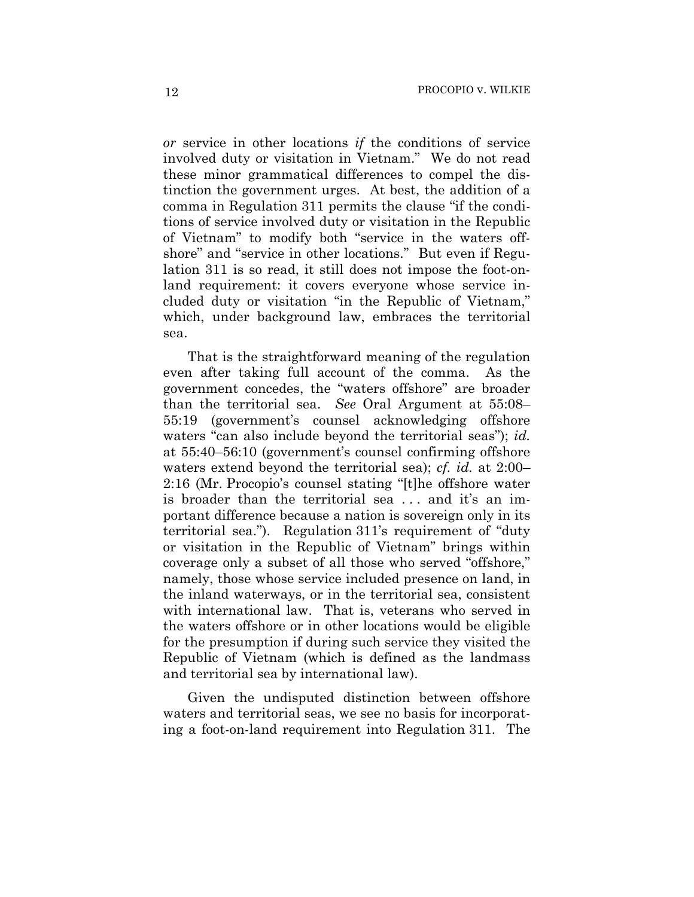*or* service in other locations *if* the conditions of service involved duty or visitation in Vietnam." We do not read these minor grammatical differences to compel the distinction the government urges. At best, the addition of a comma in Regulation 311 permits the clause "if the conditions of service involved duty or visitation in the Republic of Vietnam" to modify both "service in the waters offshore" and "service in other locations." But even if Regulation 311 is so read, it still does not impose the foot-on-land requirement: it covers everyone whose service included duty or visitation "in the Republic of Vietnam," which, under background law, embraces the territorial sea.

That is the straightforward meaning of the regulation even after taking full account of the comma. As the government concedes, the "waters offshore" are broader than the territorial sea. *See* Oral Argument at 55:08–55:19 (government's counsel acknowledging offshore waters "can also include beyond the territorial seas"); *id.* at 55:40–56:10 (government's counsel confirming offshore waters extend beyond the territorial sea); *cf. id.* at 2:00–2:16 (Mr. Procopio's counsel stating "[t]he offshore water is broader than the territorial sea . . . and it's an important difference because a nation is sovereign only in its territorial sea."). Regulation 311's requirement of "duty or visitation in the Republic of Vietnam" brings within coverage only a subset of all those who served "offshore," namely, those whose service included presence on land, in the inland waterways, or in the territorial sea, consistent with international law. That is, veterans who served in the waters offshore or in other locations would be eligible for the presumption if during such service they visited the Republic of Vietnam (which is defined as the landmass and territorial sea by international law).

Given the undisputed distinction between offshore waters and territorial seas, we see no basis for incorporating a foot-on-land requirement into Regulation 311. The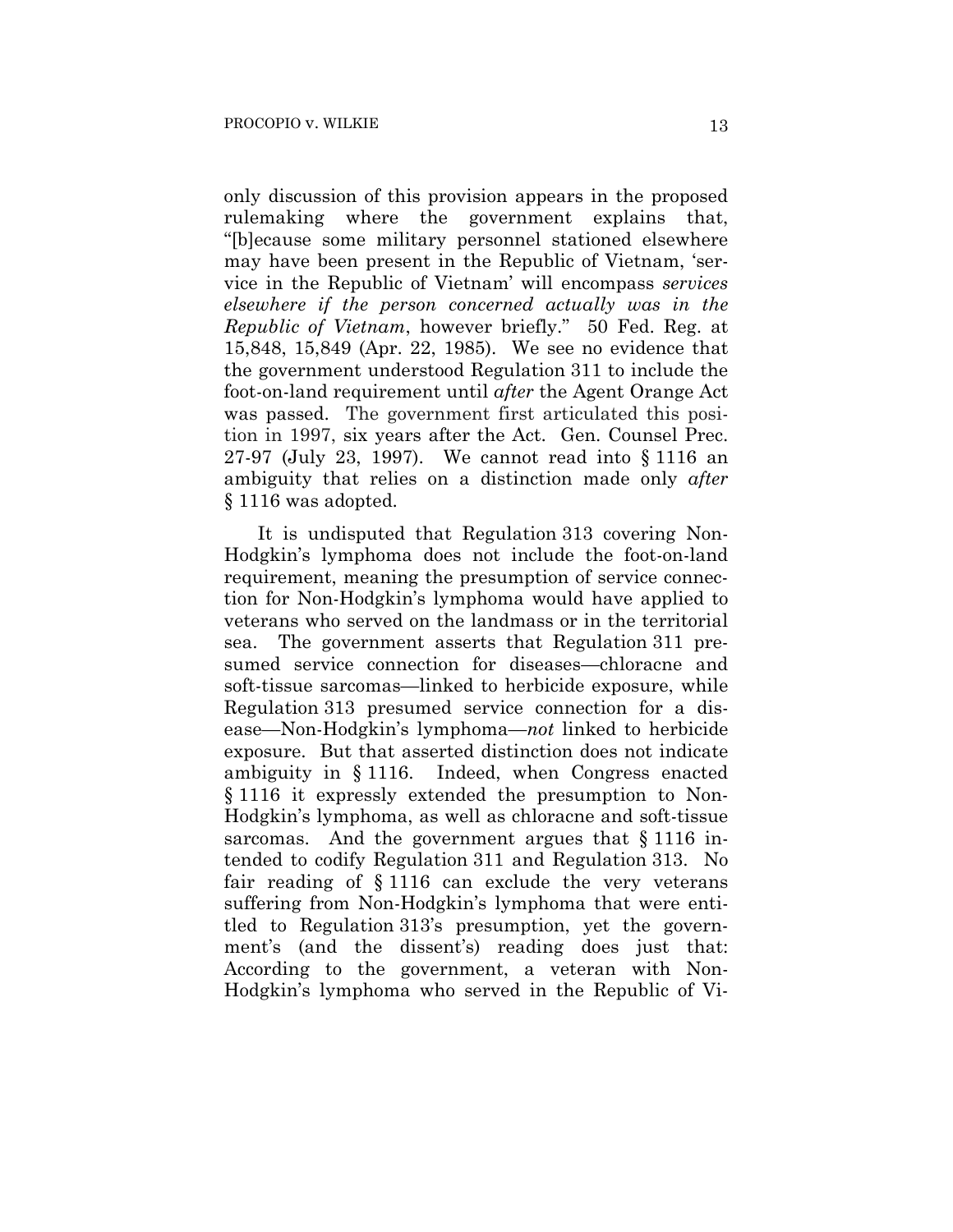only discussion of this provision appears in the proposed rulemaking where the government explains that, "[b]ecause some military personnel stationed elsewhere may have been present in the Republic of Vietnam, 'service in the Republic of Vietnam' will encompass *services elsewhere if the person concerned actually was in the Republic of Vietnam*, however briefly." 50 Fed. Reg. at 15,848, 15,849 (Apr. 22, 1985). We see no evidence that the government understood Regulation 311 to include the foot-on-land requirement until *after* the Agent Orange Act was passed. The government first articulated this position in 1997, six years after the Act. Gen. Counsel Prec. 27-97 (July 23, 1997). We cannot read into § 1116 an ambiguity that relies on a distinction made only *after* § 1116 was adopted.

It is undisputed that Regulation 313 covering Non-Hodgkin's lymphoma does not include the foot-on-land requirement, meaning the presumption of service connection for Non-Hodgkin's lymphoma would have applied to veterans who served on the landmass or in the territorial sea. The government asserts that Regulation 311 presumed service connection for diseases—chloracne and soft-tissue sarcomas—linked to herbicide exposure, while Regulation 313 presumed service connection for a disease—Non-Hodgkin's lymphoma—*not* linked to herbicide exposure. But that asserted distinction does not indicate ambiguity in § 1116. Indeed, when Congress enacted § 1116 it expressly extended the presumption to Non-Hodgkin's lymphoma, as well as chloracne and soft-tissue sarcomas. And the government argues that § 1116 intended to codify Regulation 311 and Regulation 313. No fair reading of § 1116 can exclude the very veterans suffering from Non-Hodgkin's lymphoma that were entitled to Regulation 313's presumption, yet the government's (and the dissent's) reading does just that: According to the government, a veteran with Non-Hodgkin's lymphoma who served in the Republic of Vi-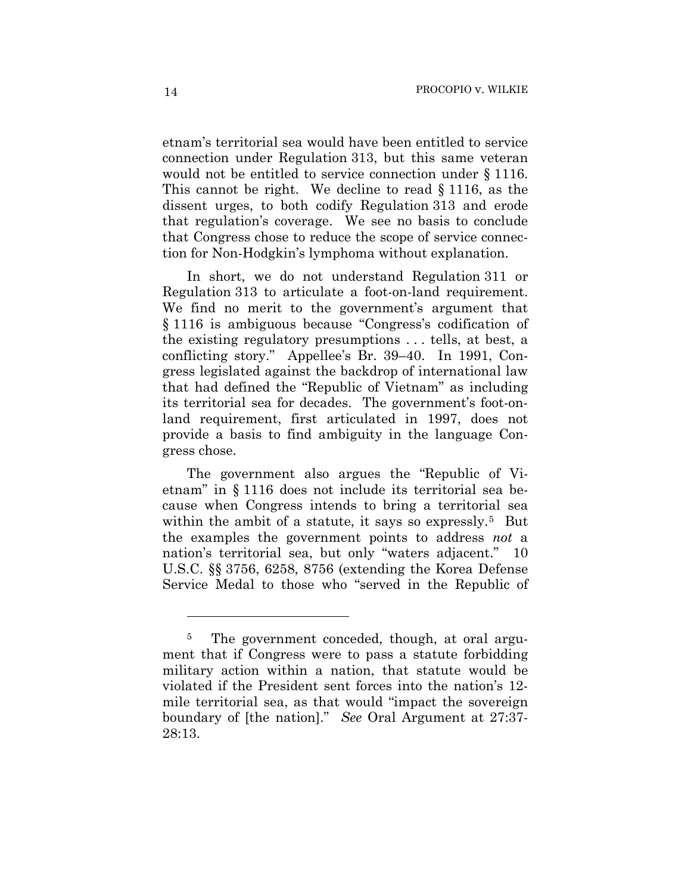etnam's territorial sea would have been entitled to service connection under Regulation 313, but this same veteran would not be entitled to service connection under § 1116. This cannot be right. We decline to read § 1116, as the dissent urges, to both codify Regulation 313 and erode that regulation's coverage. We see no basis to conclude that Congress chose to reduce the scope of service connection for Non-Hodgkin's lymphoma without explanation.

In short, we do not understand Regulation 311 or Regulation 313 to articulate a foot-on-land requirement. We find no merit to the government's argument that § 1116 is ambiguous because "Congress's codification of the existing regulatory presumptions . . . tells, at best, a conflicting story." Appellee's Br. 39–40. In 1991, Congress legislated against the backdrop of international law that had defined the "Republic of Vietnam" as including its territorial sea for decades. The government's foot-on-land requirement, first articulated in 1997, does not provide a basis to find ambiguity in the language Congress chose.

The government also argues the "Republic of Vietnam" in § 1116 does not include its territorial sea because when Congress intends to bring a territorial sea within the ambit of a statute, it says so expressly.[5] But the examples the government points to address *not* a nation's territorial sea, but only "waters adjacent." 10 U.S.C. §§ 3756, 6258, 8756 (extending the Korea Defense Service Medal to those who "served in the Republic of

---

[5] The government conceded, though, at oral argument that if Congress were to pass a statute forbidding military action within a nation, that statute would be violated if the President sent forces into the nation's 12-mile territorial sea, as that would "impact the sovereign boundary of [the nation]." *See* Oral Argument at 27:37-28:13.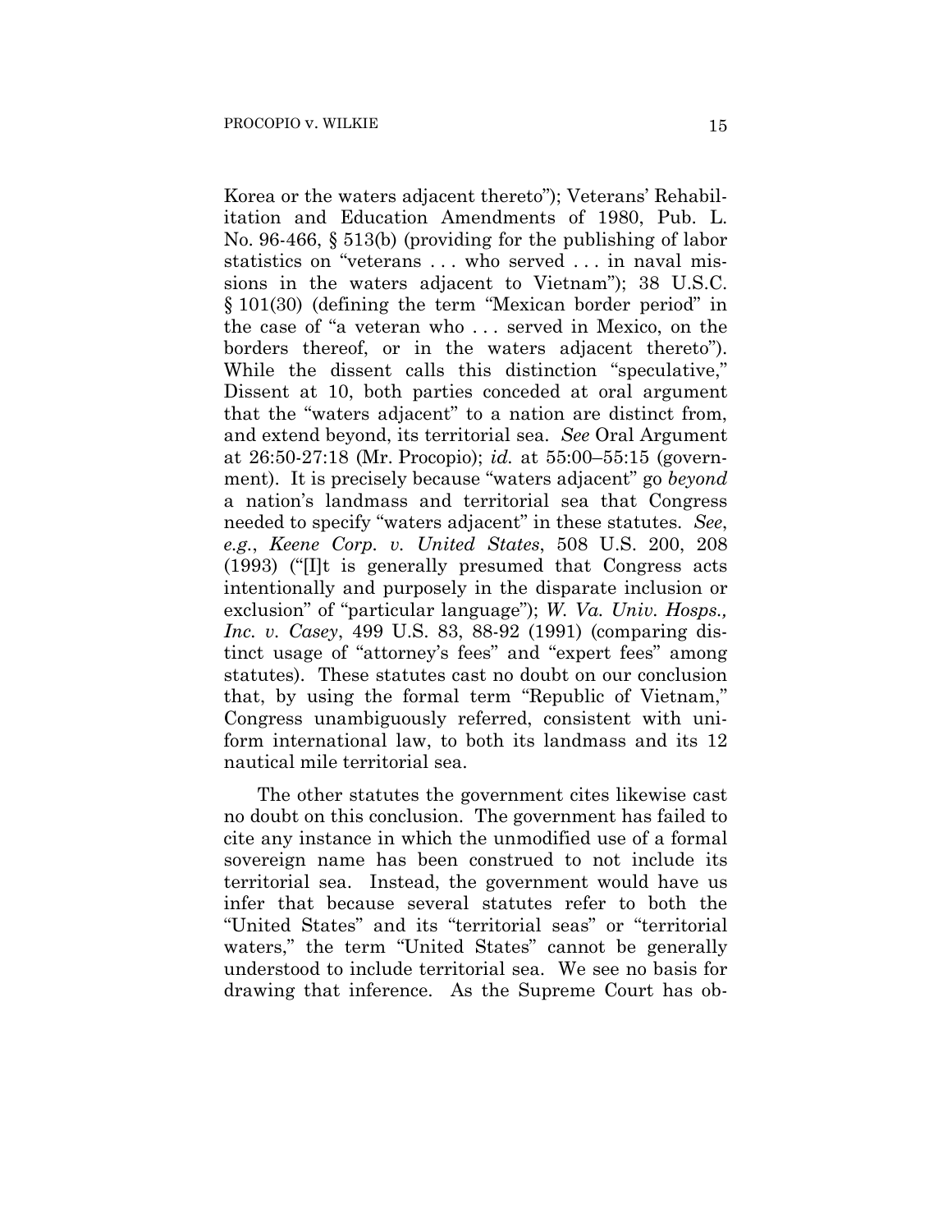Korea or the waters adjacent thereto"); Veterans' Rehabilitation and Education Amendments of 1980, Pub. L. No. 96-466, § 513(b) (providing for the publishing of labor statistics on "veterans . . . who served . . . in naval missions in the waters adjacent to Vietnam"); 38 U.S.C. § 101(30) (defining the term "Mexican border period" in the case of "a veteran who . . . served in Mexico, on the borders thereof, or in the waters adjacent thereto"). While the dissent calls this distinction "speculative," Dissent at 10, both parties conceded at oral argument that the "waters adjacent" to a nation are distinct from, and extend beyond, its territorial sea. *See* Oral Argument at 26:50-27:18 (Mr. Procopio); *id.* at 55:00–55:15 (government). It is precisely because "waters adjacent" go *beyond* a nation's landmass and territorial sea that Congress needed to specify "waters adjacent" in these statutes. *See, e.g.*, *Keene Corp. v. United States*, 508 U.S. 200, 208 (1993) ("[I]t is generally presumed that Congress acts intentionally and purposely in the disparate inclusion or exclusion" of "particular language"); *W. Va. Univ. Hosps., Inc. v. Casey*, 499 U.S. 83, 88-92 (1991) (comparing distinct usage of "attorney's fees" and "expert fees" among statutes). These statutes cast no doubt on our conclusion that, by using the formal term "Republic of Vietnam," Congress unambiguously referred, consistent with uniform international law, to both its landmass and its 12 nautical mile territorial sea.

The other statutes the government cites likewise cast no doubt on this conclusion. The government has failed to cite any instance in which the unmodified use of a formal sovereign name has been construed to not include its territorial sea. Instead, the government would have us infer that because several statutes refer to both the "United States" and its "territorial seas" or "territorial waters," the term "United States" cannot be generally understood to include territorial sea. We see no basis for drawing that inference. As the Supreme Court has ob-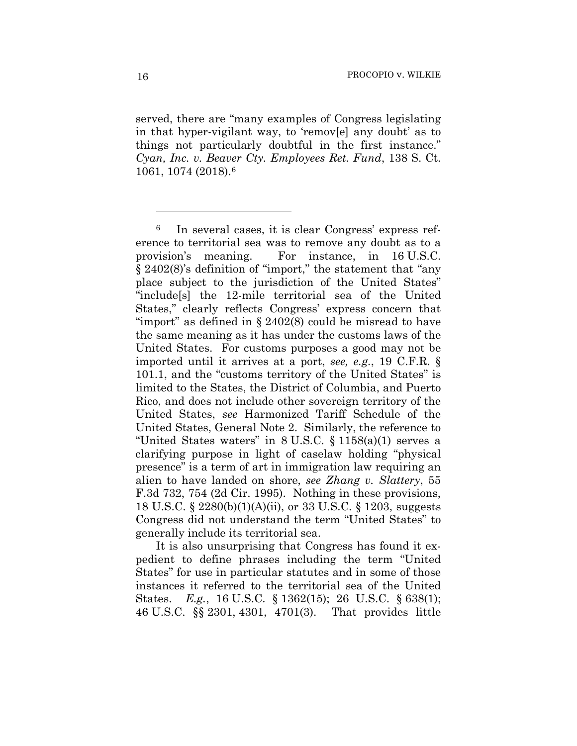served, there are "many examples of Congress legislating in that hyper-vigilant way, to 'remov[e] any doubt' as to things not particularly doubtful in the first instance." *Cyan, Inc. v. Beaver Cty. Employees Ret. Fund*, 138 S. Ct. 1061, 1074 (2018).[6]

---

[6] In several cases, it is clear Congress' express reference to territorial sea was to remove any doubt as to a provision's meaning. For instance, in 16 U.S.C. § 2402(8)'s definition of "import," the statement that "any place subject to the jurisdiction of the United States" "include[s] the 12-mile territorial sea of the United States," clearly reflects Congress' express concern that "import" as defined in § 2402(8) could be misread to have the same meaning as it has under the customs laws of the United States. For customs purposes a good may not be imported until it arrives at a port, *see, e.g.*, 19 C.F.R. § 101.1, and the "customs territory of the United States" is limited to the States, the District of Columbia, and Puerto Rico, and does not include other sovereign territory of the United States, *see* Harmonized Tariff Schedule of the United States, General Note 2. Similarly, the reference to "United States waters" in 8 U.S.C. § 1158(a)(1) serves a clarifying purpose in light of caselaw holding "physical presence" is a term of art in immigration law requiring an alien to have landed on shore, *see Zhang v. Slattery*, 55 F.3d 732, 754 (2d Cir. 1995). Nothing in these provisions, 18 U.S.C. § 2280(b)(1)(A)(ii), or 33 U.S.C. § 1203, suggests Congress did not understand the term "United States" to generally include its territorial sea.

It is also unsurprising that Congress has found it expedient to define phrases including the term "United States" for use in particular statutes and in some of those instances it referred to the territorial sea of the United States. *E.g.*, 16 U.S.C. § 1362(15); 26 U.S.C. § 638(1); 46 U.S.C. §§ 2301, 4301, 4701(3). That provides little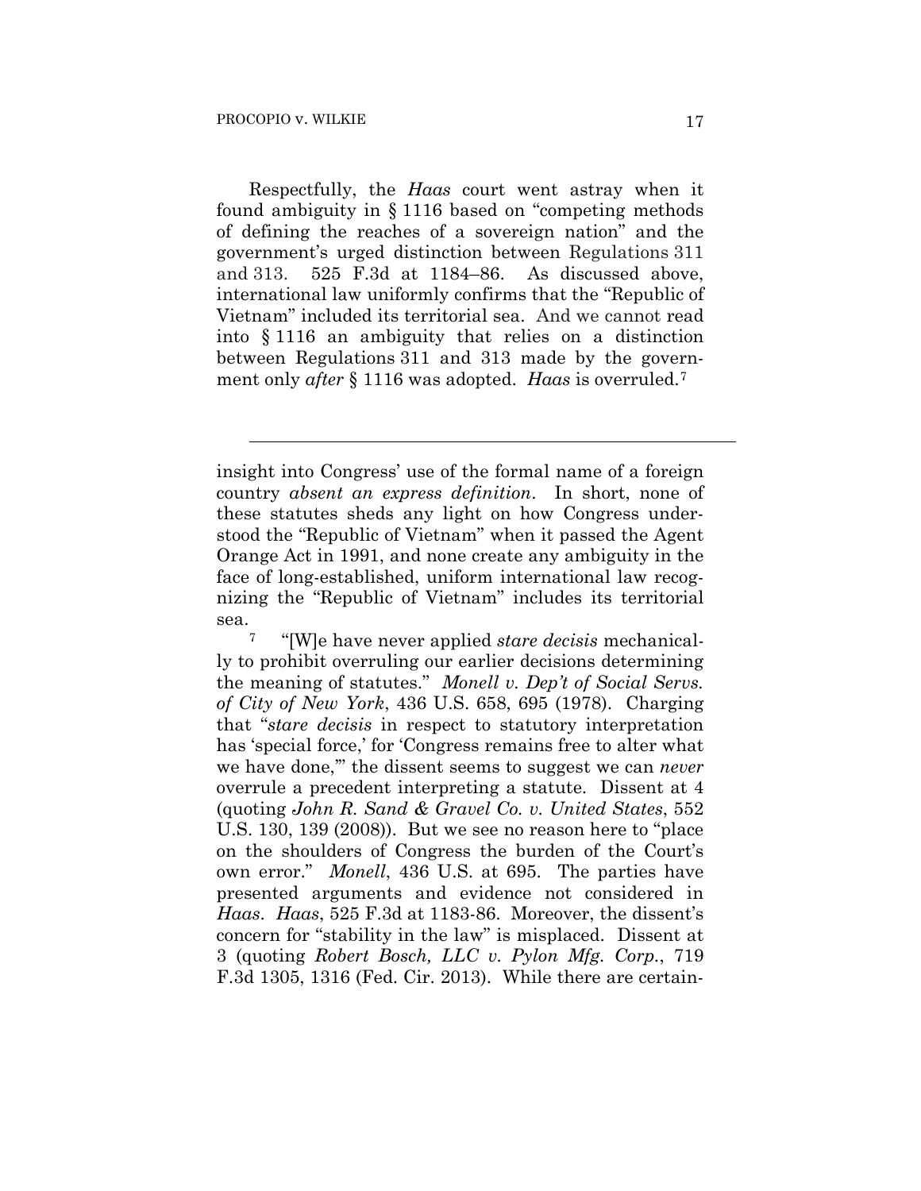Respectfully, the *Haas* court went astray when it found ambiguity in § 1116 based on "competing methods of defining the reaches of a sovereign nation" and the government's urged distinction between Regulations 311 and 313. 525 F.3d at 1184–86. As discussed above, international law uniformly confirms that the "Republic of Vietnam" included its territorial sea. And we cannot read into § 1116 an ambiguity that relies on a distinction between Regulations 311 and 313 made by the government only *after* § 1116 was adopted. *Haas* is overruled.[7]

---

insight into Congress' use of the formal name of a foreign country *absent an express definition*. In short, none of these statutes sheds any light on how Congress understood the "Republic of Vietnam" when it passed the Agent Orange Act in 1991, and none create any ambiguity in the face of long-established, uniform international law recognizing the "Republic of Vietnam" includes its territorial sea.

[7] "[W]e have never applied *stare decisis* mechanically to prohibit overruling our earlier decisions determining the meaning of statutes." *Monell v. Dep't of Social Servs. of City of New York*, 436 U.S. 658, 695 (1978). Charging that "*stare decisis* in respect to statutory interpretation has 'special force,' for 'Congress remains free to alter what we have done,'" the dissent seems to suggest we can *never* overrule a precedent interpreting a statute. Dissent at 4 (quoting *John R. Sand & Gravel Co. v. United States*, 552 U.S. 130, 139 (2008)). But we see no reason here to "place on the shoulders of Congress the burden of the Court's own error." *Monell*, 436 U.S. at 695. The parties have presented arguments and evidence not considered in *Haas*. *Haas*, 525 F.3d at 1183-86. Moreover, the dissent's concern for "stability in the law" is misplaced. Dissent at 3 (quoting *Robert Bosch, LLC v. Pylon Mfg. Corp.*, 719 F.3d 1305, 1316 (Fed. Cir. 2013). While there are certain-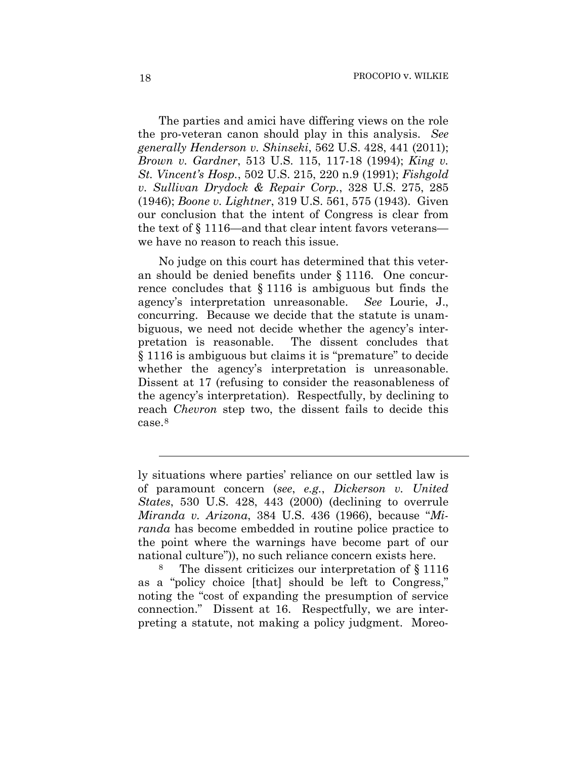The parties and amici have differing views on the role the pro-veteran canon should play in this analysis. *See generally Henderson v. Shinseki*, 562 U.S. 428, 441 (2011); *Brown v. Gardner*, 513 U.S. 115, 117-18 (1994); *King v. St. Vincent's Hosp.*, 502 U.S. 215, 220 n.9 (1991); *Fishgold v. Sullivan Drydock & Repair Corp.*, 328 U.S. 275, 285 (1946); *Boone v. Lightner*, 319 U.S. 561, 575 (1943). Given our conclusion that the intent of Congress is clear from the text of § 1116—and that clear intent favors veterans—we have no reason to reach this issue.

No judge on this court has determined that this veteran should be denied benefits under § 1116. One concurrence concludes that § 1116 is ambiguous but finds the agency's interpretation unreasonable. *See* Lourie, J., concurring. Because we decide that the statute is unambiguous, we need not decide whether the agency's interpretation is reasonable. The dissent concludes that § 1116 is ambiguous but claims it is "premature" to decide whether the agency's interpretation is unreasonable. Dissent at 17 (refusing to consider the reasonableness of the agency's interpretation). Respectfully, by declining to reach *Chevron* step two, the dissent fails to decide this case.[8]

---

ly situations where parties' reliance on our settled law is of paramount concern (*see*, *e.g.*, *Dickerson v. United States*, 530 U.S. 428, 443 (2000) (declining to overrule *Miranda v. Arizona*, 384 U.S. 436 (1966), because "*Miranda* has become embedded in routine police practice to the point where the warnings have become part of our national culture")), no such reliance concern exists here.

[8] The dissent criticizes our interpretation of § 1116 as a "policy choice [that] should be left to Congress," noting the "cost of expanding the presumption of service connection." Dissent at 16. Respectfully, we are interpreting a statute, not making a policy judgment. Moreo-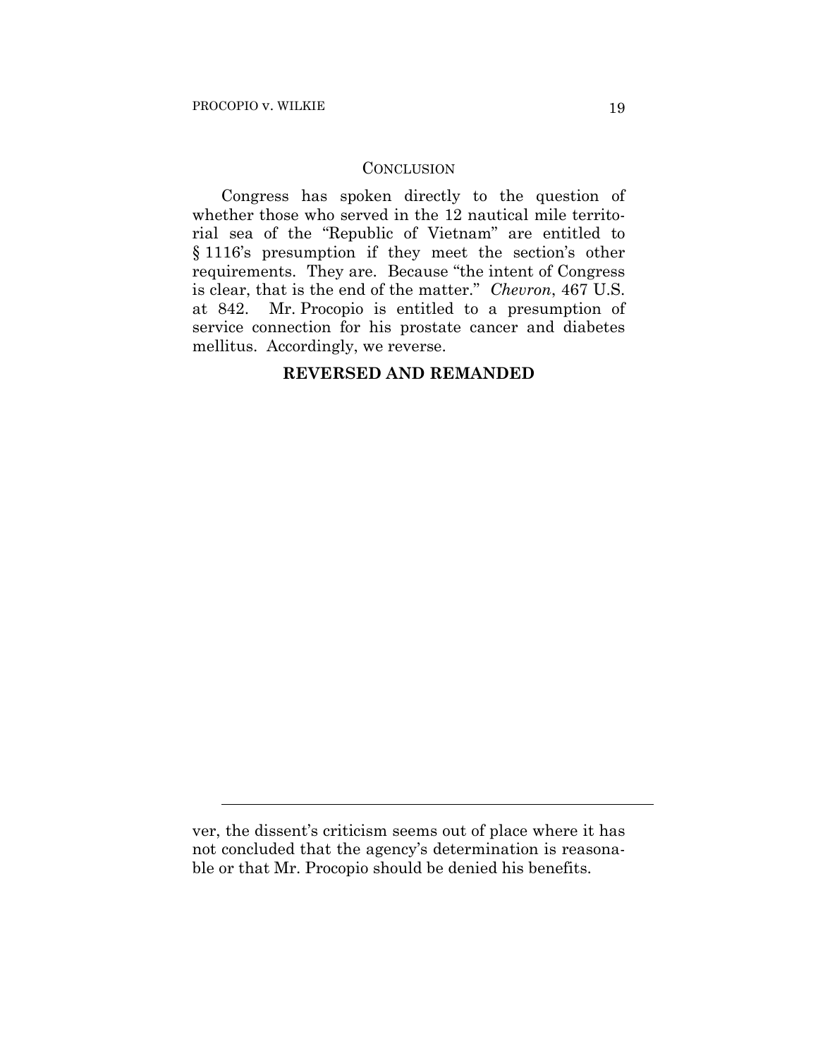## CONCLUSION

Congress has spoken directly to the question of whether those who served in the 12 nautical mile territorial sea of the "Republic of Vietnam" are entitled to § 1116's presumption if they meet the section's other requirements. They are. Because "the intent of Congress is clear, that is the end of the matter." *Chevron*, 467 U.S. at 842. Mr. Procopio is entitled to a presumption of service connection for his prostate cancer and diabetes mellitus. Accordingly, we reverse.

**REVERSED AND REMANDED**

---

ver, the dissent's criticism seems out of place where it has not concluded that the agency's determination is reasonable or that Mr. Procopio should be denied his benefits.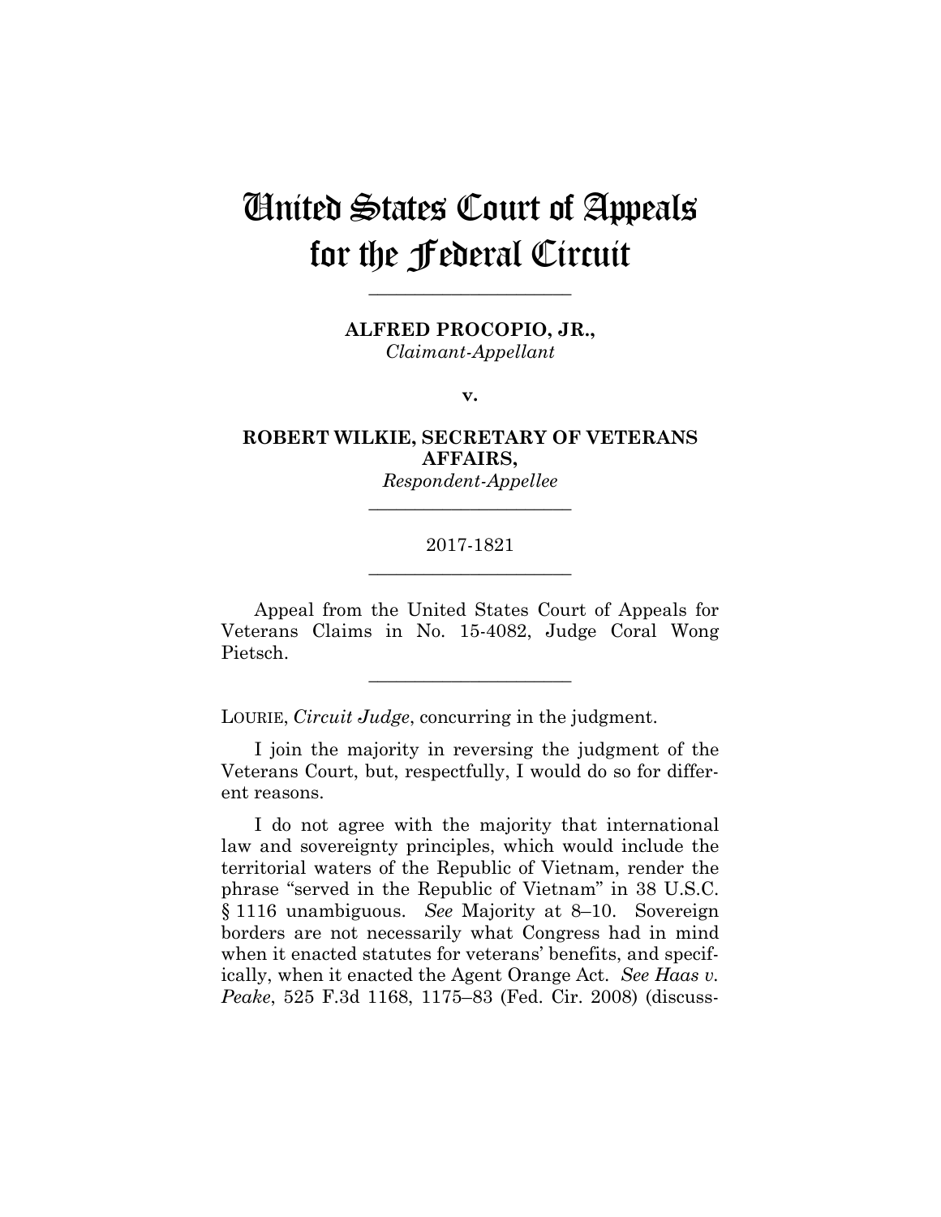# United States Court of Appeals for the Federal Circuit

---

**ALFRED PROCOPIO, JR.,**
*Claimant-Appellant*

**v.**

**ROBERT WILKIE, SECRETARY OF VETERANS AFFAIRS,**
*Respondent-Appellee*

---

2017-1821

---

Appeal from the United States Court of Appeals for Veterans Claims in No. 15-4082, Judge Coral Wong Pietsch.

---

LOURIE, *Circuit Judge*, concurring in the judgment.

I join the majority in reversing the judgment of the Veterans Court, but, respectfully, I would do so for different reasons.

I do not agree with the majority that international law and sovereignty principles, which would include the territorial waters of the Republic of Vietnam, render the phrase "served in the Republic of Vietnam" in 38 U.S.C. § 1116 unambiguous. *See* Majority at 8–10. Sovereign borders are not necessarily what Congress had in mind when it enacted statutes for veterans' benefits, and specifically, when it enacted the Agent Orange Act. *See Haas v. Peake*, 525 F.3d 1168, 1175–83 (Fed. Cir. 2008) (discuss-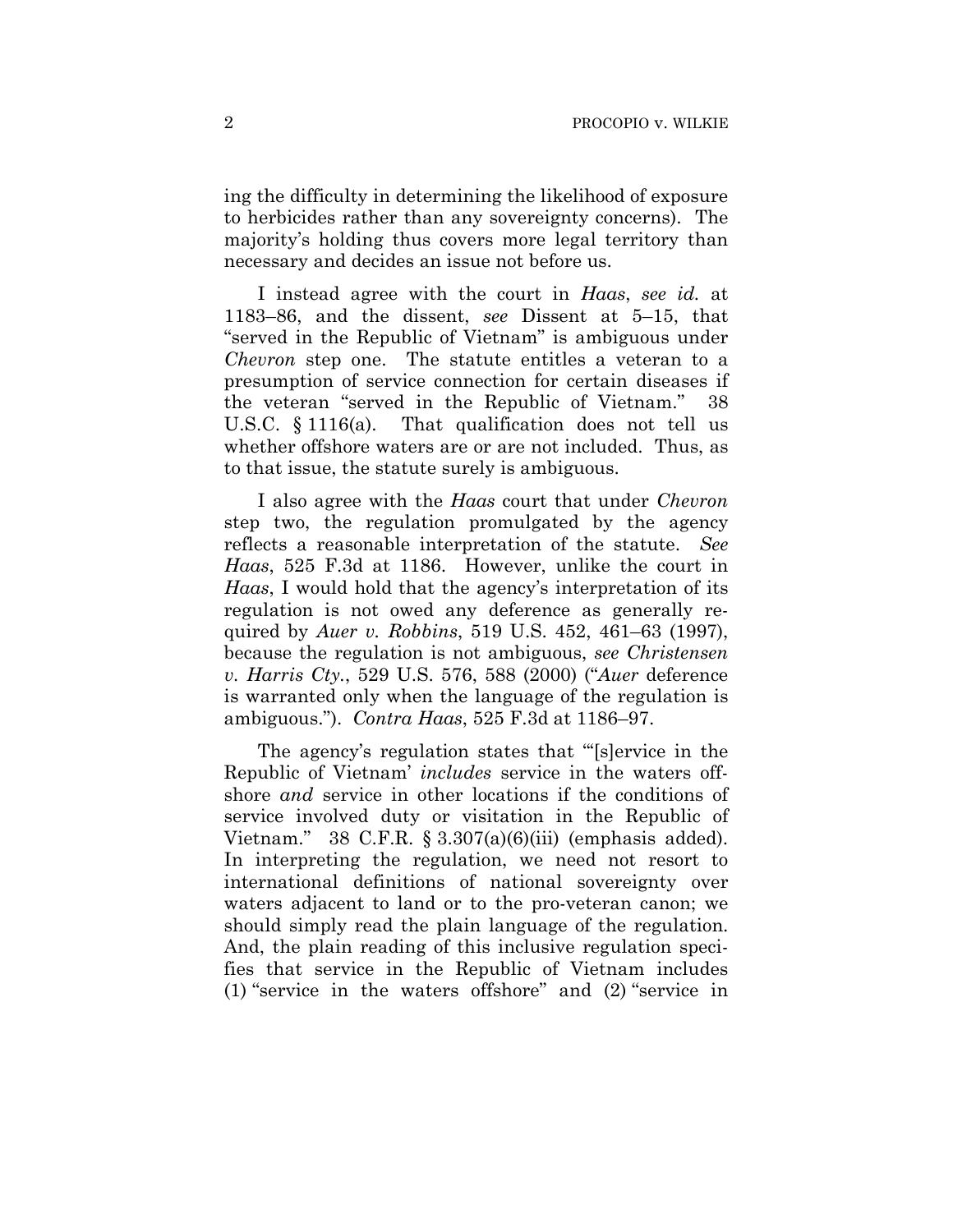ing the difficulty in determining the likelihood of exposure to herbicides rather than any sovereignty concerns). The majority's holding thus covers more legal territory than necessary and decides an issue not before us.

I instead agree with the court in *Haas*, *see id.* at 1183–86, and the dissent, *see* Dissent at 5–15, that "served in the Republic of Vietnam" is ambiguous under *Chevron* step one. The statute entitles a veteran to a presumption of service connection for certain diseases if the veteran "served in the Republic of Vietnam." 38 U.S.C. § 1116(a). That qualification does not tell us whether offshore waters are or are not included. Thus, as to that issue, the statute surely is ambiguous.

I also agree with the *Haas* court that under *Chevron* step two, the regulation promulgated by the agency reflects a reasonable interpretation of the statute. *See Haas*, 525 F.3d at 1186. However, unlike the court in *Haas*, I would hold that the agency's interpretation of its regulation is not owed any deference as generally required by *Auer v. Robbins*, 519 U.S. 452, 461–63 (1997), because the regulation is not ambiguous, *see Christensen v. Harris Cty.*, 529 U.S. 576, 588 (2000) ("*Auer* deference is warranted only when the language of the regulation is ambiguous."). *Contra Haas*, 525 F.3d at 1186–97.

The agency's regulation states that "'[s]ervice in the Republic of Vietnam' *includes* service in the waters offshore *and* service in other locations if the conditions of service involved duty or visitation in the Republic of Vietnam." 38 C.F.R. § 3.307(a)(6)(iii) (emphasis added). In interpreting the regulation, we need not resort to international definitions of national sovereignty over waters adjacent to land or to the pro-veteran canon; we should simply read the plain language of the regulation. And, the plain reading of this inclusive regulation specifies that service in the Republic of Vietnam includes (1) "service in the waters offshore" and (2) "service in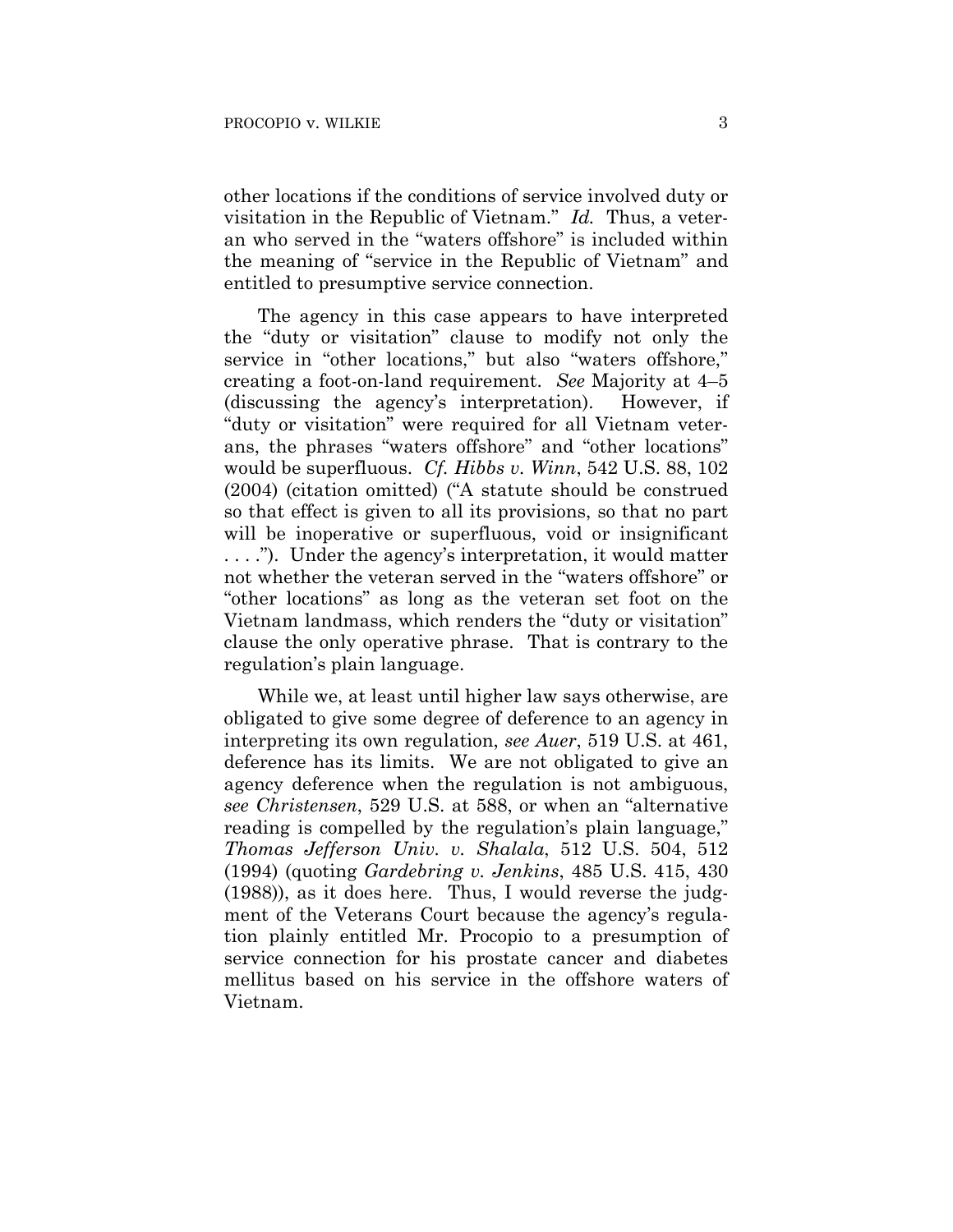other locations if the conditions of service involved duty or visitation in the Republic of Vietnam." *Id.* Thus, a veteran who served in the "waters offshore" is included within the meaning of "service in the Republic of Vietnam" and entitled to presumptive service connection.

The agency in this case appears to have interpreted the "duty or visitation" clause to modify not only the service in "other locations," but also "waters offshore," creating a foot-on-land requirement. *See* Majority at 4–5 (discussing the agency's interpretation). However, if "duty or visitation" were required for all Vietnam veterans, the phrases "waters offshore" and "other locations" would be superfluous. *Cf. Hibbs v. Winn*, 542 U.S. 88, 102 (2004) (citation omitted) ("A statute should be construed so that effect is given to all its provisions, so that no part will be inoperative or superfluous, void or insignificant . . . ."). Under the agency's interpretation, it would matter not whether the veteran served in the "waters offshore" or "other locations" as long as the veteran set foot on the Vietnam landmass, which renders the "duty or visitation" clause the only operative phrase. That is contrary to the regulation's plain language.

While we, at least until higher law says otherwise, are obligated to give some degree of deference to an agency in interpreting its own regulation, *see Auer*, 519 U.S. at 461, deference has its limits. We are not obligated to give an agency deference when the regulation is not ambiguous, *see Christensen*, 529 U.S. at 588, or when an "alternative reading is compelled by the regulation's plain language," *Thomas Jefferson Univ. v. Shalala*, 512 U.S. 504, 512 (1994) (quoting *Gardebring v. Jenkins*, 485 U.S. 415, 430 (1988)), as it does here. Thus, I would reverse the judgment of the Veterans Court because the agency's regulation plainly entitled Mr. Procopio to a presumption of service connection for his prostate cancer and diabetes mellitus based on his service in the offshore waters of Vietnam.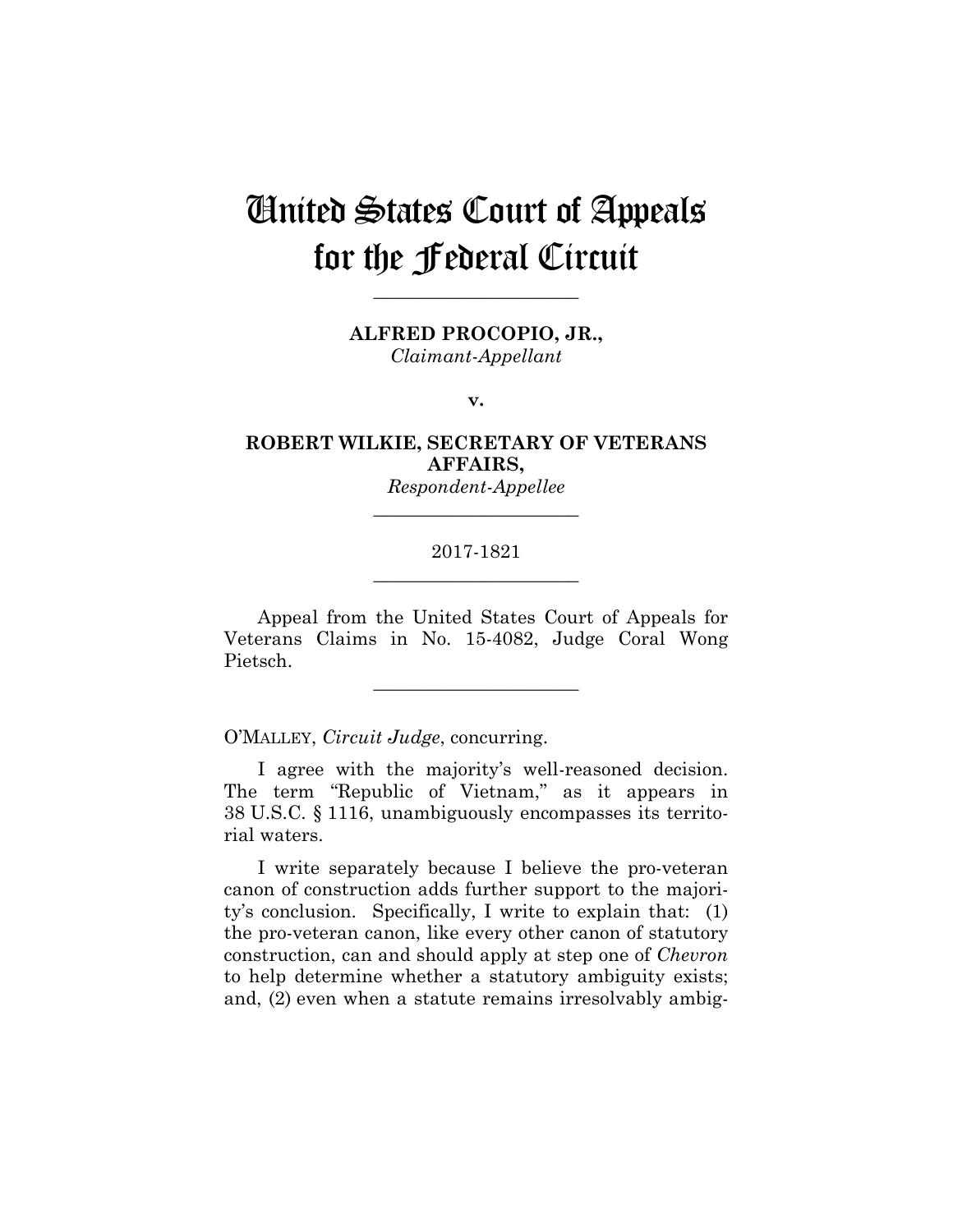# United States Court of Appeals for the Federal Circuit

______________________

**ALFRED PROCOPIO, JR.,**
*Claimant-Appellant*

**v.**

**ROBERT WILKIE, SECRETARY OF VETERANS AFFAIRS,**
*Respondent-Appellee*

______________________

2017-1821

______________________

Appeal from the United States Court of Appeals for Veterans Claims in No. 15-4082, Judge Coral Wong Pietsch.

______________________

O'MALLEY, *Circuit Judge*, concurring.

I agree with the majority's well-reasoned decision. The term "Republic of Vietnam," as it appears in 38 U.S.C. § 1116, unambiguously encompasses its territorial waters.

I write separately because I believe the pro-veteran canon of construction adds further support to the majority's conclusion. Specifically, I write to explain that: (1) the pro-veteran canon, like every other canon of statutory construction, can and should apply at step one of *Chevron* to help determine whether a statutory ambiguity exists; and, (2) even when a statute remains irresolvably ambig-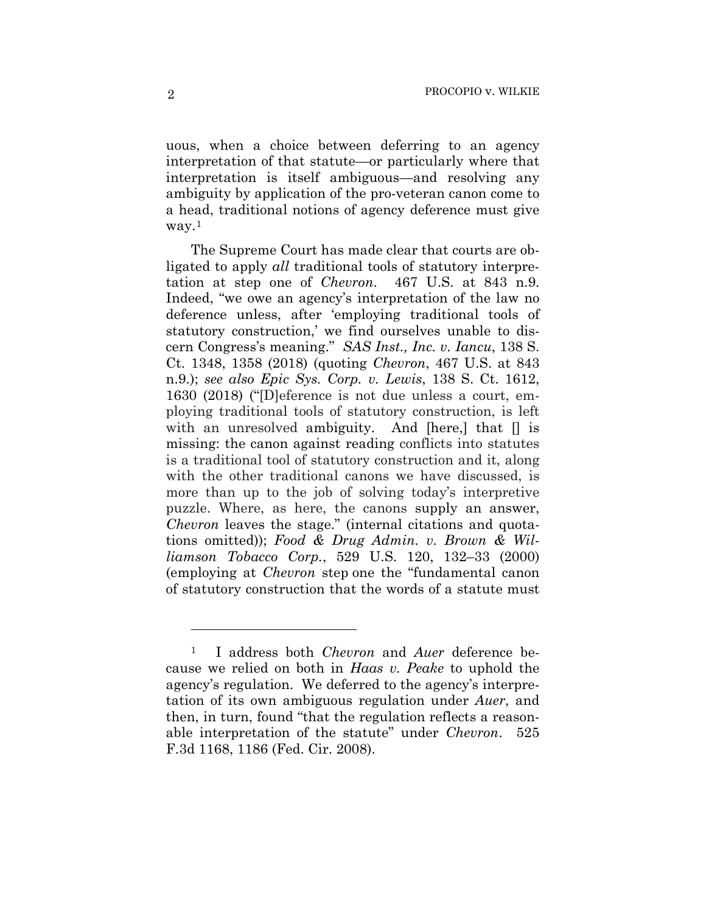uous, when a choice between deferring to an agency interpretation of that statute—or particularly where that interpretation is itself ambiguous—and resolving any ambiguity by application of the pro-veteran canon come to a head, traditional notions of agency deference must give way.[1]

The Supreme Court has made clear that courts are obligated to apply *all* traditional tools of statutory interpretation at step one of *Chevron*. 467 U.S. at 843 n.9. Indeed, "we owe an agency's interpretation of the law no deference unless, after 'employing traditional tools of statutory construction,' we find ourselves unable to discern Congress's meaning." *SAS Inst., Inc. v. Iancu*, 138 S. Ct. 1348, 1358 (2018) (quoting *Chevron*, 467 U.S. at 843 n.9.); *see also Epic Sys. Corp. v. Lewis*, 138 S. Ct. 1612, 1630 (2018) ("[D]eference is not due unless a court, employing traditional tools of statutory construction, is left with an unresolved ambiguity. And [here,] that [] is missing: the canon against reading conflicts into statutes is a traditional tool of statutory construction and it, along with the other traditional canons we have discussed, is more than up to the job of solving today's interpretive puzzle. Where, as here, the canons supply an answer, *Chevron* leaves the stage." (internal citations and quotations omitted)); *Food & Drug Admin. v. Brown & Williamson Tobacco Corp.*, 529 U.S. 120, 132–33 (2000) (employing at *Chevron* step one the "fundamental canon of statutory construction that the words of a statute must

---

[1] I address both *Chevron* and *Auer* deference because we relied on both in *Haas v. Peake* to uphold the agency's regulation. We deferred to the agency's interpretation of its own ambiguous regulation under *Auer*, and then, in turn, found "that the regulation reflects a reasonable interpretation of the statute" under *Chevron*. 525 F.3d 1168, 1186 (Fed. Cir. 2008).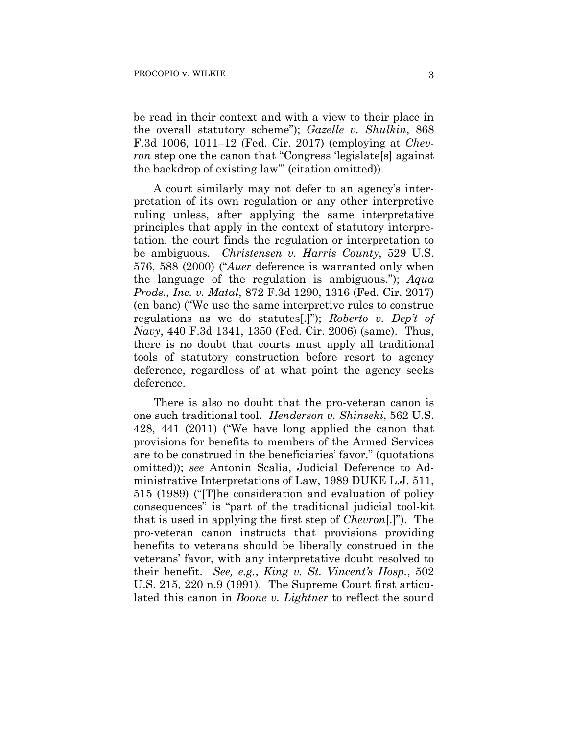be read in their context and with a view to their place in the overall statutory scheme"); *Gazelle v. Shulkin*, 868 F.3d 1006, 1011–12 (Fed. Cir. 2017) (employing at *Chevron* step one the canon that "Congress 'legislate[s] against the backdrop of existing law'" (citation omitted)).

A court similarly may not defer to an agency's interpretation of its own regulation or any other interpretive ruling unless, after applying the same interpretative principles that apply in the context of statutory interpretation, the court finds the regulation or interpretation to be ambiguous. *Christensen v. Harris County*, 529 U.S. 576, 588 (2000) ("*Auer* deference is warranted only when the language of the regulation is ambiguous."); *Aqua Prods., Inc. v. Matal*, 872 F.3d 1290, 1316 (Fed. Cir. 2017) (en banc) ("We use the same interpretive rules to construe regulations as we do statutes[.]"); *Roberto v. Dep't of Navy*, 440 F.3d 1341, 1350 (Fed. Cir. 2006) (same). Thus, there is no doubt that courts must apply all traditional tools of statutory construction before resort to agency deference, regardless of at what point the agency seeks deference.

There is also no doubt that the pro-veteran canon is one such traditional tool. *Henderson v. Shinseki*, 562 U.S. 428, 441 (2011) ("We have long applied the canon that provisions for benefits to members of the Armed Services are to be construed in the beneficiaries' favor." (quotations omitted)); *see* Antonin Scalia, Judicial Deference to Administrative Interpretations of Law, 1989 DUKE L.J. 511, 515 (1989) ("[T]he consideration and evaluation of policy consequences" is "part of the traditional judicial tool-kit that is used in applying the first step of *Chevron*[.]"). The pro-veteran canon instructs that provisions providing benefits to veterans should be liberally construed in the veterans' favor, with any interpretative doubt resolved to their benefit. *See, e.g.*, *King v. St. Vincent's Hosp.*, 502 U.S. 215, 220 n.9 (1991). The Supreme Court first articulated this canon in *Boone v. Lightner* to reflect the sound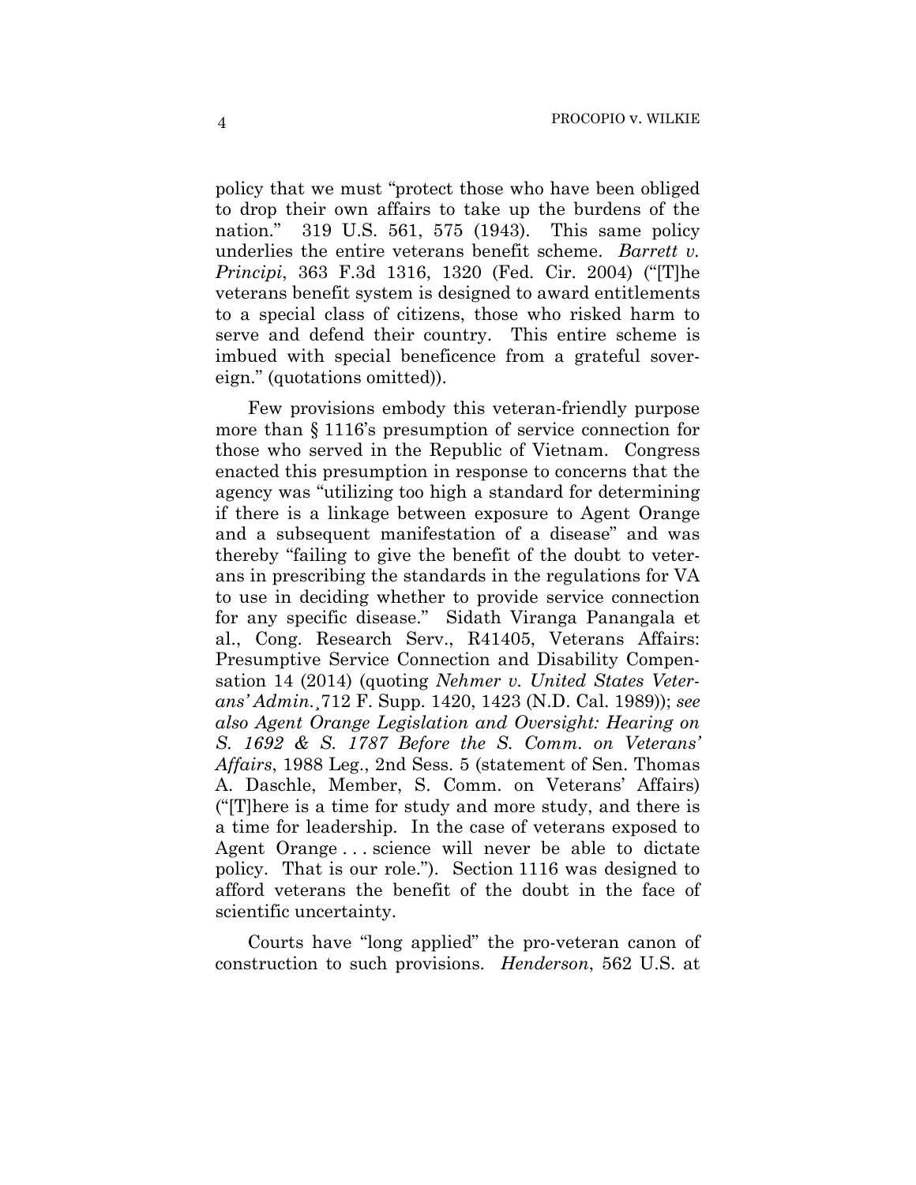policy that we must "protect those who have been obliged to drop their own affairs to take up the burdens of the nation." 319 U.S. 561, 575 (1943). This same policy underlies the entire veterans benefit scheme. *Barrett v. Principi*, 363 F.3d 1316, 1320 (Fed. Cir. 2004) ("[T]he veterans benefit system is designed to award entitlements to a special class of citizens, those who risked harm to serve and defend their country. This entire scheme is imbued with special beneficence from a grateful sovereign." (quotations omitted)).

Few provisions embody this veteran-friendly purpose more than § 1116's presumption of service connection for those who served in the Republic of Vietnam. Congress enacted this presumption in response to concerns that the agency was "utilizing too high a standard for determining if there is a linkage between exposure to Agent Orange and a subsequent manifestation of a disease" and was thereby "failing to give the benefit of the doubt to veterans in prescribing the standards in the regulations for VA to use in deciding whether to provide service connection for any specific disease." Sidath Viranga Panangala et al., Cong. Research Serv., R41405, Veterans Affairs: Presumptive Service Connection and Disability Compensation 14 (2014) (quoting *Nehmer v. United States Veterans' Admin.*¸712 F. Supp. 1420, 1423 (N.D. Cal. 1989)); *see also Agent Orange Legislation and Oversight: Hearing on S. 1692 & S. 1787 Before the S. Comm. on Veterans' Affairs*, 1988 Leg., 2nd Sess. 5 (statement of Sen. Thomas A. Daschle, Member, S. Comm. on Veterans' Affairs) ("[T]here is a time for study and more study, and there is a time for leadership. In the case of veterans exposed to Agent Orange . . . science will never be able to dictate policy. That is our role."). Section 1116 was designed to afford veterans the benefit of the doubt in the face of scientific uncertainty.

Courts have "long applied" the pro-veteran canon of construction to such provisions. *Henderson*, 562 U.S. at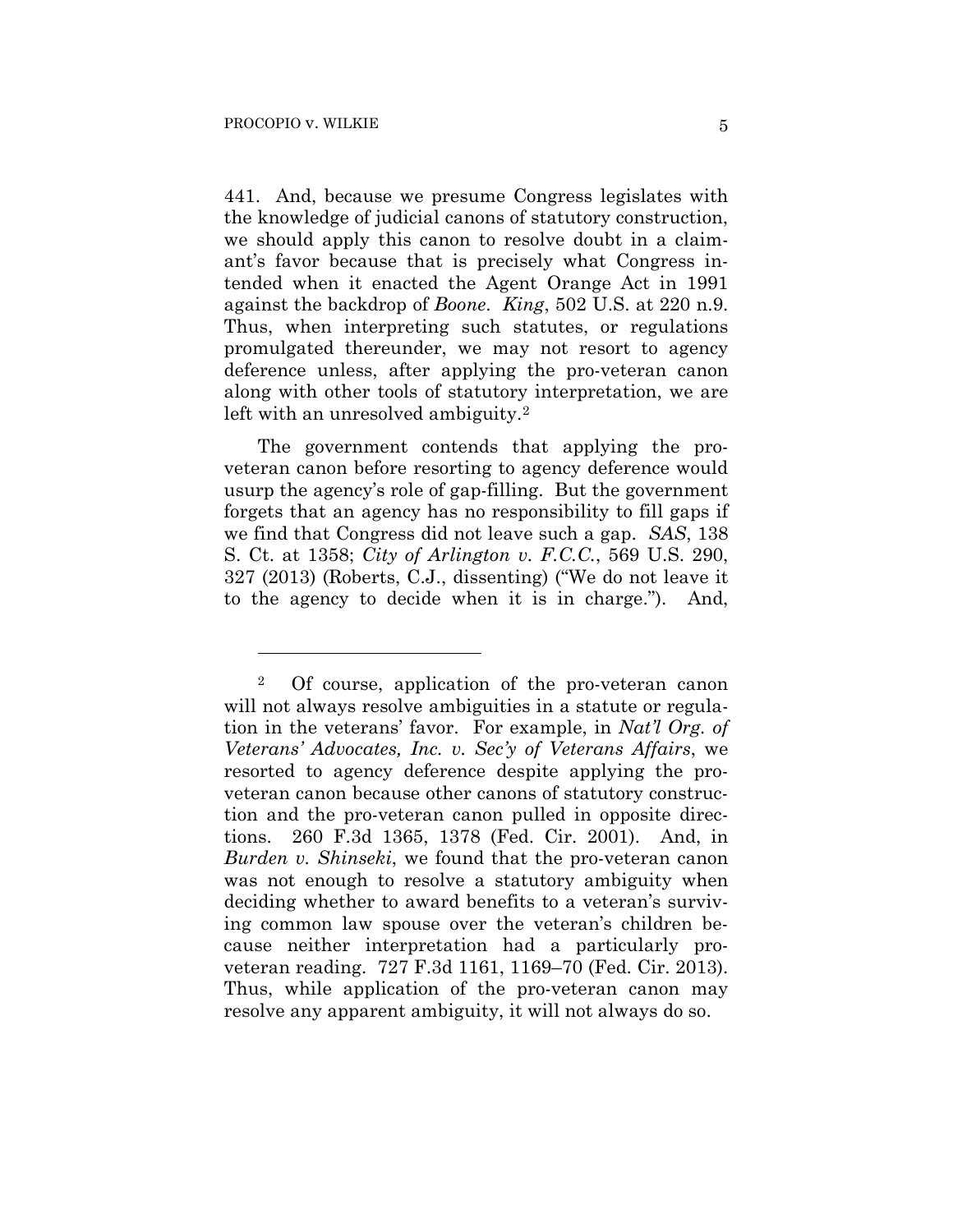441. And, because we presume Congress legislates with the knowledge of judicial canons of statutory construction, we should apply this canon to resolve doubt in a claimant's favor because that is precisely what Congress intended when it enacted the Agent Orange Act in 1991 against the backdrop of *Boone*. *King*, 502 U.S. at 220 n.9. Thus, when interpreting such statutes, or regulations promulgated thereunder, we may not resort to agency deference unless, after applying the pro-veteran canon along with other tools of statutory interpretation, we are left with an unresolved ambiguity.[2]

The government contends that applying the pro-veteran canon before resorting to agency deference would usurp the agency's role of gap-filling. But the government forgets that an agency has no responsibility to fill gaps if we find that Congress did not leave such a gap. *SAS*, 138 S. Ct. at 1358; *City of Arlington v. F.C.C.*, 569 U.S. 290, 327 (2013) (Roberts, C.J., dissenting) ("We do not leave it to the agency to decide when it is in charge."). And,

---

[2] Of course, application of the pro-veteran canon will not always resolve ambiguities in a statute or regulation in the veterans' favor. For example, in *Nat'l Org. of Veterans' Advocates, Inc. v. Sec'y of Veterans Affairs*, we resorted to agency deference despite applying the pro-veteran canon because other canons of statutory construction and the pro-veteran canon pulled in opposite directions. 260 F.3d 1365, 1378 (Fed. Cir. 2001). And, in *Burden v. Shinseki*, we found that the pro-veteran canon was not enough to resolve a statutory ambiguity when deciding whether to award benefits to a veteran's surviving common law spouse over the veteran's children because neither interpretation had a particularly pro-veteran reading. 727 F.3d 1161, 1169–70 (Fed. Cir. 2013). Thus, while application of the pro-veteran canon may resolve any apparent ambiguity, it will not always do so.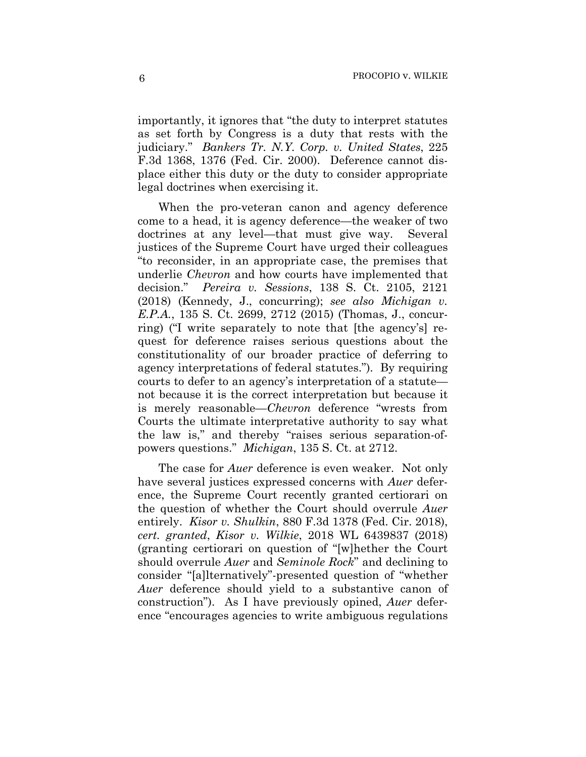importantly, it ignores that "the duty to interpret statutes as set forth by Congress is a duty that rests with the judiciary." *Bankers Tr. N.Y. Corp. v. United States*, 225 F.3d 1368, 1376 (Fed. Cir. 2000). Deference cannot displace either this duty or the duty to consider appropriate legal doctrines when exercising it.

When the pro-veteran canon and agency deference come to a head, it is agency deference—the weaker of two doctrines at any level—that must give way. Several justices of the Supreme Court have urged their colleagues "to reconsider, in an appropriate case, the premises that underlie *Chevron* and how courts have implemented that decision." *Pereira v. Sessions*, 138 S. Ct. 2105, 2121 (2018) (Kennedy, J., concurring); *see also Michigan v. E.P.A.*, 135 S. Ct. 2699, 2712 (2015) (Thomas, J., concurring) ("I write separately to note that [the agency's] request for deference raises serious questions about the constitutionality of our broader practice of deferring to agency interpretations of federal statutes."). By requiring courts to defer to an agency's interpretation of a statute—not because it is the correct interpretation but because it is merely reasonable—*Chevron* deference "wrests from Courts the ultimate interpretative authority to say what the law is," and thereby "raises serious separation-of-powers questions." *Michigan*, 135 S. Ct. at 2712.

The case for *Auer* deference is even weaker. Not only have several justices expressed concerns with *Auer* deference, the Supreme Court recently granted certiorari on the question of whether the Court should overrule *Auer* entirely. *Kisor v. Shulkin*, 880 F.3d 1378 (Fed. Cir. 2018), *cert. granted*, *Kisor v. Wilkie*, 2018 WL 6439837 (2018) (granting certiorari on question of "[w]hether the Court should overrule *Auer* and *Seminole Rock*" and declining to consider "[a]lternatively"-presented question of "whether *Auer* deference should yield to a substantive canon of construction"). As I have previously opined, *Auer* deference "encourages agencies to write ambiguous regulations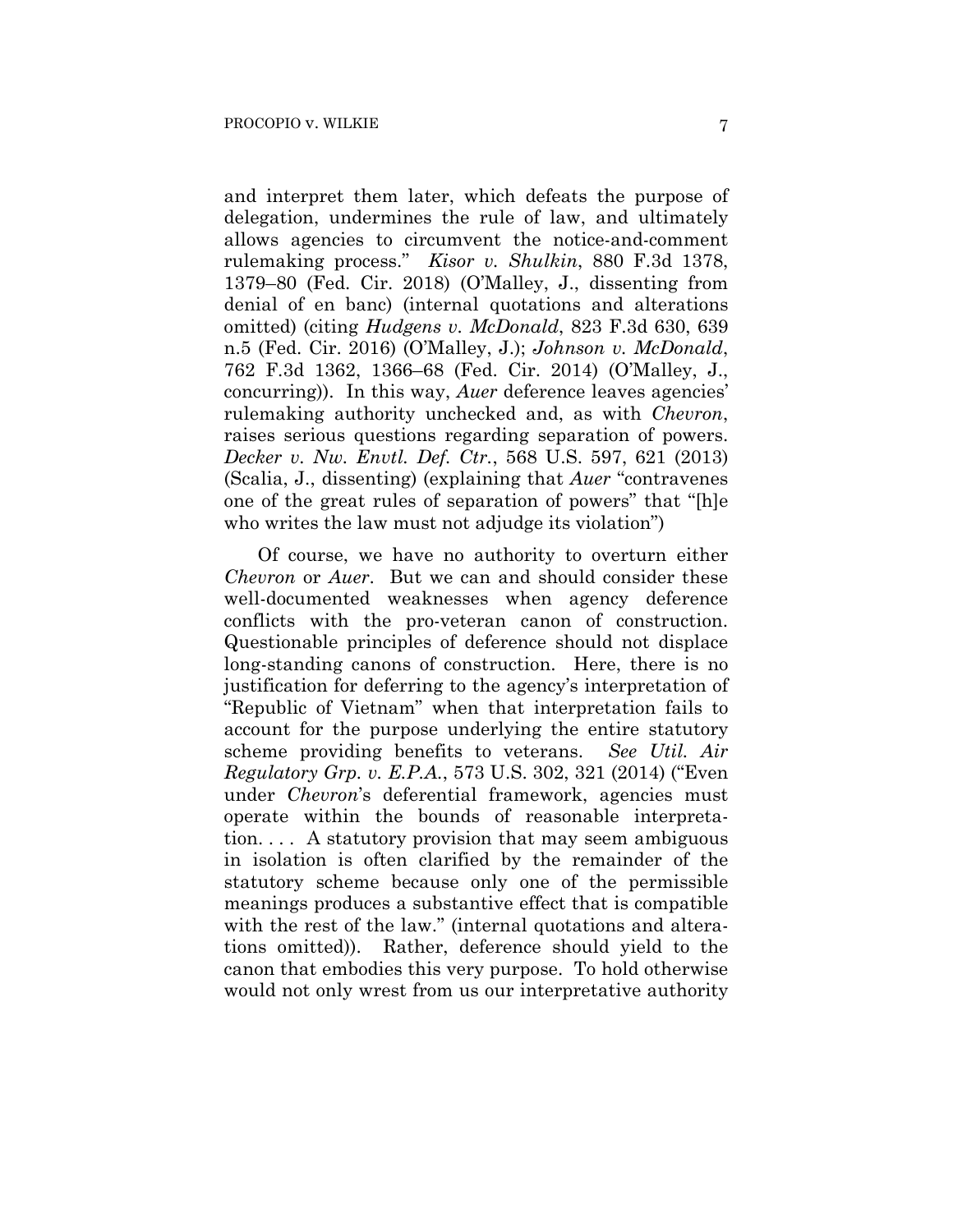and interpret them later, which defeats the purpose of delegation, undermines the rule of law, and ultimately allows agencies to circumvent the notice-and-comment rulemaking process." *Kisor v. Shulkin*, 880 F.3d 1378, 1379–80 (Fed. Cir. 2018) (O'Malley, J., dissenting from denial of en banc) (internal quotations and alterations omitted) (citing *Hudgens v. McDonald*, 823 F.3d 630, 639 n.5 (Fed. Cir. 2016) (O'Malley, J.); *Johnson v. McDonald*, 762 F.3d 1362, 1366–68 (Fed. Cir. 2014) (O'Malley, J., concurring)). In this way, *Auer* deference leaves agencies' rulemaking authority unchecked and, as with *Chevron*, raises serious questions regarding separation of powers. *Decker v. Nw. Envtl. Def. Ctr.*, 568 U.S. 597, 621 (2013) (Scalia, J., dissenting) (explaining that *Auer* "contravenes one of the great rules of separation of powers" that "[h]e who writes the law must not adjudge its violation")

Of course, we have no authority to overturn either *Chevron* or *Auer*. But we can and should consider these well-documented weaknesses when agency deference conflicts with the pro-veteran canon of construction. Questionable principles of deference should not displace long-standing canons of construction. Here, there is no justification for deferring to the agency's interpretation of "Republic of Vietnam" when that interpretation fails to account for the purpose underlying the entire statutory scheme providing benefits to veterans. *See Util. Air Regulatory Grp. v. E.P.A.*, 573 U.S. 302, 321 (2014) ("Even under *Chevron*'s deferential framework, agencies must operate within the bounds of reasonable interpretation. . . . A statutory provision that may seem ambiguous in isolation is often clarified by the remainder of the statutory scheme because only one of the permissible meanings produces a substantive effect that is compatible with the rest of the law." (internal quotations and alterations omitted)). Rather, deference should yield to the canon that embodies this very purpose. To hold otherwise would not only wrest from us our interpretative authority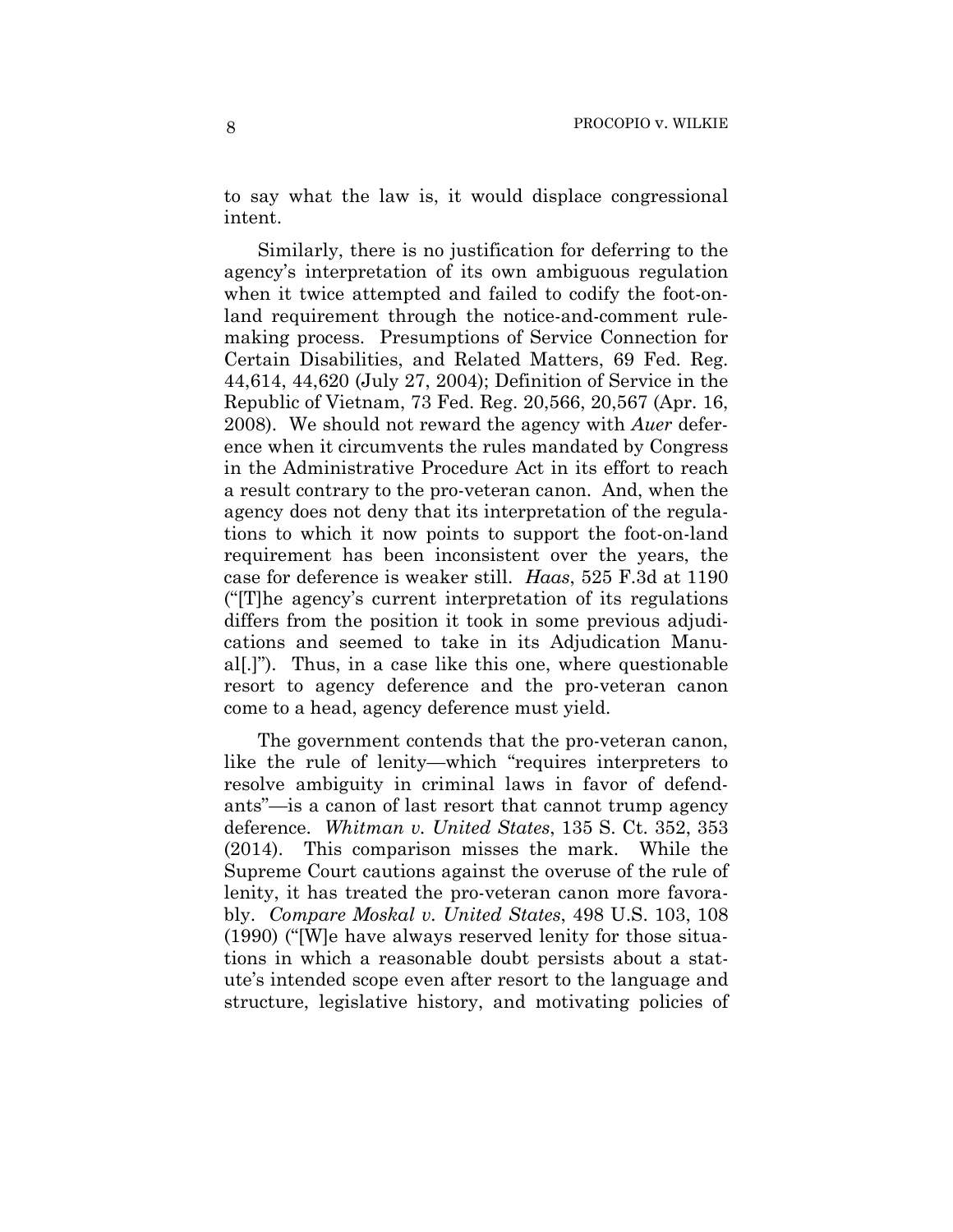to say what the law is, it would displace congressional intent.

Similarly, there is no justification for deferring to the agency's interpretation of its own ambiguous regulation when it twice attempted and failed to codify the foot-on-land requirement through the notice-and-comment rule-making process. Presumptions of Service Connection for Certain Disabilities, and Related Matters, 69 Fed. Reg. 44,614, 44,620 (July 27, 2004); Definition of Service in the Republic of Vietnam, 73 Fed. Reg. 20,566, 20,567 (Apr. 16, 2008). We should not reward the agency with *Auer* deference when it circumvents the rules mandated by Congress in the Administrative Procedure Act in its effort to reach a result contrary to the pro-veteran canon. And, when the agency does not deny that its interpretation of the regulations to which it now points to support the foot-on-land requirement has been inconsistent over the years, the case for deference is weaker still. *Haas*, 525 F.3d at 1190 ("[T]he agency's current interpretation of its regulations differs from the position it took in some previous adjudications and seemed to take in its Adjudication Manual[.]"). Thus, in a case like this one, where questionable resort to agency deference and the pro-veteran canon come to a head, agency deference must yield.

The government contends that the pro-veteran canon, like the rule of lenity—which "requires interpreters to resolve ambiguity in criminal laws in favor of defendants"—is a canon of last resort that cannot trump agency deference. *Whitman v. United States*, 135 S. Ct. 352, 353 (2014). This comparison misses the mark. While the Supreme Court cautions against the overuse of the rule of lenity, it has treated the pro-veteran canon more favorably. *Compare Moskal v. United States*, 498 U.S. 103, 108 (1990) ("[W]e have always reserved lenity for those situations in which a reasonable doubt persists about a statute's intended scope even after resort to the language and structure, legislative history, and motivating policies of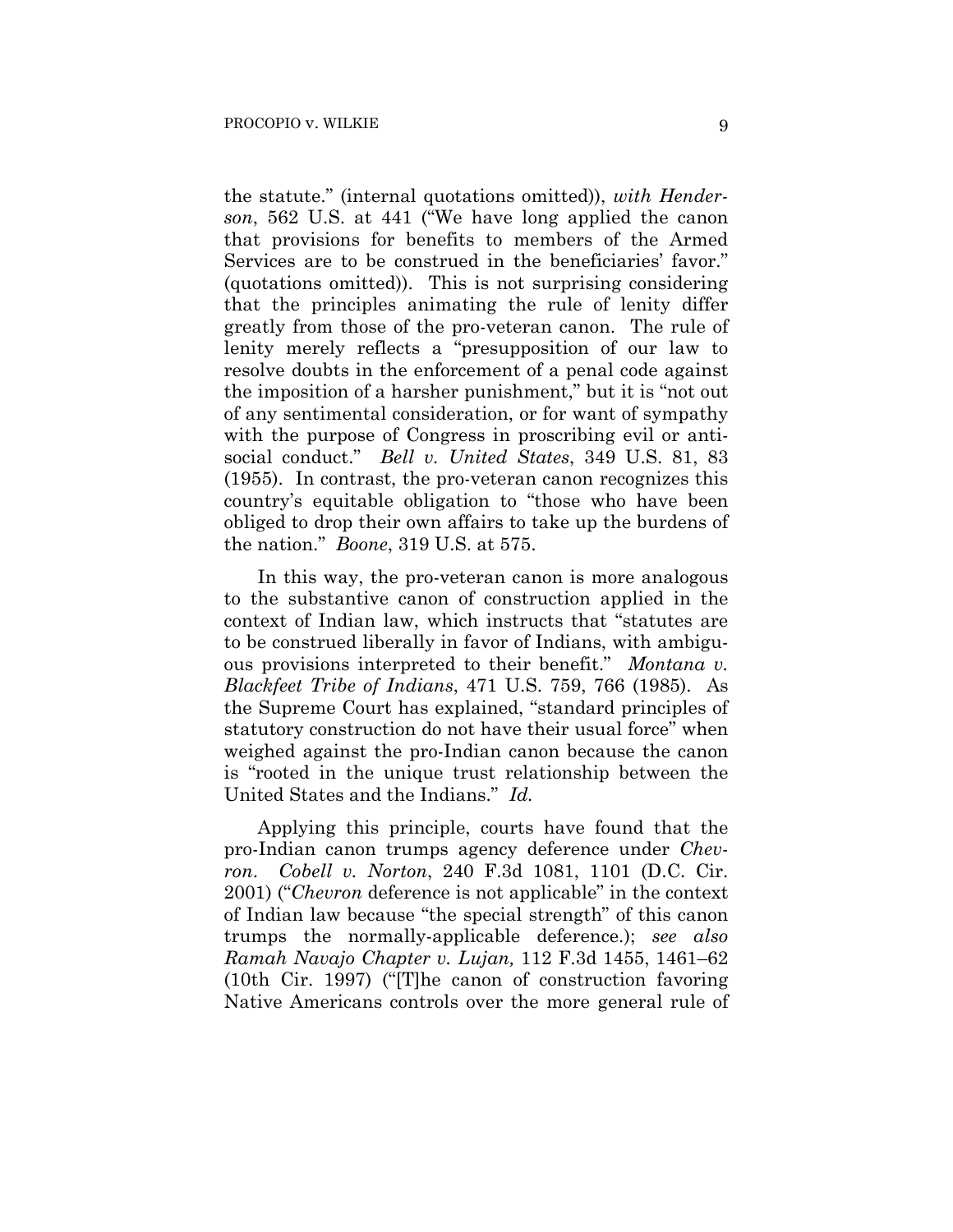the statute." (internal quotations omitted)), *with Henderson*, 562 U.S. at 441 ("We have long applied the canon that provisions for benefits to members of the Armed Services are to be construed in the beneficiaries' favor." (quotations omitted)). This is not surprising considering that the principles animating the rule of lenity differ greatly from those of the pro-veteran canon. The rule of lenity merely reflects a "presupposition of our law to resolve doubts in the enforcement of a penal code against the imposition of a harsher punishment," but it is "not out of any sentimental consideration, or for want of sympathy with the purpose of Congress in proscribing evil or anti-social conduct." *Bell v. United States*, 349 U.S. 81, 83 (1955). In contrast, the pro-veteran canon recognizes this country's equitable obligation to "those who have been obliged to drop their own affairs to take up the burdens of the nation." *Boone*, 319 U.S. at 575.

In this way, the pro-veteran canon is more analogous to the substantive canon of construction applied in the context of Indian law, which instructs that "statutes are to be construed liberally in favor of Indians, with ambiguous provisions interpreted to their benefit." *Montana v. Blackfeet Tribe of Indians*, 471 U.S. 759, 766 (1985). As the Supreme Court has explained, "standard principles of statutory construction do not have their usual force" when weighed against the pro-Indian canon because the canon is "rooted in the unique trust relationship between the United States and the Indians." *Id.*

Applying this principle, courts have found that the pro-Indian canon trumps agency deference under *Chevron*. *Cobell v. Norton*, 240 F.3d 1081, 1101 (D.C. Cir. 2001) ("*Chevron* deference is not applicable" in the context of Indian law because "the special strength" of this canon trumps the normally-applicable deference.); *see also Ramah Navajo Chapter v. Lujan,* 112 F.3d 1455, 1461–62 (10th Cir. 1997) ("[T]he canon of construction favoring Native Americans controls over the more general rule of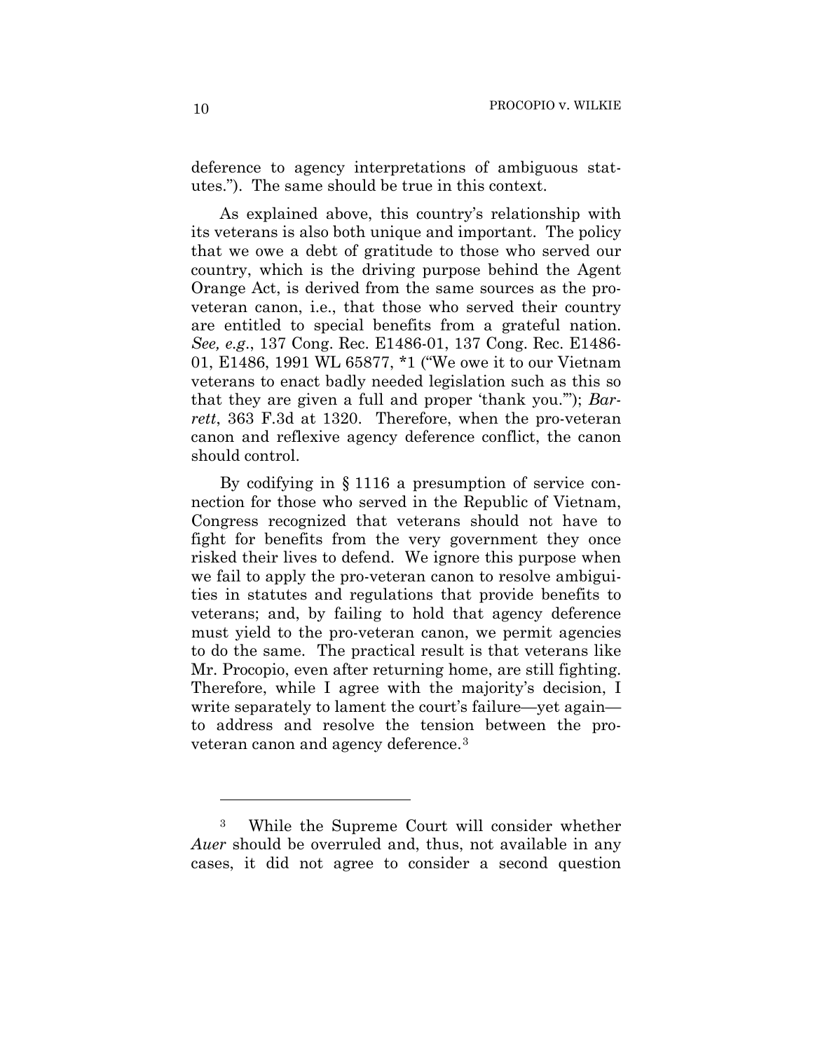deference to agency interpretations of ambiguous statutes."). The same should be true in this context.

As explained above, this country's relationship with its veterans is also both unique and important. The policy that we owe a debt of gratitude to those who served our country, which is the driving purpose behind the Agent Orange Act, is derived from the same sources as the pro-veteran canon, i.e., that those who served their country are entitled to special benefits from a grateful nation. *See, e.g.*, 137 Cong. Rec. E1486-01, 137 Cong. Rec. E1486-01, E1486, 1991 WL 65877, *1 ("We owe it to our Vietnam veterans to enact badly needed legislation such as this so that they are given a full and proper 'thank you.'"); *Barrett*, 363 F.3d at 1320. Therefore, when the pro-veteran canon and reflexive agency deference conflict, the canon should control.

By codifying in § 1116 a presumption of service connection for those who served in the Republic of Vietnam, Congress recognized that veterans should not have to fight for benefits from the very government they once risked their lives to defend. We ignore this purpose when we fail to apply the pro-veteran canon to resolve ambiguities in statutes and regulations that provide benefits to veterans; and, by failing to hold that agency deference must yield to the pro-veteran canon, we permit agencies to do the same. The practical result is that veterans like Mr. Procopio, even after returning home, are still fighting. Therefore, while I agree with the majority's decision, I write separately to lament the court's failure—yet again—to address and resolve the tension between the pro-veteran canon and agency deference.[3]

---

[3] While the Supreme Court will consider whether *Auer* should be overruled and, thus, not available in any cases, it did not agree to consider a second question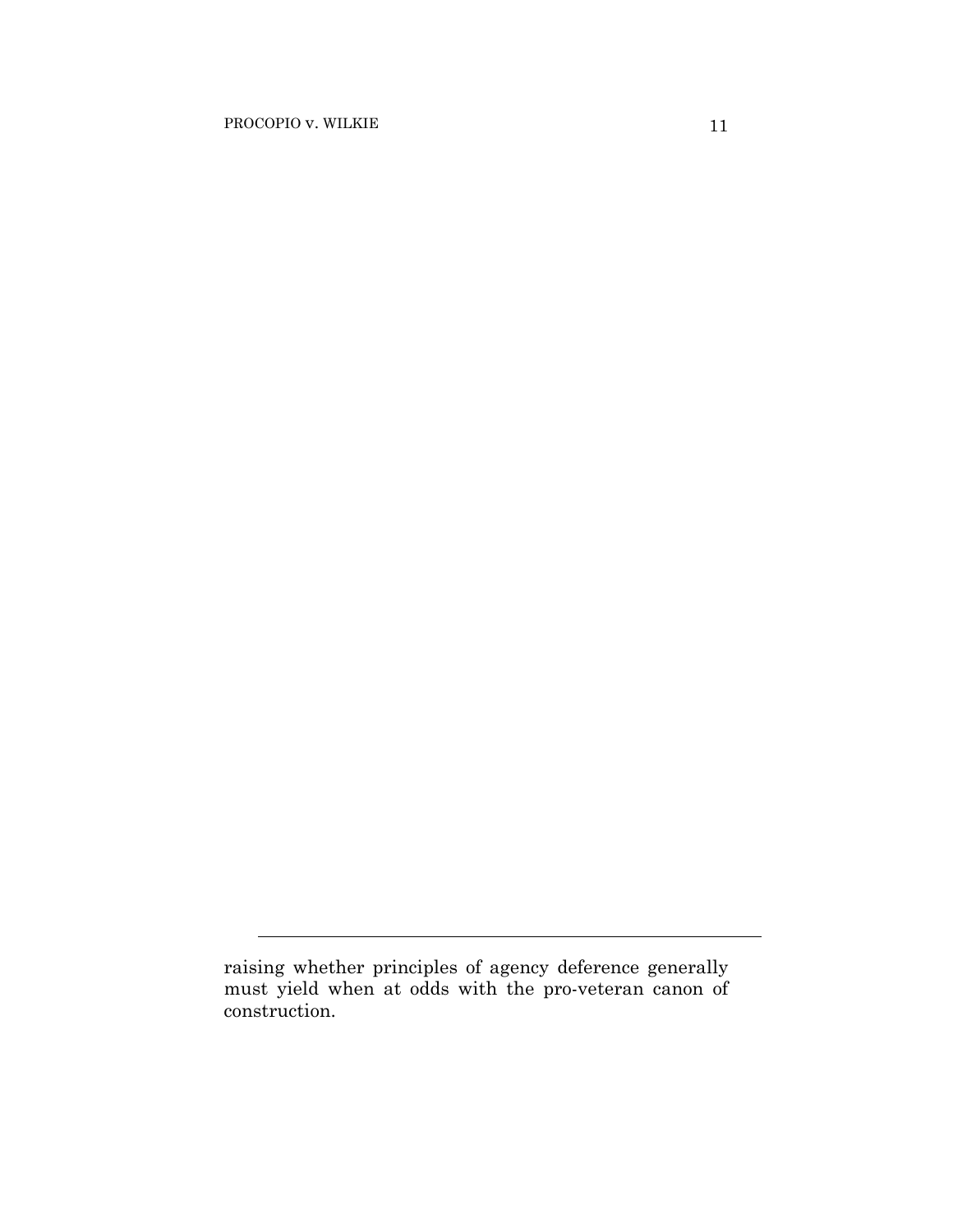raising whether principles of agency deference generally must yield when at odds with the pro-veteran canon of construction.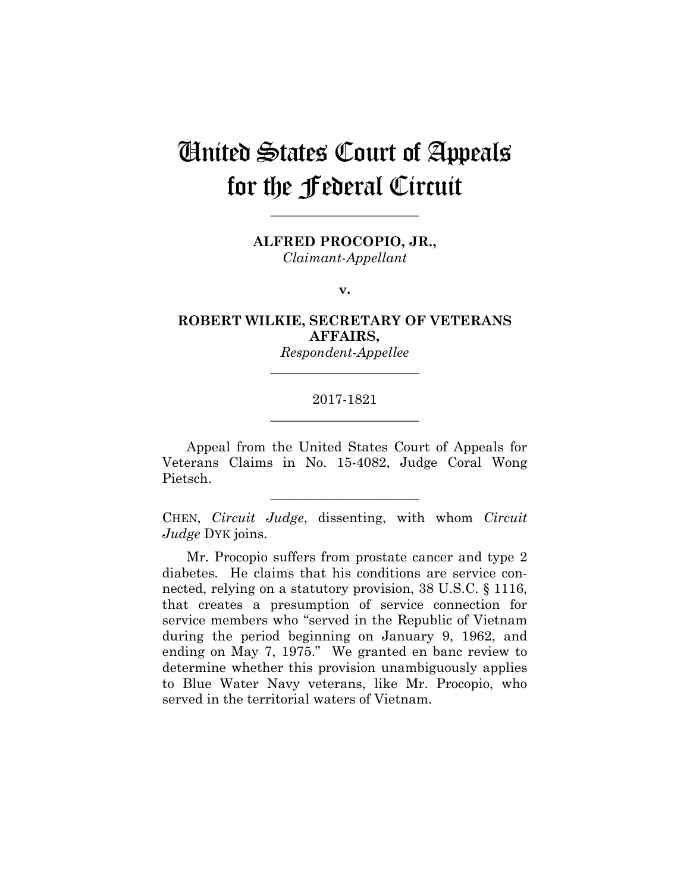# United States Court of Appeals for the Federal Circuit

______________________

**ALFRED PROCOPIO, JR.,**
*Claimant-Appellant*

**v.**

**ROBERT WILKIE, SECRETARY OF VETERANS AFFAIRS,**
*Respondent-Appellee*

______________________

2017-1821

______________________

Appeal from the United States Court of Appeals for Veterans Claims in No. 15-4082, Judge Coral Wong Pietsch.

______________________

CHEN, *Circuit Judge*, dissenting, with whom *Circuit Judge* DYK joins.

Mr. Procopio suffers from prostate cancer and type 2 diabetes. He claims that his conditions are service connected, relying on a statutory provision, 38 U.S.C. § 1116, that creates a presumption of service connection for service members who "served in the Republic of Vietnam during the period beginning on January 9, 1962, and ending on May 7, 1975." We granted en banc review to determine whether this provision unambiguously applies to Blue Water Navy veterans, like Mr. Procopio, who served in the territorial waters of Vietnam.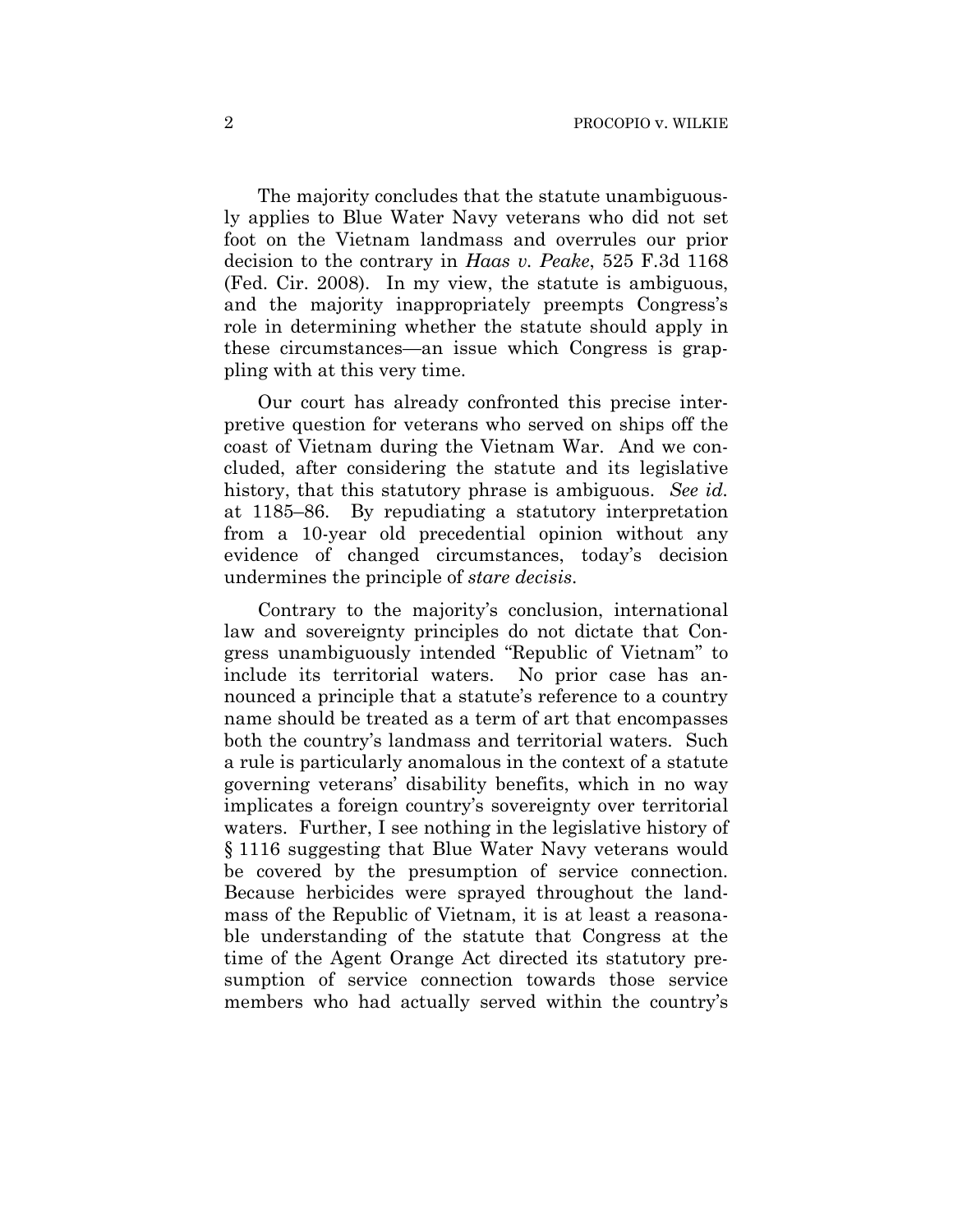The majority concludes that the statute unambiguously applies to Blue Water Navy veterans who did not set foot on the Vietnam landmass and overrules our prior decision to the contrary in *Haas v. Peake*, 525 F.3d 1168 (Fed. Cir. 2008). In my view, the statute is ambiguous, and the majority inappropriately preempts Congress's role in determining whether the statute should apply in these circumstances—an issue which Congress is grappling with at this very time.

Our court has already confronted this precise interpretive question for veterans who served on ships off the coast of Vietnam during the Vietnam War. And we concluded, after considering the statute and its legislative history, that this statutory phrase is ambiguous. *See id.* at 1185–86. By repudiating a statutory interpretation from a 10-year old precedential opinion without any evidence of changed circumstances, today's decision undermines the principle of *stare decisis*.

Contrary to the majority's conclusion, international law and sovereignty principles do not dictate that Congress unambiguously intended "Republic of Vietnam" to include its territorial waters. No prior case has announced a principle that a statute's reference to a country name should be treated as a term of art that encompasses both the country's landmass and territorial waters. Such a rule is particularly anomalous in the context of a statute governing veterans' disability benefits, which in no way implicates a foreign country's sovereignty over territorial waters. Further, I see nothing in the legislative history of § 1116 suggesting that Blue Water Navy veterans would be covered by the presumption of service connection. Because herbicides were sprayed throughout the landmass of the Republic of Vietnam, it is at least a reasonable understanding of the statute that Congress at the time of the Agent Orange Act directed its statutory presumption of service connection towards those service members who had actually served within the country's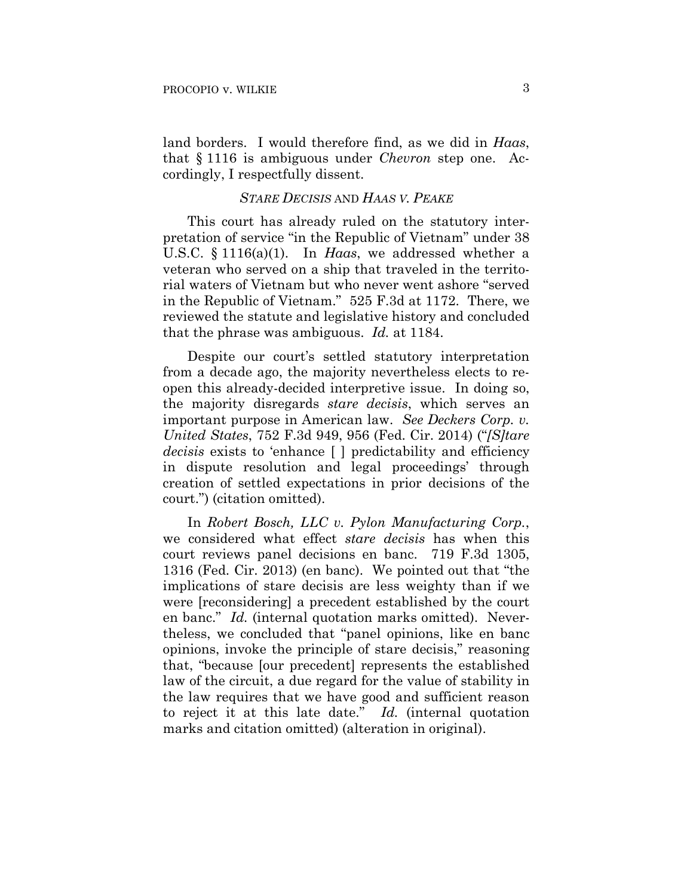land borders. I would therefore find, as we did in *Haas*, that § 1116 is ambiguous under *Chevron* step one. Accordingly, I respectfully dissent.

### *STARE DECISIS* AND *HAAS V. PEAKE*

This court has already ruled on the statutory interpretation of service "in the Republic of Vietnam" under 38 U.S.C. § 1116(a)(1). In *Haas*, we addressed whether a veteran who served on a ship that traveled in the territorial waters of Vietnam but who never went ashore "served in the Republic of Vietnam." 525 F.3d at 1172. There, we reviewed the statute and legislative history and concluded that the phrase was ambiguous. *Id.* at 1184.

Despite our court's settled statutory interpretation from a decade ago, the majority nevertheless elects to reopen this already-decided interpretive issue. In doing so, the majority disregards *stare decisis*, which serves an important purpose in American law. *See Deckers Corp. v. United States*, 752 F.3d 949, 956 (Fed. Cir. 2014) ("*[S]tare decisis* exists to 'enhance [ ] predictability and efficiency in dispute resolution and legal proceedings' through creation of settled expectations in prior decisions of the court.") (citation omitted).

In *Robert Bosch, LLC v. Pylon Manufacturing Corp.*, we considered what effect *stare decisis* has when this court reviews panel decisions en banc. 719 F.3d 1305, 1316 (Fed. Cir. 2013) (en banc). We pointed out that "the implications of stare decisis are less weighty than if we were [reconsidering] a precedent established by the court en banc." *Id.* (internal quotation marks omitted). Nevertheless, we concluded that "panel opinions, like en banc opinions, invoke the principle of stare decisis," reasoning that, "because [our precedent] represents the established law of the circuit, a due regard for the value of stability in the law requires that we have good and sufficient reason to reject it at this late date." *Id.* (internal quotation marks and citation omitted) (alteration in original).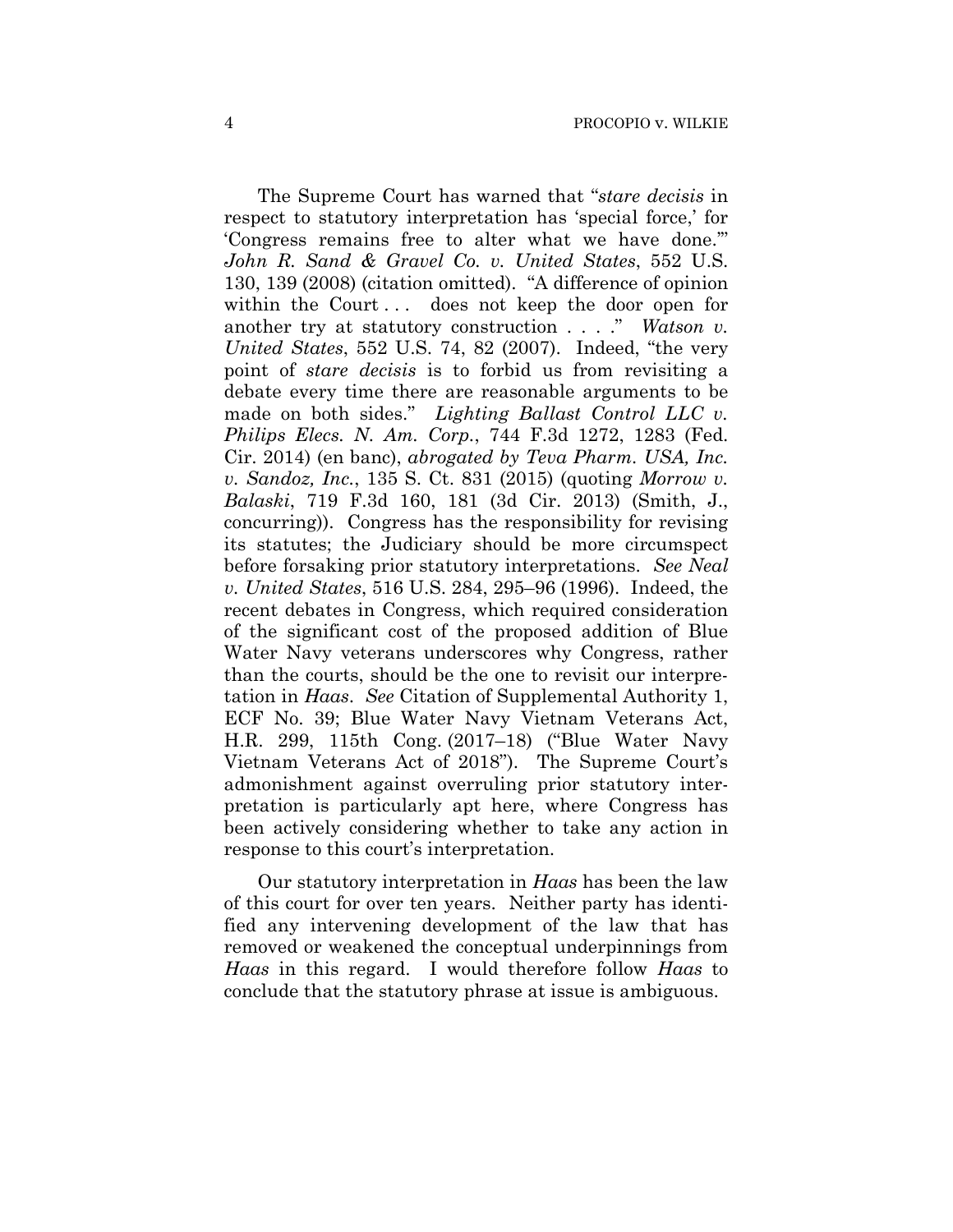The Supreme Court has warned that "*stare decisis* in respect to statutory interpretation has 'special force,' for 'Congress remains free to alter what we have done.'" *John R. Sand & Gravel Co. v. United States*, 552 U.S. 130, 139 (2008) (citation omitted). "A difference of opinion within the Court . . . does not keep the door open for another try at statutory construction . . . ." *Watson v. United States*, 552 U.S. 74, 82 (2007). Indeed, "the very point of *stare decisis* is to forbid us from revisiting a debate every time there are reasonable arguments to be made on both sides." *Lighting Ballast Control LLC v. Philips Elecs. N. Am. Corp.*, 744 F.3d 1272, 1283 (Fed. Cir. 2014) (en banc), *abrogated by Teva Pharm. USA, Inc. v. Sandoz, Inc.*, 135 S. Ct. 831 (2015) (quoting *Morrow v. Balaski*, 719 F.3d 160, 181 (3d Cir. 2013) (Smith, J., concurring)). Congress has the responsibility for revising its statutes; the Judiciary should be more circumspect before forsaking prior statutory interpretations. *See Neal v. United States*, 516 U.S. 284, 295–96 (1996). Indeed, the recent debates in Congress, which required consideration of the significant cost of the proposed addition of Blue Water Navy veterans underscores why Congress, rather than the courts, should be the one to revisit our interpretation in *Haas*. *See* Citation of Supplemental Authority 1, ECF No. 39; Blue Water Navy Vietnam Veterans Act, H.R. 299, 115th Cong. (2017–18) ("Blue Water Navy Vietnam Veterans Act of 2018"). The Supreme Court's admonishment against overruling prior statutory interpretation is particularly apt here, where Congress has been actively considering whether to take any action in response to this court's interpretation.

Our statutory interpretation in *Haas* has been the law of this court for over ten years. Neither party has identified any intervening development of the law that has removed or weakened the conceptual underpinnings from *Haas* in this regard. I would therefore follow *Haas* to conclude that the statutory phrase at issue is ambiguous.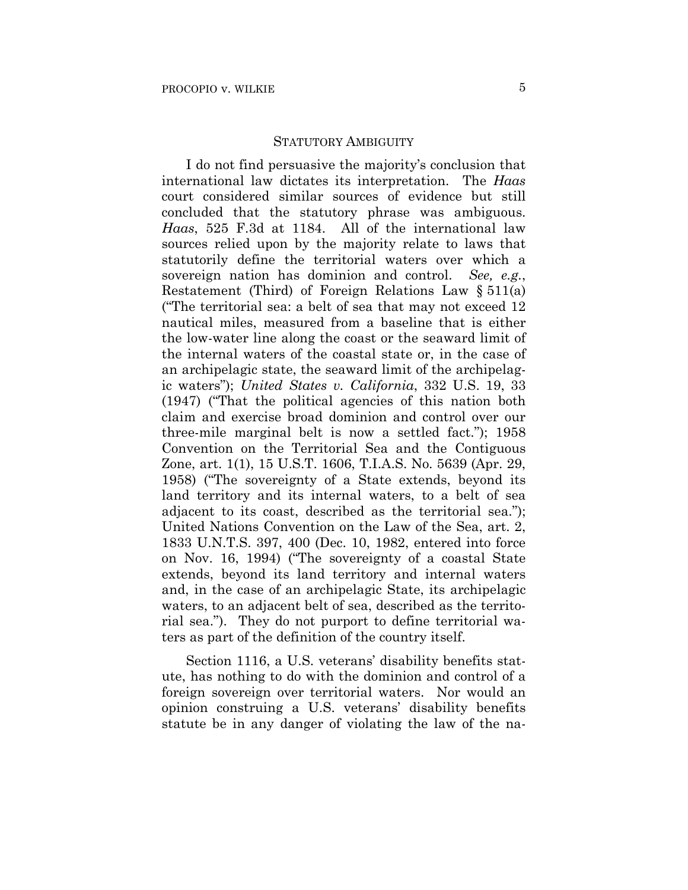## STATUTORY AMBIGUITY

I do not find persuasive the majority's conclusion that international law dictates its interpretation. The *Haas* court considered similar sources of evidence but still concluded that the statutory phrase was ambiguous. *Haas*, 525 F.3d at 1184. All of the international law sources relied upon by the majority relate to laws that statutorily define the territorial waters over which a sovereign nation has dominion and control. *See, e.g.*, Restatement (Third) of Foreign Relations Law § 511(a) ("The territorial sea: a belt of sea that may not exceed 12 nautical miles, measured from a baseline that is either the low-water line along the coast or the seaward limit of the internal waters of the coastal state or, in the case of an archipelagic state, the seaward limit of the archipelagic waters"); *United States v. California*, 332 U.S. 19, 33 (1947) ("That the political agencies of this nation both claim and exercise broad dominion and control over our three-mile marginal belt is now a settled fact."); 1958 Convention on the Territorial Sea and the Contiguous Zone, art. 1(1), 15 U.S.T. 1606, T.I.A.S. No. 5639 (Apr. 29, 1958) ("The sovereignty of a State extends, beyond its land territory and its internal waters, to a belt of sea adjacent to its coast, described as the territorial sea."); United Nations Convention on the Law of the Sea, art. 2, 1833 U.N.T.S. 397, 400 (Dec. 10, 1982, entered into force on Nov. 16, 1994) ("The sovereignty of a coastal State extends, beyond its land territory and internal waters and, in the case of an archipelagic State, its archipelagic waters, to an adjacent belt of sea, described as the territorial sea."). They do not purport to define territorial waters as part of the definition of the country itself.

Section 1116, a U.S. veterans' disability benefits statute, has nothing to do with the dominion and control of a foreign sovereign over territorial waters. Nor would an opinion construing a U.S. veterans' disability benefits statute be in any danger of violating the law of the na-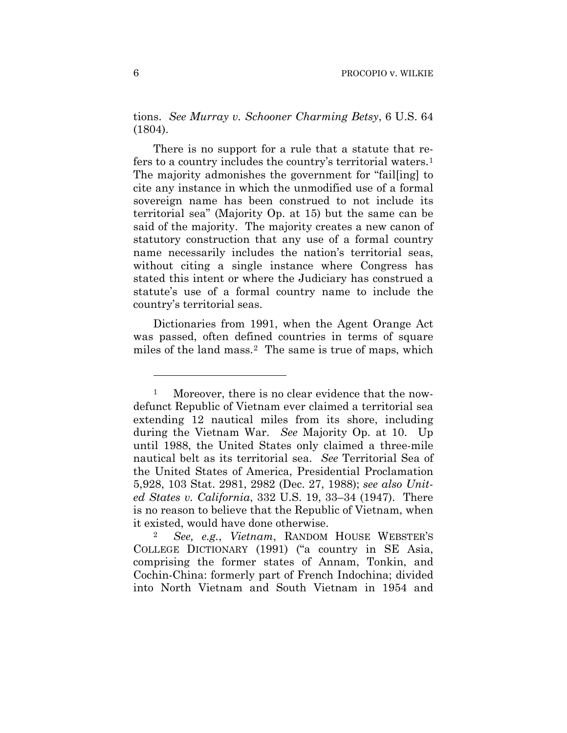tions. *See Murray v. Schooner Charming Betsy*, 6 U.S. 64 (1804).

There is no support for a rule that a statute that refers to a country includes the country's territorial waters.[1] The majority admonishes the government for "fail[ing] to cite any instance in which the unmodified use of a formal sovereign name has been construed to not include its territorial sea" (Majority Op. at 15) but the same can be said of the majority. The majority creates a new canon of statutory construction that any use of a formal country name necessarily includes the nation's territorial seas, without citing a single instance where Congress has stated this intent or where the Judiciary has construed a statute's use of a formal country name to include the country's territorial seas.

Dictionaries from 1991, when the Agent Orange Act was passed, often defined countries in terms of square miles of the land mass.[2] The same is true of maps, which

---

[1] Moreover, there is no clear evidence that the now-defunct Republic of Vietnam ever claimed a territorial sea extending 12 nautical miles from its shore, including during the Vietnam War. *See* Majority Op. at 10. Up until 1988, the United States only claimed a three-mile nautical belt as its territorial sea. *See* Territorial Sea of the United States of America, Presidential Proclamation 5,928, 103 Stat. 2981, 2982 (Dec. 27, 1988); *see also United States v. California*, 332 U.S. 19, 33–34 (1947). There is no reason to believe that the Republic of Vietnam, when it existed, would have done otherwise.

[2] *See, e.g.*, *Vietnam*, RANDOM HOUSE WEBSTER'S COLLEGE DICTIONARY (1991) ("a country in SE Asia, comprising the former states of Annam, Tonkin, and Cochin-China: formerly part of French Indochina; divided into North Vietnam and South Vietnam in 1954 and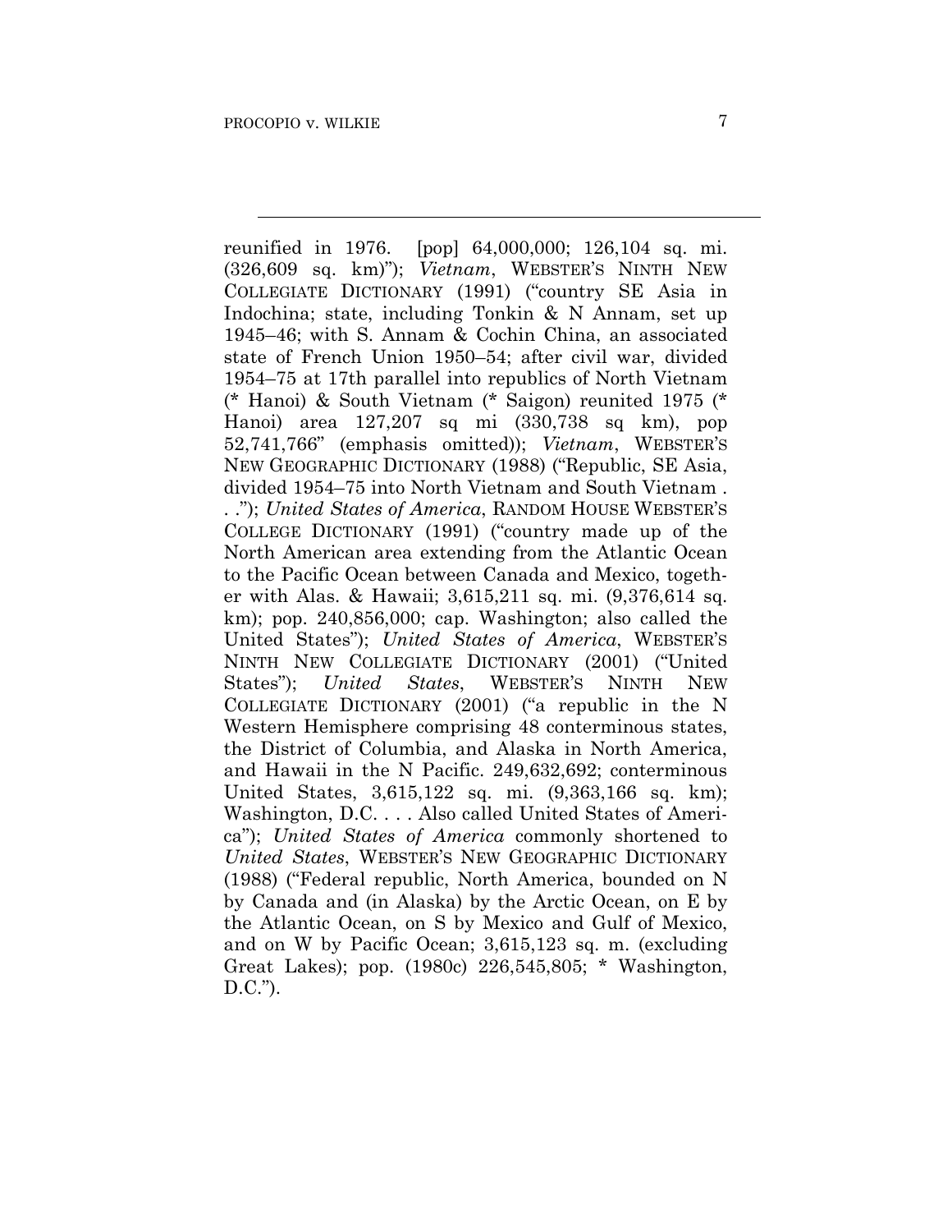reunified in 1976. [pop] 64,000,000; 126,104 sq. mi. (326,609 sq. km)"); *Vietnam*, WEBSTER'S NINTH NEW COLLEGIATE DICTIONARY (1991) ("country SE Asia in Indochina; state, including Tonkin & N Annam, set up 1945–46; with S. Annam & Cochin China, an associated state of French Union 1950–54; after civil war, divided 1954–75 at 17th parallel into republics of North Vietnam (* Hanoi) & South Vietnam (* Saigon) reunited 1975 (* Hanoi) area 127,207 sq mi (330,738 sq km), pop 52,741,766" (emphasis omitted)); *Vietnam*, WEBSTER'S NEW GEOGRAPHIC DICTIONARY (1988) ("Republic, SE Asia, divided 1954–75 into North Vietnam and South Vietnam . . ."); *United States of America*, RANDOM HOUSE WEBSTER'S COLLEGE DICTIONARY (1991) ("country made up of the North American area extending from the Atlantic Ocean to the Pacific Ocean between Canada and Mexico, together with Alas. & Hawaii; 3,615,211 sq. mi. (9,376,614 sq. km); pop. 240,856,000; cap. Washington; also called the United States"); *United States of America*, WEBSTER'S NINTH NEW COLLEGIATE DICTIONARY (2001) ("United States"); *United States*, WEBSTER'S NINTH NEW COLLEGIATE DICTIONARY (2001) ("a republic in the N Western Hemisphere comprising 48 conterminous states, the District of Columbia, and Alaska in North America, and Hawaii in the N Pacific. 249,632,692; conterminous United States, 3,615,122 sq. mi. (9,363,166 sq. km); Washington, D.C. . . . Also called United States of America"); *United States of America* commonly shortened to *United States*, WEBSTER'S NEW GEOGRAPHIC DICTIONARY (1988) ("Federal republic, North America, bounded on N by Canada and (in Alaska) by the Arctic Ocean, on E by the Atlantic Ocean, on S by Mexico and Gulf of Mexico, and on W by Pacific Ocean; 3,615,123 sq. m. (excluding Great Lakes); pop. (1980c) 226,545,805; * Washington, D.C.").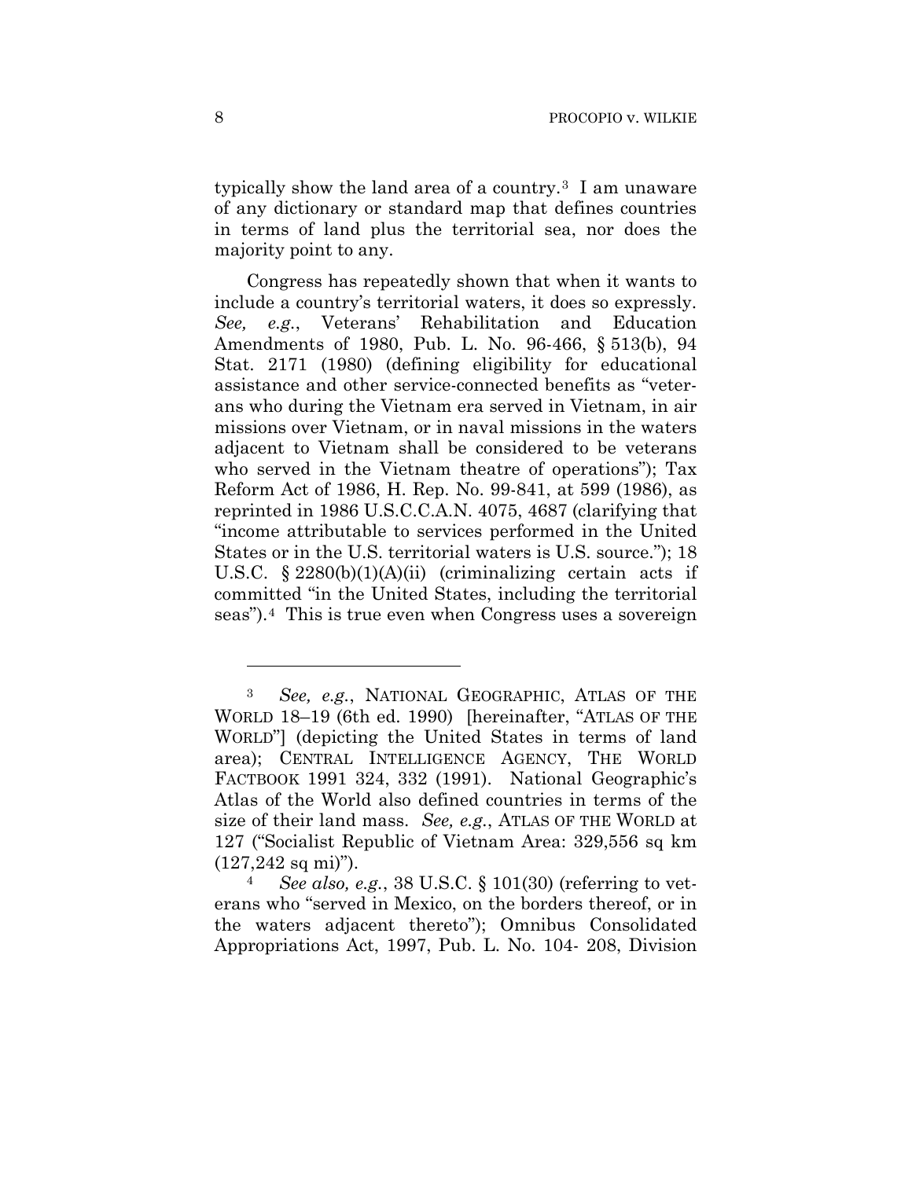typically show the land area of a country.[3] I am unaware of any dictionary or standard map that defines countries in terms of land plus the territorial sea, nor does the majority point to any.

Congress has repeatedly shown that when it wants to include a country's territorial waters, it does so expressly. *See, e.g.*, Veterans' Rehabilitation and Education Amendments of 1980, Pub. L. No. 96-466, § 513(b), 94 Stat. 2171 (1980) (defining eligibility for educational assistance and other service-connected benefits as "veterans who during the Vietnam era served in Vietnam, in air missions over Vietnam, or in naval missions in the waters adjacent to Vietnam shall be considered to be veterans who served in the Vietnam theatre of operations"); Tax Reform Act of 1986, H. Rep. No. 99-841, at 599 (1986), as reprinted in 1986 U.S.C.C.A.N. 4075, 4687 (clarifying that "income attributable to services performed in the United States or in the U.S. territorial waters is U.S. source."); 18 U.S.C. § 2280(b)(1)(A)(ii) (criminalizing certain acts if committed "in the United States, including the territorial seas").[4] This is true even when Congress uses a sovereign

---

[3] *See, e.g.*, NATIONAL GEOGRAPHIC, ATLAS OF THE WORLD 18–19 (6th ed. 1990) [hereinafter, "ATLAS OF THE WORLD"] (depicting the United States in terms of land area); CENTRAL INTELLIGENCE AGENCY, THE WORLD FACTBOOK 1991 324, 332 (1991). National Geographic's Atlas of the World also defined countries in terms of the size of their land mass. *See, e.g.*, ATLAS OF THE WORLD at 127 ("Socialist Republic of Vietnam Area: 329,556 sq km (127,242 sq mi)").

[4] *See also, e.g.*, 38 U.S.C. § 101(30) (referring to veterans who "served in Mexico, on the borders thereof, or in the waters adjacent thereto"); Omnibus Consolidated Appropriations Act, 1997, Pub. L. No. 104- 208, Division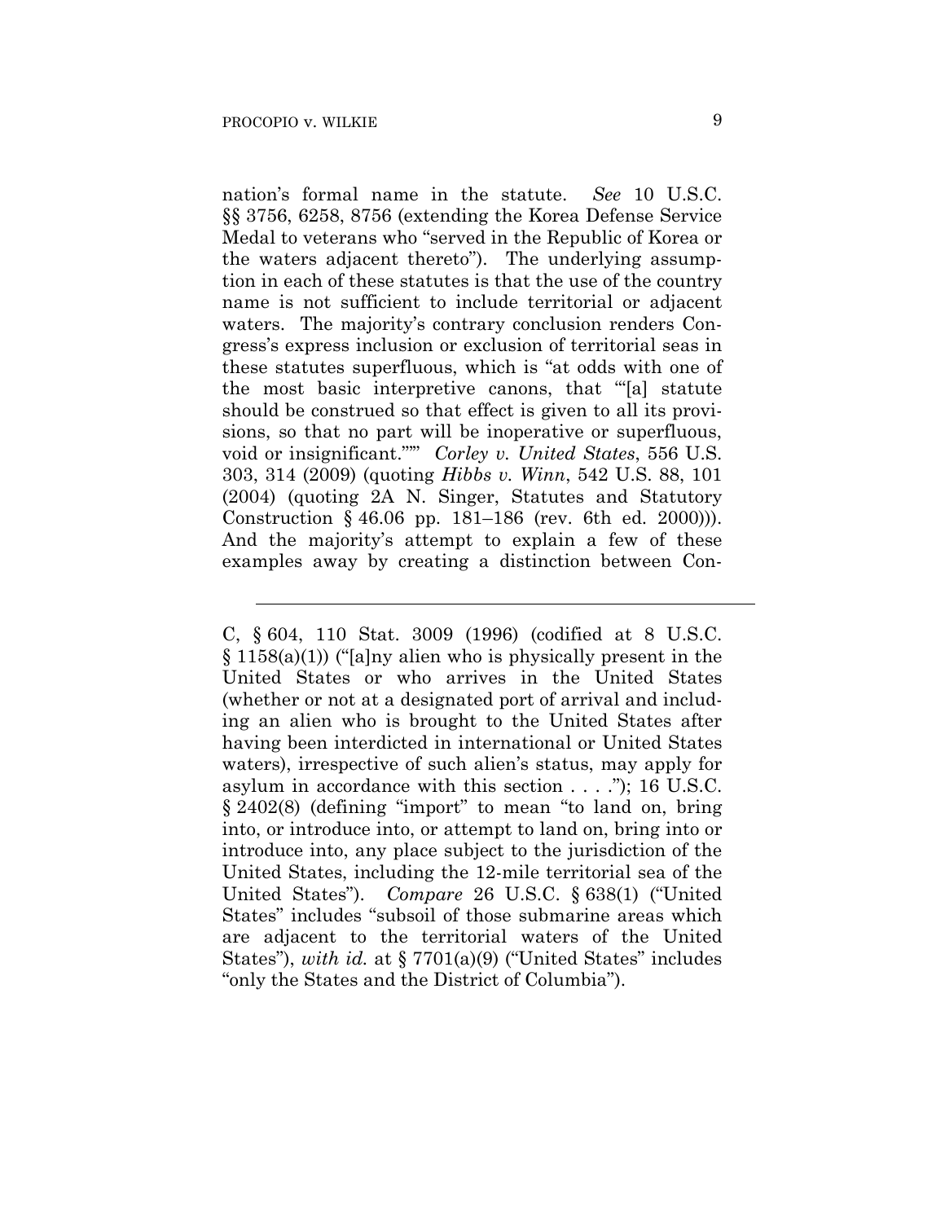nation's formal name in the statute. *See* 10 U.S.C. §§ 3756, 6258, 8756 (extending the Korea Defense Service Medal to veterans who "served in the Republic of Korea or the waters adjacent thereto"). The underlying assumption in each of these statutes is that the use of the country name is not sufficient to include territorial or adjacent waters. The majority's contrary conclusion renders Congress's express inclusion or exclusion of territorial seas in these statutes superfluous, which is "at odds with one of the most basic interpretive canons, that '"[a] statute should be construed so that effect is given to all its provisions, so that no part will be inoperative or superfluous, void or insignificant."'" *Corley v. United States*, 556 U.S. 303, 314 (2009) (quoting *Hibbs v. Winn*, 542 U.S. 88, 101 (2004) (quoting 2A N. Singer, Statutes and Statutory Construction § 46.06 pp. 181–186 (rev. 6th ed. 2000))). And the majority's attempt to explain a few of these examples away by creating a distinction between Con-

---

C, § 604, 110 Stat. 3009 (1996) (codified at 8 U.S.C. § 1158(a)(1)) ("[a]ny alien who is physically present in the United States or who arrives in the United States (whether or not at a designated port of arrival and including an alien who is brought to the United States after having been interdicted in international or United States waters), irrespective of such alien's status, may apply for asylum in accordance with this section . . . ."); 16 U.S.C. § 2402(8) (defining "import" to mean "to land on, bring into, or introduce into, or attempt to land on, bring into or introduce into, any place subject to the jurisdiction of the United States, including the 12-mile territorial sea of the United States"). *Compare* 26 U.S.C. § 638(1) ("United States" includes "subsoil of those submarine areas which are adjacent to the territorial waters of the United States"), *with id.* at § 7701(a)(9) ("United States" includes "only the States and the District of Columbia").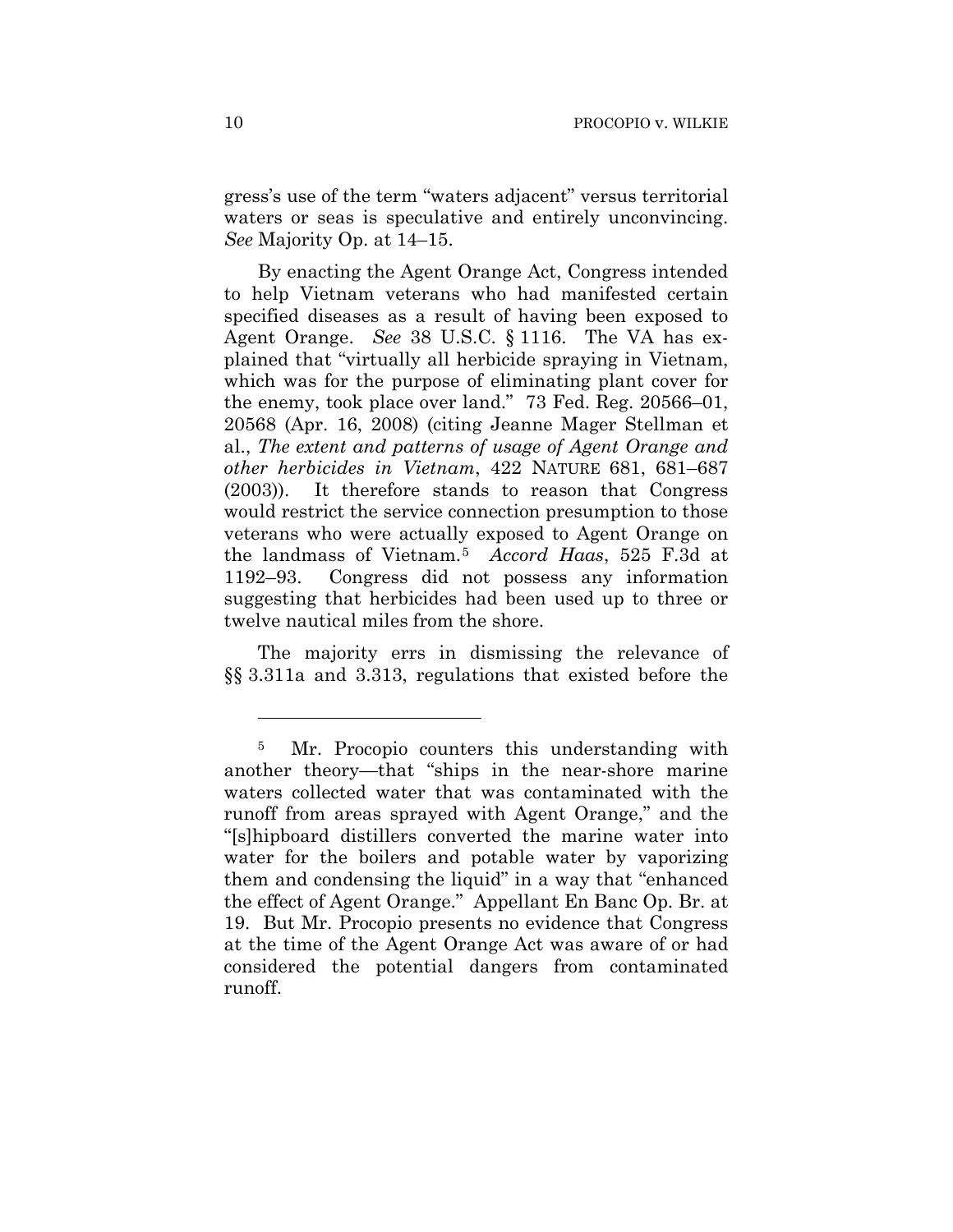gress's use of the term "waters adjacent" versus territorial waters or seas is speculative and entirely unconvincing. *See* Majority Op. at 14–15.

By enacting the Agent Orange Act, Congress intended to help Vietnam veterans who had manifested certain specified diseases as a result of having been exposed to Agent Orange. *See* 38 U.S.C. § 1116. The VA has explained that "virtually all herbicide spraying in Vietnam, which was for the purpose of eliminating plant cover for the enemy, took place over land." 73 Fed. Reg. 20566–01, 20568 (Apr. 16, 2008) (citing Jeanne Mager Stellman et al., *The extent and patterns of usage of Agent Orange and other herbicides in Vietnam*, 422 NATURE 681, 681–687 (2003)). It therefore stands to reason that Congress would restrict the service connection presumption to those veterans who were actually exposed to Agent Orange on the landmass of Vietnam.[5] *Accord Haas*, 525 F.3d at 1192–93. Congress did not possess any information suggesting that herbicides had been used up to three or twelve nautical miles from the shore.

The majority errs in dismissing the relevance of §§ 3.311a and 3.313, regulations that existed before the

---

[5] Mr. Procopio counters this understanding with another theory—that "ships in the near-shore marine waters collected water that was contaminated with the runoff from areas sprayed with Agent Orange," and the "[s]hipboard distillers converted the marine water into water for the boilers and potable water by vaporizing them and condensing the liquid" in a way that "enhanced the effect of Agent Orange." Appellant En Banc Op. Br. at 19. But Mr. Procopio presents no evidence that Congress at the time of the Agent Orange Act was aware of or had considered the potential dangers from contaminated runoff.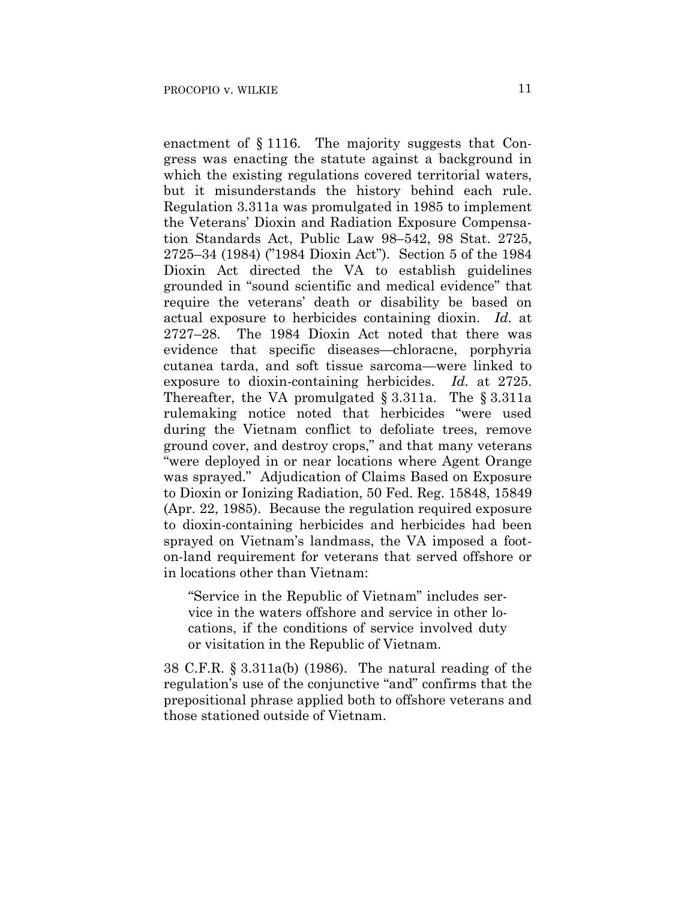enactment of § 1116. The majority suggests that Congress was enacting the statute against a background in which the existing regulations covered territorial waters, but it misunderstands the history behind each rule. Regulation 3.311a was promulgated in 1985 to implement the Veterans' Dioxin and Radiation Exposure Compensation Standards Act, Public Law 98–542, 98 Stat. 2725, 2725–34 (1984) ("1984 Dioxin Act"). Section 5 of the 1984 Dioxin Act directed the VA to establish guidelines grounded in "sound scientific and medical evidence" that require the veterans' death or disability be based on actual exposure to herbicides containing dioxin. *Id.* at 2727–28. The 1984 Dioxin Act noted that there was evidence that specific diseases—chloracne, porphyria cutanea tarda, and soft tissue sarcoma—were linked to exposure to dioxin-containing herbicides. *Id.* at 2725. Thereafter, the VA promulgated § 3.311a. The § 3.311a rulemaking notice noted that herbicides "were used during the Vietnam conflict to defoliate trees, remove ground cover, and destroy crops," and that many veterans "were deployed in or near locations where Agent Orange was sprayed." Adjudication of Claims Based on Exposure to Dioxin or Ionizing Radiation, 50 Fed. Reg. 15848, 15849 (Apr. 22, 1985). Because the regulation required exposure to dioxin-containing herbicides and herbicides had been sprayed on Vietnam's landmass, the VA imposed a foot-on-land requirement for veterans that served offshore or in locations other than Vietnam:

> "Service in the Republic of Vietnam" includes service in the waters offshore and service in other locations, if the conditions of service involved duty or visitation in the Republic of Vietnam.

38 C.F.R. § 3.311a(b) (1986). The natural reading of the regulation's use of the conjunctive "and" confirms that the prepositional phrase applied both to offshore veterans and those stationed outside of Vietnam.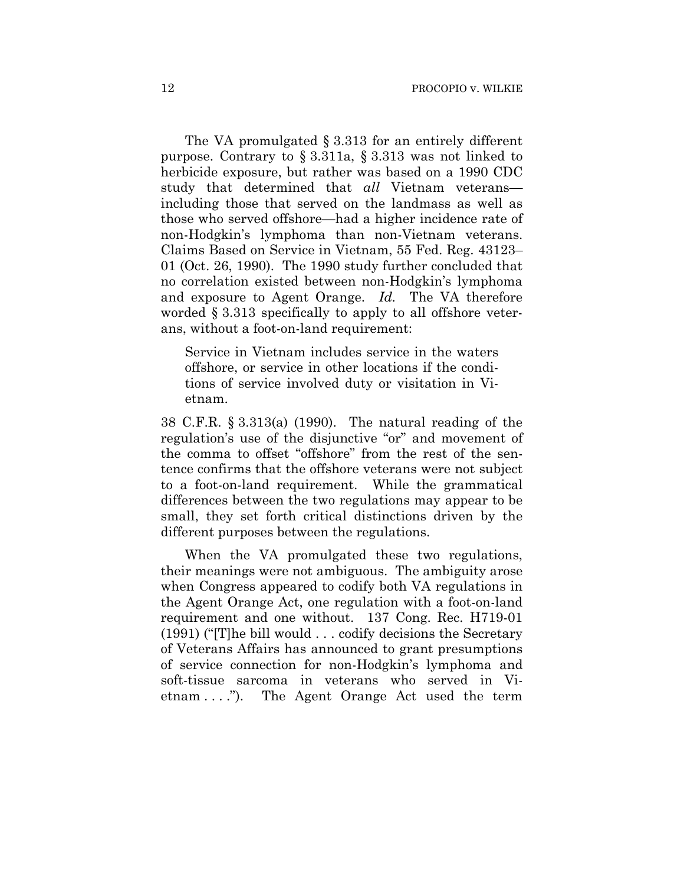The VA promulgated § 3.313 for an entirely different purpose. Contrary to § 3.311a, § 3.313 was not linked to herbicide exposure, but rather was based on a 1990 CDC study that determined that *all* Vietnam veterans—including those that served on the landmass as well as those who served offshore—had a higher incidence rate of non-Hodgkin's lymphoma than non-Vietnam veterans. Claims Based on Service in Vietnam, 55 Fed. Reg. 43123–01 (Oct. 26, 1990). The 1990 study further concluded that no correlation existed between non-Hodgkin's lymphoma and exposure to Agent Orange. *Id.* The VA therefore worded § 3.313 specifically to apply to all offshore veterans, without a foot-on-land requirement:

> Service in Vietnam includes service in the waters offshore, or service in other locations if the conditions of service involved duty or visitation in Vietnam.

38 C.F.R. § 3.313(a) (1990). The natural reading of the regulation's use of the disjunctive "or" and movement of the comma to offset "offshore" from the rest of the sentence confirms that the offshore veterans were not subject to a foot-on-land requirement. While the grammatical differences between the two regulations may appear to be small, they set forth critical distinctions driven by the different purposes between the regulations.

When the VA promulgated these two regulations, their meanings were not ambiguous. The ambiguity arose when Congress appeared to codify both VA regulations in the Agent Orange Act, one regulation with a foot-on-land requirement and one without. 137 Cong. Rec. H719-01 (1991) ("[T]he bill would . . . codify decisions the Secretary of Veterans Affairs has announced to grant presumptions of service connection for non-Hodgkin's lymphoma and soft-tissue sarcoma in veterans who served in Vietnam . . . ."). The Agent Orange Act used the term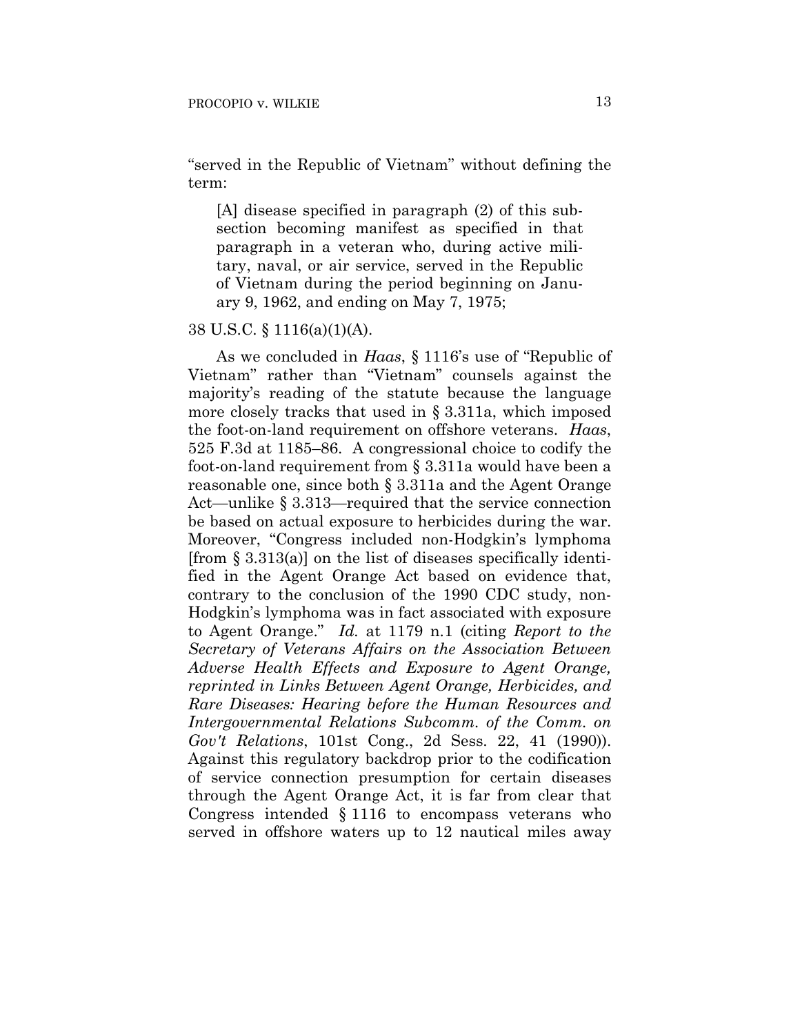"served in the Republic of Vietnam" without defining the term:

> [A] disease specified in paragraph (2) of this subsection becoming manifest as specified in that paragraph in a veteran who, during active military, naval, or air service, served in the Republic of Vietnam during the period beginning on January 9, 1962, and ending on May 7, 1975;

38 U.S.C. § 1116(a)(1)(A).

As we concluded in *Haas*, § 1116's use of "Republic of Vietnam" rather than "Vietnam" counsels against the majority's reading of the statute because the language more closely tracks that used in § 3.311a, which imposed the foot-on-land requirement on offshore veterans. *Haas*, 525 F.3d at 1185–86. A congressional choice to codify the foot-on-land requirement from § 3.311a would have been a reasonable one, since both § 3.311a and the Agent Orange Act—unlike § 3.313—required that the service connection be based on actual exposure to herbicides during the war. Moreover, "Congress included non-Hodgkin's lymphoma [from § 3.313(a)] on the list of diseases specifically identified in the Agent Orange Act based on evidence that, contrary to the conclusion of the 1990 CDC study, non-Hodgkin's lymphoma was in fact associated with exposure to Agent Orange." *Id.* at 1179 n.1 (citing *Report to the Secretary of Veterans Affairs on the Association Between Adverse Health Effects and Exposure to Agent Orange, reprinted in Links Between Agent Orange, Herbicides, and Rare Diseases: Hearing before the Human Resources and Intergovernmental Relations Subcomm. of the Comm. on Gov't Relations*, 101st Cong., 2d Sess. 22, 41 (1990)). Against this regulatory backdrop prior to the codification of service connection presumption for certain diseases through the Agent Orange Act, it is far from clear that Congress intended § 1116 to encompass veterans who served in offshore waters up to 12 nautical miles away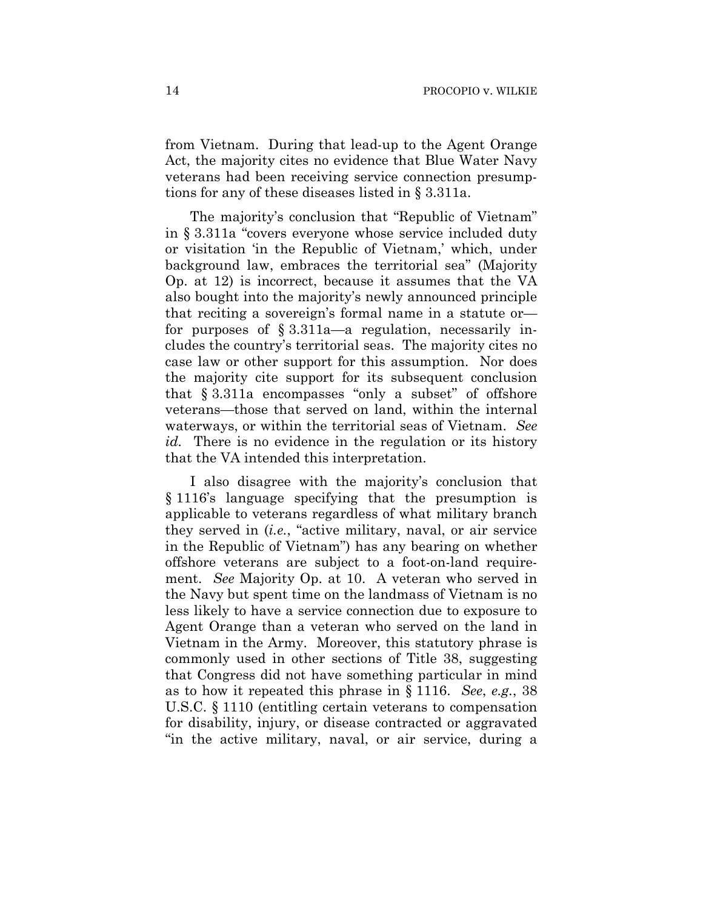from Vietnam. During that lead-up to the Agent Orange Act, the majority cites no evidence that Blue Water Navy veterans had been receiving service connection presumptions for any of these diseases listed in § 3.311a.

The majority's conclusion that "Republic of Vietnam" in § 3.311a "covers everyone whose service included duty or visitation 'in the Republic of Vietnam,' which, under background law, embraces the territorial sea" (Majority Op. at 12) is incorrect, because it assumes that the VA also bought into the majority's newly announced principle that reciting a sovereign's formal name in a statute or—for purposes of § 3.311a—a regulation, necessarily includes the country's territorial seas. The majority cites no case law or other support for this assumption. Nor does the majority cite support for its subsequent conclusion that § 3.311a encompasses "only a subset" of offshore veterans—those that served on land, within the internal waterways, or within the territorial seas of Vietnam. *See id.* There is no evidence in the regulation or its history that the VA intended this interpretation.

I also disagree with the majority's conclusion that § 1116's language specifying that the presumption is applicable to veterans regardless of what military branch they served in (*i.e.*, "active military, naval, or air service in the Republic of Vietnam") has any bearing on whether offshore veterans are subject to a foot-on-land requirement. *See* Majority Op. at 10. A veteran who served in the Navy but spent time on the landmass of Vietnam is no less likely to have a service connection due to exposure to Agent Orange than a veteran who served on the land in Vietnam in the Army. Moreover, this statutory phrase is commonly used in other sections of Title 38, suggesting that Congress did not have something particular in mind as to how it repeated this phrase in § 1116. *See, e.g.*, 38 U.S.C. § 1110 (entitling certain veterans to compensation for disability, injury, or disease contracted or aggravated "in the active military, naval, or air service, during a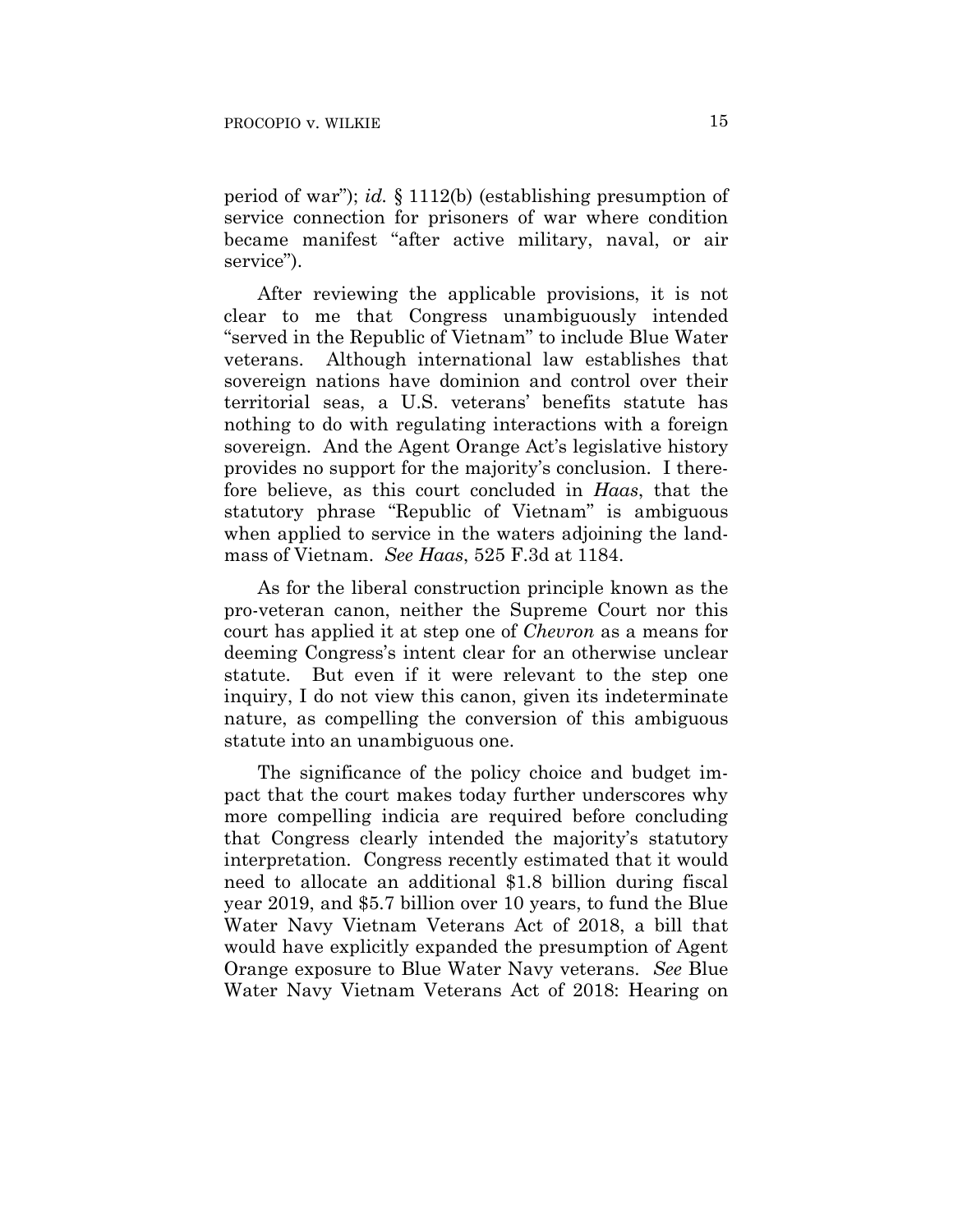period of war"); *id.* § 1112(b) (establishing presumption of service connection for prisoners of war where condition became manifest "after active military, naval, or air service").

After reviewing the applicable provisions, it is not clear to me that Congress unambiguously intended "served in the Republic of Vietnam" to include Blue Water veterans. Although international law establishes that sovereign nations have dominion and control over their territorial seas, a U.S. veterans' benefits statute has nothing to do with regulating interactions with a foreign sovereign. And the Agent Orange Act's legislative history provides no support for the majority's conclusion. I therefore believe, as this court concluded in *Haas*, that the statutory phrase "Republic of Vietnam" is ambiguous when applied to service in the waters adjoining the landmass of Vietnam. *See Haas*, 525 F.3d at 1184.

As for the liberal construction principle known as the pro-veteran canon, neither the Supreme Court nor this court has applied it at step one of *Chevron* as a means for deeming Congress's intent clear for an otherwise unclear statute. But even if it were relevant to the step one inquiry, I do not view this canon, given its indeterminate nature, as compelling the conversion of this ambiguous statute into an unambiguous one.

The significance of the policy choice and budget impact that the court makes today further underscores why more compelling indicia are required before concluding that Congress clearly intended the majority's statutory interpretation. Congress recently estimated that it would need to allocate an additional $1.8 billion during fiscal year 2019, and $5.7 billion over 10 years, to fund the Blue Water Navy Vietnam Veterans Act of 2018, a bill that would have explicitly expanded the presumption of Agent Orange exposure to Blue Water Navy veterans. *See* Blue Water Navy Vietnam Veterans Act of 2018: Hearing on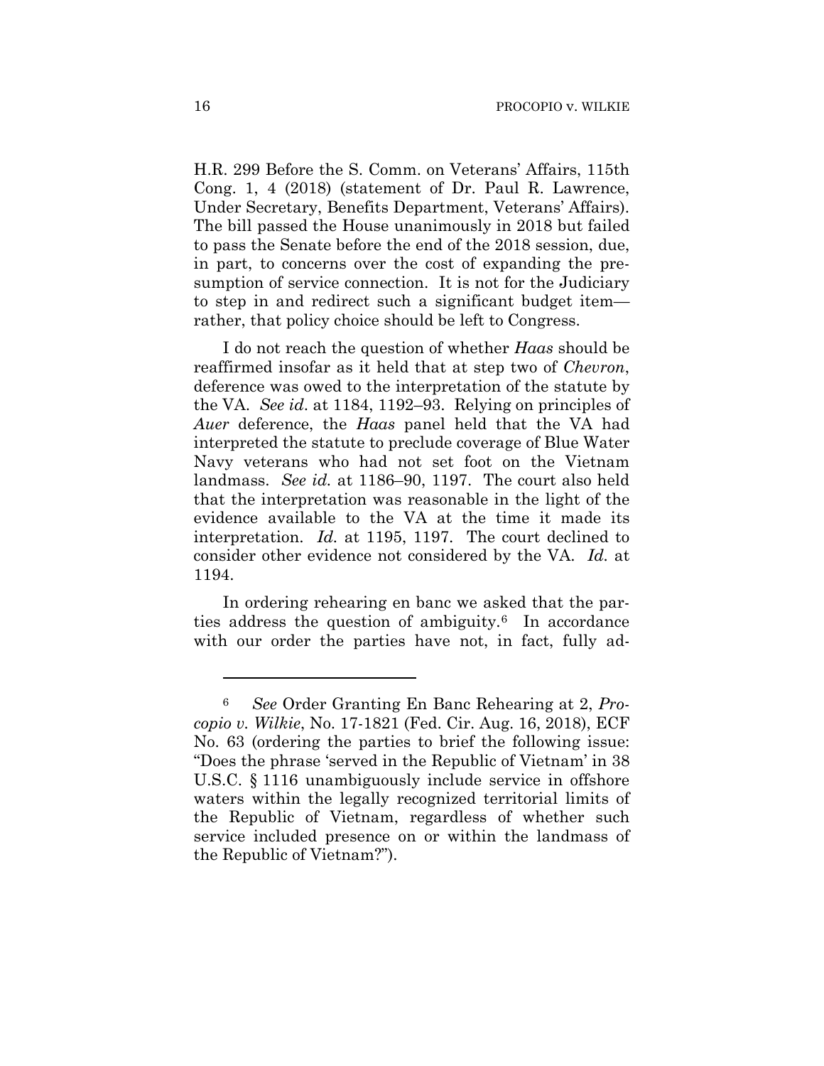H.R. 299 Before the S. Comm. on Veterans' Affairs, 115th Cong. 1, 4 (2018) (statement of Dr. Paul R. Lawrence, Under Secretary, Benefits Department, Veterans' Affairs). The bill passed the House unanimously in 2018 but failed to pass the Senate before the end of the 2018 session, due, in part, to concerns over the cost of expanding the presumption of service connection. It is not for the Judiciary to step in and redirect such a significant budget item—rather, that policy choice should be left to Congress.

I do not reach the question of whether *Haas* should be reaffirmed insofar as it held that at step two of *Chevron*, deference was owed to the interpretation of the statute by the VA. *See id*. at 1184, 1192–93. Relying on principles of *Auer* deference, the *Haas* panel held that the VA had interpreted the statute to preclude coverage of Blue Water Navy veterans who had not set foot on the Vietnam landmass. *See id.* at 1186–90, 1197. The court also held that the interpretation was reasonable in the light of the evidence available to the VA at the time it made its interpretation. *Id.* at 1195, 1197. The court declined to consider other evidence not considered by the VA. *Id.* at 1194.

In ordering rehearing en banc we asked that the parties address the question of ambiguity.[6] In accordance with our order the parties have not, in fact, fully ad-

---

[6] *See* Order Granting En Banc Rehearing at 2, *Procopio v. Wilkie*, No. 17-1821 (Fed. Cir. Aug. 16, 2018), ECF No. 63 (ordering the parties to brief the following issue: "Does the phrase 'served in the Republic of Vietnam' in 38 U.S.C. § 1116 unambiguously include service in offshore waters within the legally recognized territorial limits of the Republic of Vietnam, regardless of whether such service included presence on or within the landmass of the Republic of Vietnam?").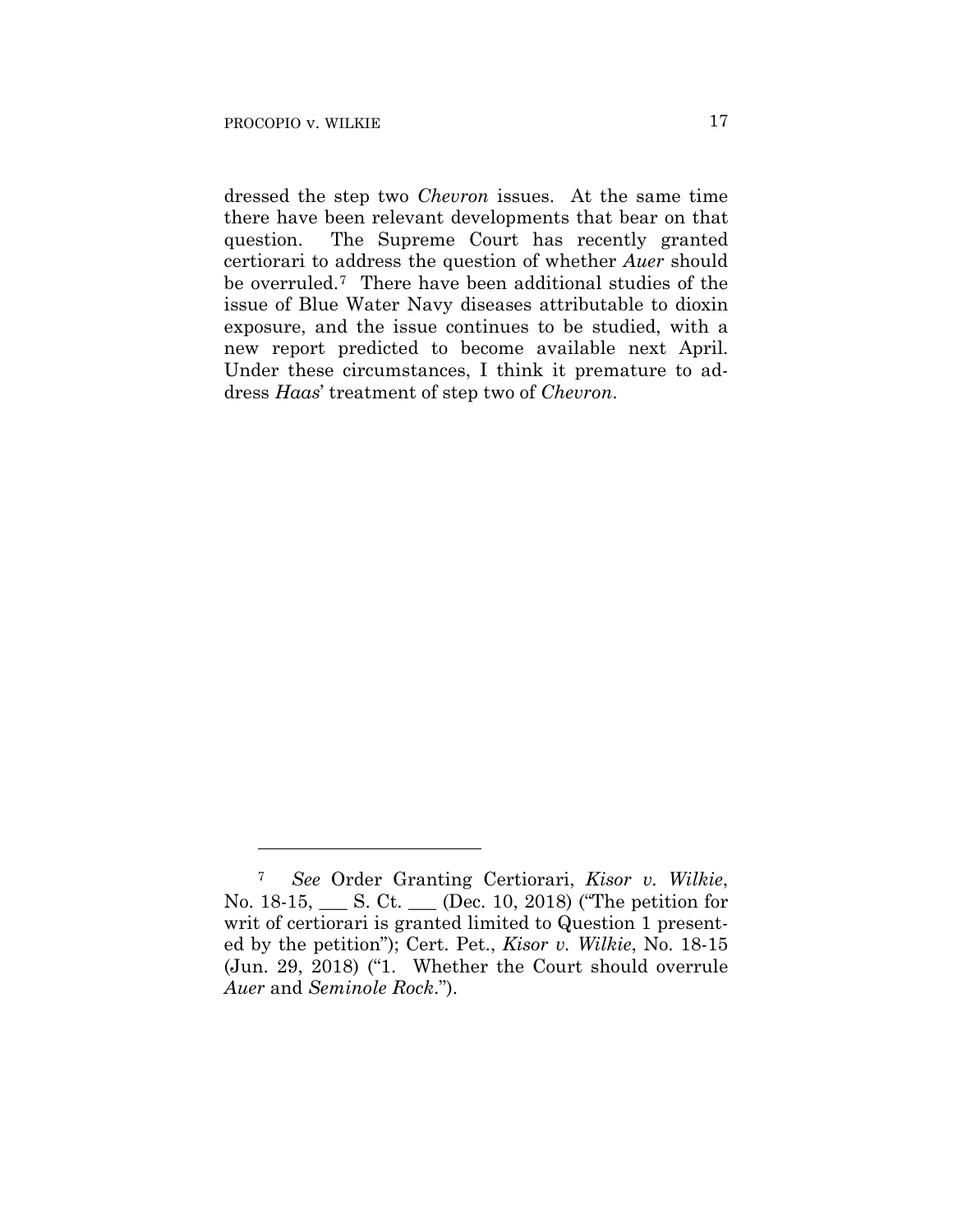dressed the step two *Chevron* issues. At the same time there have been relevant developments that bear on that question. The Supreme Court has recently granted certiorari to address the question of whether *Auer* should be overruled.[7] There have been additional studies of the issue of Blue Water Navy diseases attributable to dioxin exposure, and the issue continues to be studied, with a new report predicted to become available next April. Under these circumstances, I think it premature to address *Haas*' treatment of step two of *Chevron*.

---

[7] *See* Order Granting Certiorari, *Kisor v. Wilkie*, No. 18-15, ___ S. Ct. ___ (Dec. 10, 2018) ("The petition for writ of certiorari is granted limited to Question 1 presented by the petition"); Cert. Pet., *Kisor v. Wilkie*, No. 18-15 (Jun. 29, 2018) ("1. Whether the Court should overrule *Auer* and *Seminole Rock*.").